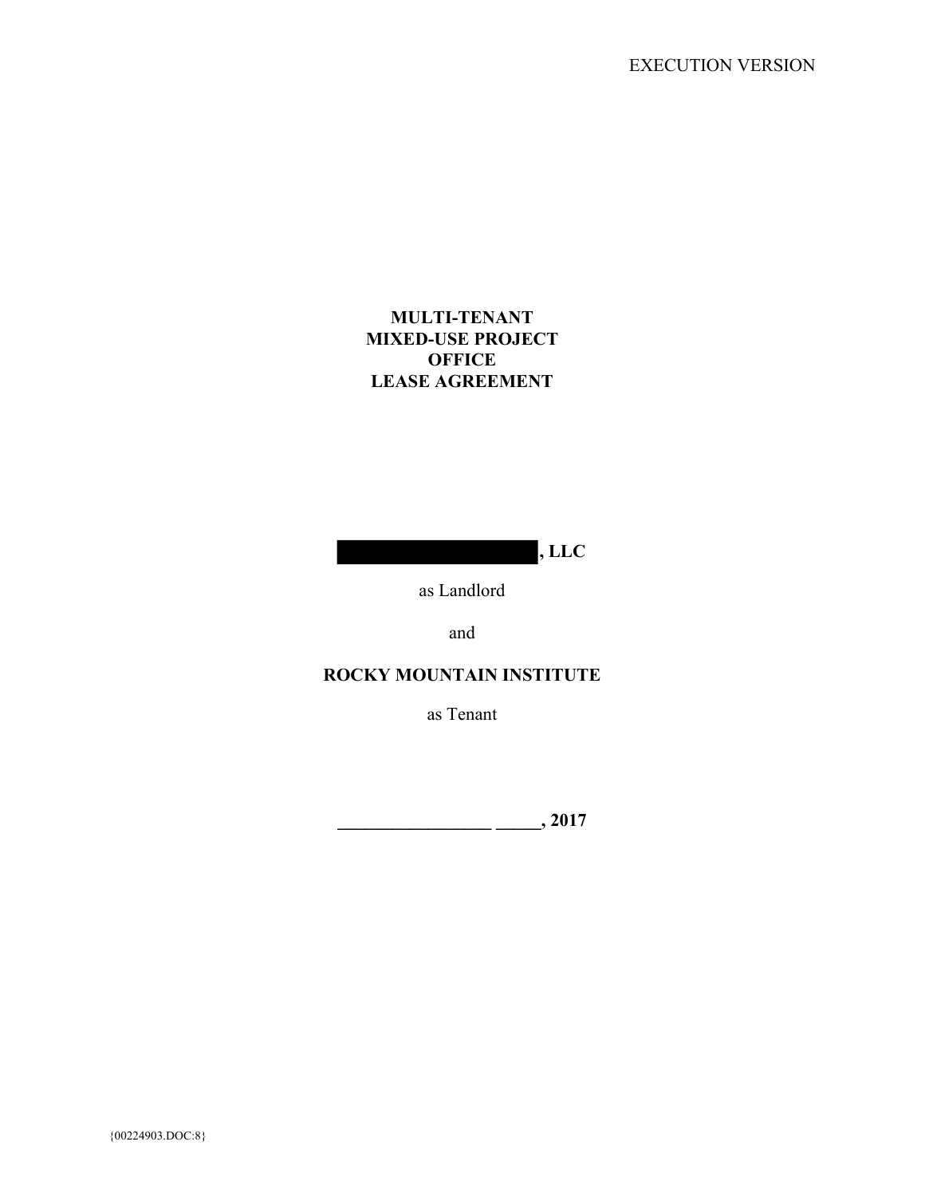EXECUTION VERSION

# MULTI-TENANT
# MIXED-USE PROJECT
# OFFICE
# LEASE AGREEMENT

**█████████████████, LLC**

as Landlord

and

**ROCKY MOUNTAIN INSTITUTE**

as Tenant

**_________________ _____, 2017**

{00224903.DOC:8}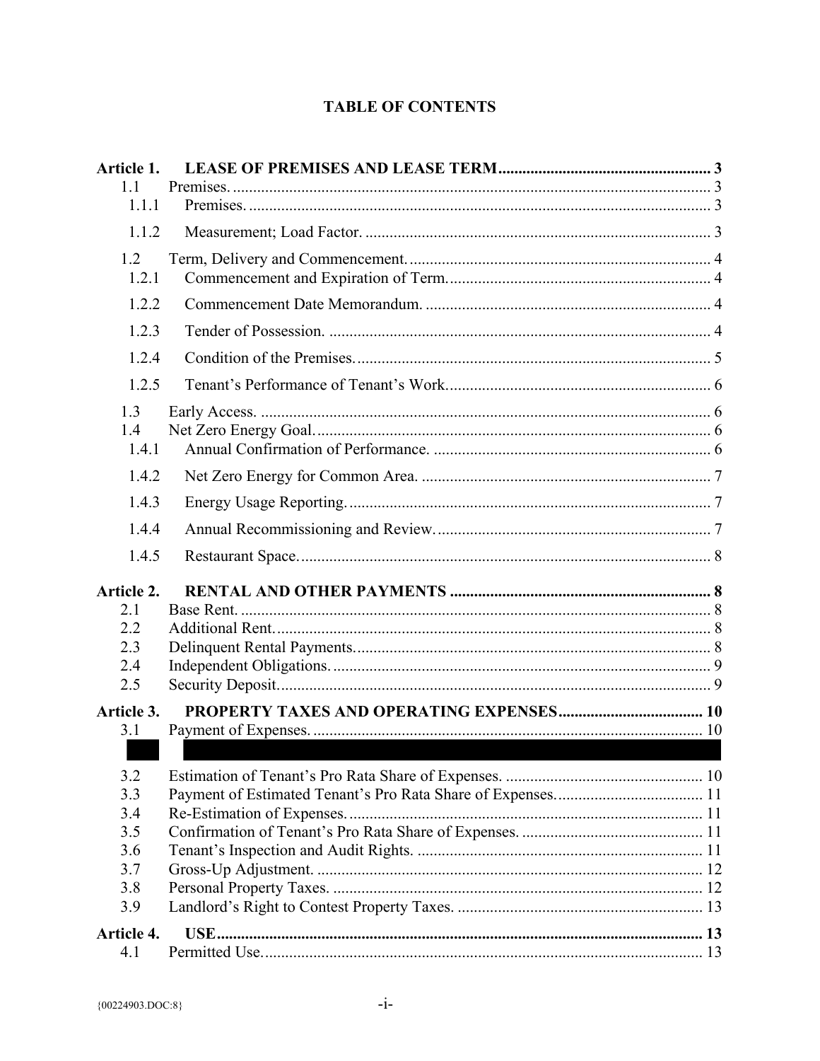# TABLE OF CONTENTS

| | | |
|---|---|---|
| **Article 1.** | **LEASE OF PREMISES AND LEASE TERM** | **3** |
| 1.1 | Premises. | 3 |
| 1.1.1 | Premises. | 3 |
| 1.1.2 | Measurement; Load Factor. | 3 |
| 1.2 | Term, Delivery and Commencement. | 4 |
| 1.2.1 | Commencement and Expiration of Term. | 4 |
| 1.2.2 | Commencement Date Memorandum. | 4 |
| 1.2.3 | Tender of Possession. | 4 |
| 1.2.4 | Condition of the Premises. | 5 |
| 1.2.5 | Tenant's Performance of Tenant's Work. | 6 |
| 1.3 | Early Access. | 6 |
| 1.4 | Net Zero Energy Goal. | 6 |
| 1.4.1 | Annual Confirmation of Performance. | 6 |
| 1.4.2 | Net Zero Energy for Common Area. | 7 |
| 1.4.3 | Energy Usage Reporting. | 7 |
| 1.4.4 | Annual Recommissioning and Review. | 7 |
| 1.4.5 | Restaurant Space. | 8 |
| **Article 2.** | **RENTAL AND OTHER PAYMENTS** | **8** |
| 2.1 | Base Rent. | 8 |
| 2.2 | Additional Rent. | 8 |
| 2.3 | Delinquent Rental Payments. | 8 |
| 2.4 | Independent Obligations. | 9 |
| 2.5 | Security Deposit. | 9 |
| **Article 3.** | **PROPERTY TAXES AND OPERATING EXPENSES** | **10** |
| 3.1 | Payment of Expenses. | 10 |
| [REDACTED] | [REDACTED] | |
| 3.2 | Estimation of Tenant's Pro Rata Share of Expenses. | 10 |
| 3.3 | Payment of Estimated Tenant's Pro Rata Share of Expenses. | 11 |
| 3.4 | Re-Estimation of Expenses. | 11 |
| 3.5 | Confirmation of Tenant's Pro Rata Share of Expenses. | 11 |
| 3.6 | Tenant's Inspection and Audit Rights. | 11 |
| 3.7 | Gross-Up Adjustment. | 12 |
| 3.8 | Personal Property Taxes. | 12 |
| 3.9 | Landlord's Right to Contest Property Taxes. | 13 |
| **Article 4.** | **USE** | **13** |
| 4.1 | Permitted Use. | 13 |

{00224903.DOC:8}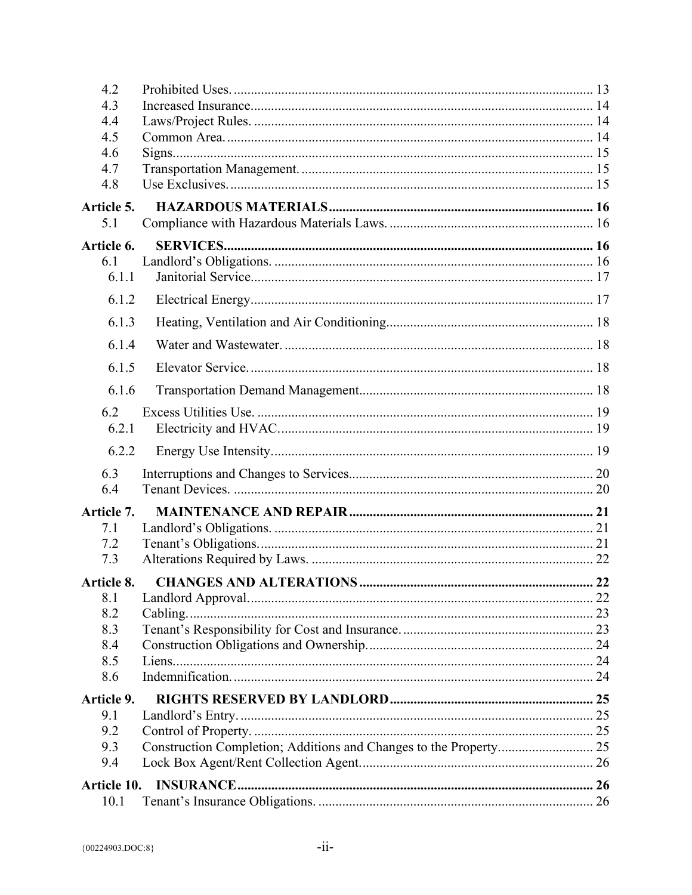| | | |
|---|---|---|
| 4.2 | Prohibited Uses. | 13 |
| 4.3 | Increased Insurance | 14 |
| 4.4 | Laws/Project Rules. | 14 |
| 4.5 | Common Area. | 14 |
| 4.6 | Signs. | 15 |
| 4.7 | Transportation Management. | 15 |
| 4.8 | Use Exclusives. | 15 |
| **Article 5.** | **HAZARDOUS MATERIALS** | **16** |
| 5.1 | Compliance with Hazardous Materials Laws. | 16 |
| **Article 6.** | **SERVICES** | **16** |
| 6.1 | Landlord's Obligations. | 16 |
| 6.1.1 | Janitorial Service | 17 |
| 6.1.2 | Electrical Energy | 17 |
| 6.1.3 | Heating, Ventilation and Air Conditioning | 18 |
| 6.1.4 | Water and Wastewater. | 18 |
| 6.1.5 | Elevator Service. | 18 |
| 6.1.6 | Transportation Demand Management | 18 |
| 6.2 | Excess Utilities Use. | 19 |
| 6.2.1 | Electricity and HVAC. | 19 |
| 6.2.2 | Energy Use Intensity | 19 |
| 6.3 | Interruptions and Changes to Services | 20 |
| 6.4 | Tenant Devices. | 20 |
| **Article 7.** | **MAINTENANCE AND REPAIR** | **21** |
| 7.1 | Landlord's Obligations. | 21 |
| 7.2 | Tenant's Obligations. | 21 |
| 7.3 | Alterations Required by Laws. | 22 |
| **Article 8.** | **CHANGES AND ALTERATIONS** | **22** |
| 8.1 | Landlord Approval. | 22 |
| 8.2 | Cabling. | 23 |
| 8.3 | Tenant's Responsibility for Cost and Insurance. | 23 |
| 8.4 | Construction Obligations and Ownership. | 24 |
| 8.5 | Liens. | 24 |
| 8.6 | Indemnification. | 24 |
| **Article 9.** | **RIGHTS RESERVED BY LANDLORD** | **25** |
| 9.1 | Landlord's Entry. | 25 |
| 9.2 | Control of Property. | 25 |
| 9.3 | Construction Completion; Additions and Changes to the Property | 25 |
| 9.4 | Lock Box Agent/Rent Collection Agent. | 26 |
| **Article 10.** | **INSURANCE** | **26** |
| 10.1 | Tenant's Insurance Obligations. | 26 |

{00224903.DOC:8}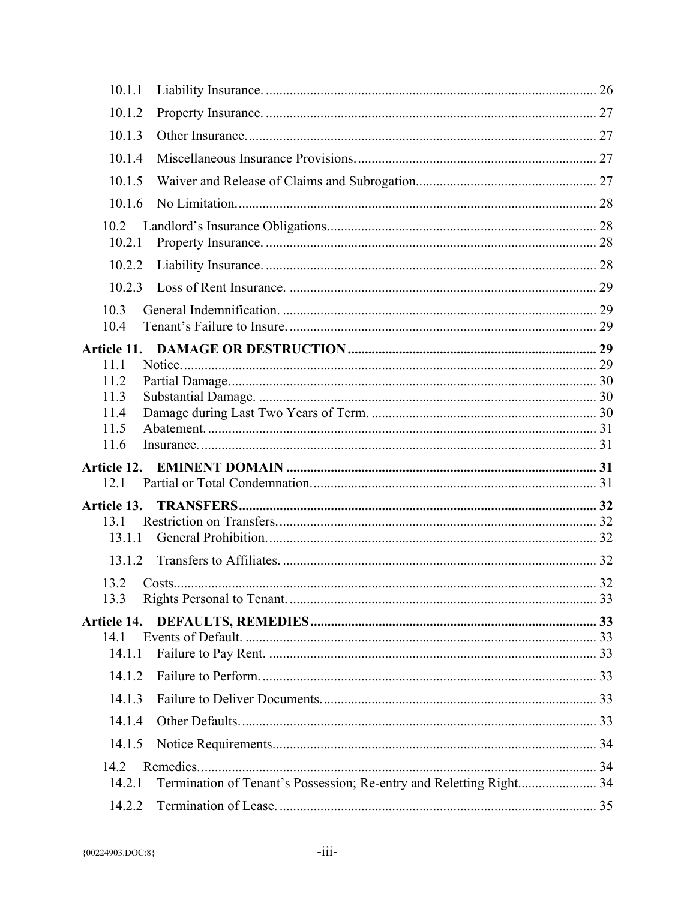| | | |
|---|---|---|
| 10.1.1 | Liability Insurance. | 26 |
| 10.1.2 | Property Insurance. | 27 |
| 10.1.3 | Other Insurance. | 27 |
| 10.1.4 | Miscellaneous Insurance Provisions. | 27 |
| 10.1.5 | Waiver and Release of Claims and Subrogation. | 27 |
| 10.1.6 | No Limitation. | 28 |
| 10.2 | Landlord's Insurance Obligations. | 28 |
| 10.2.1 | Property Insurance. | 28 |
| 10.2.2 | Liability Insurance. | 28 |
| 10.2.3 | Loss of Rent Insurance. | 29 |
| 10.3 | General Indemnification. | 29 |
| 10.4 | Tenant's Failure to Insure. | 29 |
| **Article 11.** | **DAMAGE OR DESTRUCTION** | **29** |
| 11.1 | Notice. | 29 |
| 11.2 | Partial Damage. | 30 |
| 11.3 | Substantial Damage. | 30 |
| 11.4 | Damage during Last Two Years of Term. | 30 |
| 11.5 | Abatement. | 31 |
| 11.6 | Insurance. | 31 |
| **Article 12.** | **EMINENT DOMAIN** | **31** |
| 12.1 | Partial or Total Condemnation. | 31 |
| **Article 13.** | **TRANSFERS** | **32** |
| 13.1 | Restriction on Transfers. | 32 |
| 13.1.1 | General Prohibition. | 32 |
| 13.1.2 | Transfers to Affiliates. | 32 |
| 13.2 | Costs. | 32 |
| 13.3 | Rights Personal to Tenant. | 33 |
| **Article 14.** | **DEFAULTS, REMEDIES** | **33** |
| 14.1 | Events of Default. | 33 |
| 14.1.1 | Failure to Pay Rent. | 33 |
| 14.1.2 | Failure to Perform. | 33 |
| 14.1.3 | Failure to Deliver Documents. | 33 |
| 14.1.4 | Other Defaults. | 33 |
| 14.1.5 | Notice Requirements. | 34 |
| 14.2 | Remedies. | 34 |
| 14.2.1 | Termination of Tenant's Possession; Re-entry and Reletting Right. | 34 |
| 14.2.2 | Termination of Lease. | 35 |

{00224903.DOC:8}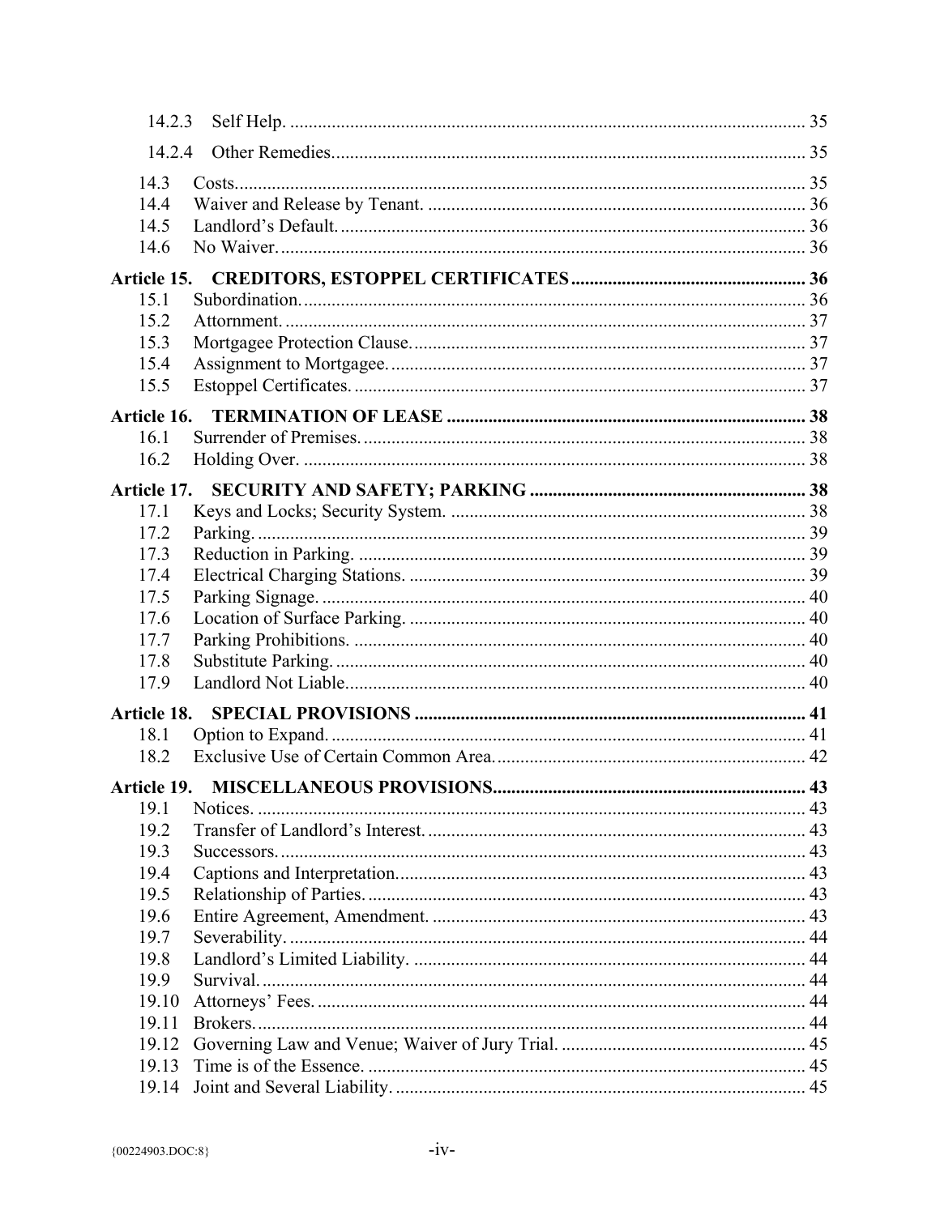| | | |
|---|---|---|
| 14.2.3 | Self Help. | 35 |
| 14.2.4 | Other Remedies. | 35 |
| 14.3 | Costs. | 35 |
| 14.4 | Waiver and Release by Tenant. | 36 |
| 14.5 | Landlord's Default. | 36 |
| 14.6 | No Waiver. | 36 |
| **Article 15.** | **CREDITORS, ESTOPPEL CERTIFICATES** | **36** |
| 15.1 | Subordination. | 36 |
| 15.2 | Attornment. | 37 |
| 15.3 | Mortgagee Protection Clause. | 37 |
| 15.4 | Assignment to Mortgagee. | 37 |
| 15.5 | Estoppel Certificates. | 37 |
| **Article 16.** | **TERMINATION OF LEASE** | **38** |
| 16.1 | Surrender of Premises. | 38 |
| 16.2 | Holding Over. | 38 |
| **Article 17.** | **SECURITY AND SAFETY; PARKING** | **38** |
| 17.1 | Keys and Locks; Security System. | 38 |
| 17.2 | Parking. | 39 |
| 17.3 | Reduction in Parking. | 39 |
| 17.4 | Electrical Charging Stations. | 39 |
| 17.5 | Parking Signage. | 40 |
| 17.6 | Location of Surface Parking. | 40 |
| 17.7 | Parking Prohibitions. | 40 |
| 17.8 | Substitute Parking. | 40 |
| 17.9 | Landlord Not Liable. | 40 |
| **Article 18.** | **SPECIAL PROVISIONS** | **41** |
| 18.1 | Option to Expand. | 41 |
| 18.2 | Exclusive Use of Certain Common Area. | 42 |
| **Article 19.** | **MISCELLANEOUS PROVISIONS** | **43** |
| 19.1 | Notices. | 43 |
| 19.2 | Transfer of Landlord's Interest. | 43 |
| 19.3 | Successors. | 43 |
| 19.4 | Captions and Interpretation. | 43 |
| 19.5 | Relationship of Parties. | 43 |
| 19.6 | Entire Agreement, Amendment. | 43 |
| 19.7 | Severability. | 44 |
| 19.8 | Landlord's Limited Liability. | 44 |
| 19.9 | Survival. | 44 |
| 19.10 | Attorneys' Fees. | 44 |
| 19.11 | Brokers. | 44 |
| 19.12 | Governing Law and Venue; Waiver of Jury Trial. | 45 |
| 19.13 | Time is of the Essence. | 45 |
| 19.14 | Joint and Several Liability. | 45 |

{00224903.DOC:8}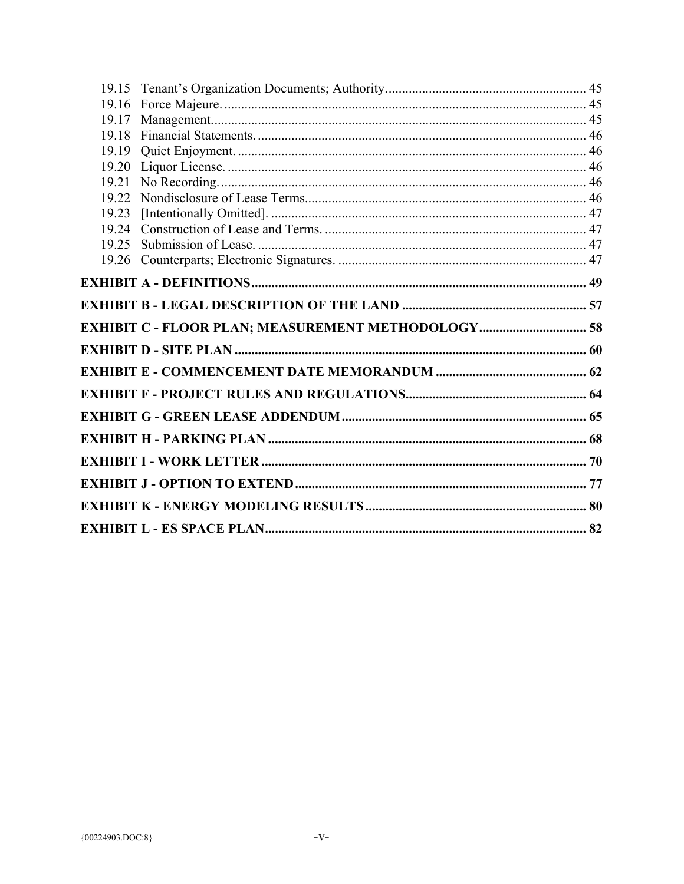19.15 Tenant's Organization Documents; Authority. 45
19.16 Force Majeure. 45
19.17 Management. 45
19.18 Financial Statements. 46
19.19 Quiet Enjoyment. 46
19.20 Liquor License. 46
19.21 No Recording. 46
19.22 Nondisclosure of Lease Terms. 46
19.23 [Intentionally Omitted]. 47
19.24 Construction of Lease and Terms. 47
19.25 Submission of Lease. 47
19.26 Counterparts; Electronic Signatures. 47

**EXHIBIT A - DEFINITIONS** 49

**EXHIBIT B - LEGAL DESCRIPTION OF THE LAND** 57

**EXHIBIT C - FLOOR PLAN; MEASUREMENT METHODOLOGY** 58

**EXHIBIT D - SITE PLAN** 60

**EXHIBIT E - COMMENCEMENT DATE MEMORANDUM** 62

**EXHIBIT F - PROJECT RULES AND REGULATIONS** 64

**EXHIBIT G - GREEN LEASE ADDENDUM** 65

**EXHIBIT H - PARKING PLAN** 68

**EXHIBIT I - WORK LETTER** 70

**EXHIBIT J - OPTION TO EXTEND** 77

**EXHIBIT K - ENERGY MODELING RESULTS** 80

**EXHIBIT L - ES SPACE PLAN** 82

{00224903.DOC:8}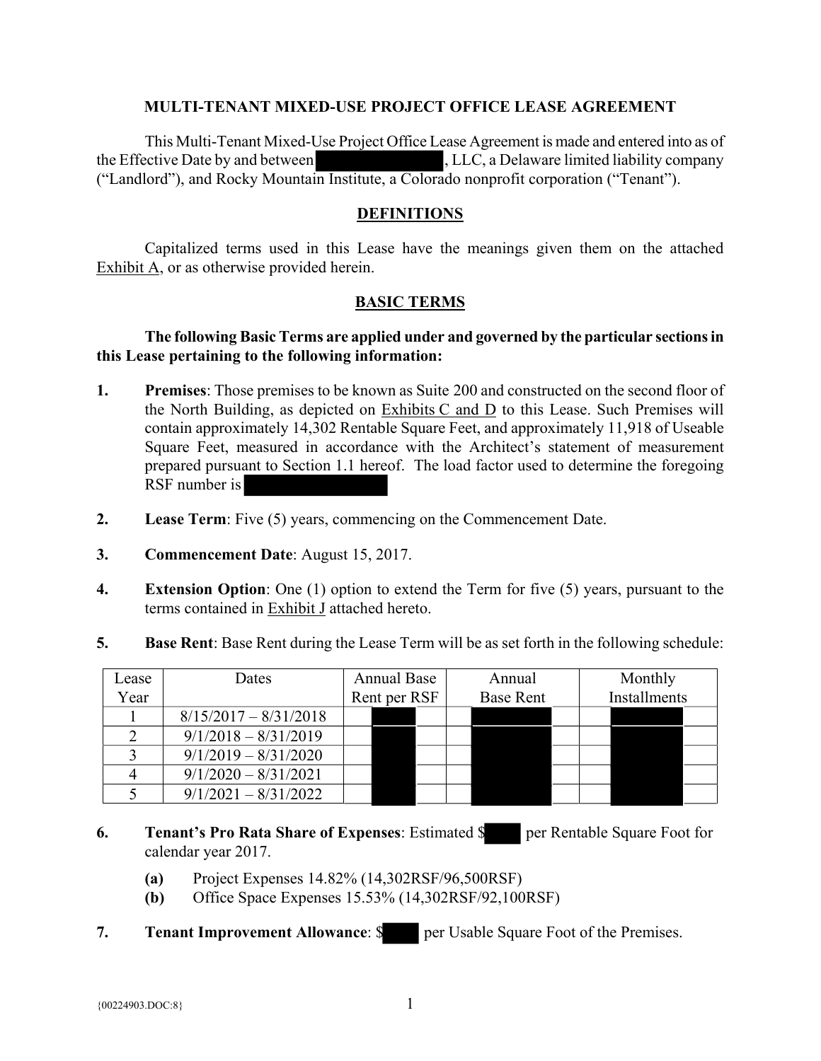**MULTI-TENANT MIXED-USE PROJECT OFFICE LEASE AGREEMENT**

This Multi-Tenant Mixed-Use Project Office Lease Agreement is made and entered into as of the Effective Date by and between [REDACTED], LLC, a Delaware limited liability company ("Landlord"), and Rocky Mountain Institute, a Colorado nonprofit corporation ("Tenant").

## DEFINITIONS

Capitalized terms used in this Lease have the meanings given them on the attached Exhibit A, or as otherwise provided herein.

## BASIC TERMS

**The following Basic Terms are applied under and governed by the particular sections in this Lease pertaining to the following information:**

1. **Premises**: Those premises to be known as Suite 200 and constructed on the second floor of the North Building, as depicted on Exhibits C and D to this Lease. Such Premises will contain approximately 14,302 Rentable Square Feet, and approximately 11,918 of Useable Square Feet, measured in accordance with the Architect's statement of measurement prepared pursuant to Section 1.1 hereof. The load factor used to determine the foregoing RSF number is [REDACTED]

2. **Lease Term**: Five (5) years, commencing on the Commencement Date.

3. **Commencement Date**: August 15, 2017.

4. **Extension Option**: One (1) option to extend the Term for five (5) years, pursuant to the terms contained in Exhibit J attached hereto.

5. **Base Rent**: Base Rent during the Lease Term will be as set forth in the following schedule:

| Lease Year | Dates | Annual Base Rent per RSF | Annual Base Rent | Monthly Installments |
|---|---|---|---|---|
| 1 | 8/15/2017 – 8/31/2018 | [REDACTED] | [REDACTED] | [REDACTED] |
| 2 | 9/1/2018 – 8/31/2019 | [REDACTED] | [REDACTED] | [REDACTED] |
| 3 | 9/1/2019 – 8/31/2020 | [REDACTED] | [REDACTED] | [REDACTED] |
| 4 | 9/1/2020 – 8/31/2021 | [REDACTED] | [REDACTED] | [REDACTED] |
| 5 | 9/1/2021 – 8/31/2022 | [REDACTED] | [REDACTED] | [REDACTED] |

6. **Tenant's Pro Rata Share of Expenses**: Estimated $[REDACTED] per Rentable Square Foot for calendar year 2017.

   **(a)** Project Expenses 14.82% (14,302RSF/96,500RSF)

   **(b)** Office Space Expenses 15.53% (14,302RSF/92,100RSF)

7. **Tenant Improvement Allowance**: $[REDACTED] per Usable Square Foot of the Premises.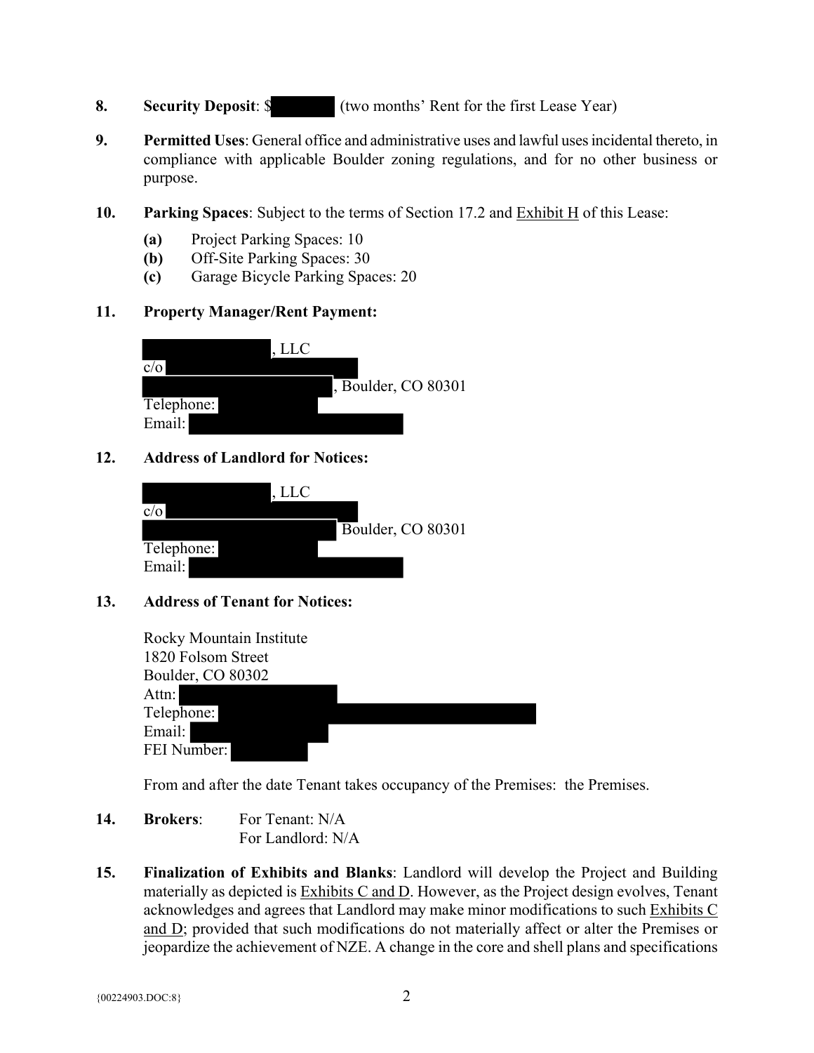**8. Security Deposit**: $[REDACTED] (two months' Rent for the first Lease Year)

**9. Permitted Uses**: General office and administrative uses and lawful uses incidental thereto, in compliance with applicable Boulder zoning regulations, and for no other business or purpose.

**10. Parking Spaces**: Subject to the terms of Section 17.2 and Exhibit H of this Lease:

- **(a)** Project Parking Spaces: 10
- **(b)** Off-Site Parking Spaces: 30
- **(c)** Garage Bicycle Parking Spaces: 20

**11. Property Manager/Rent Payment:**

[REDACTED], LLC
c/o [REDACTED]
[REDACTED], Boulder, CO 80301
Telephone: [REDACTED]
Email: [REDACTED]

**12. Address of Landlord for Notices:**

[REDACTED], LLC
c/o [REDACTED]
[REDACTED] Boulder, CO 80301
Telephone: [REDACTED]
Email: [REDACTED]

**13. Address of Tenant for Notices:**

Rocky Mountain Institute
1820 Folsom Street
Boulder, CO 80302
Attn: [REDACTED]
Telephone: [REDACTED]
Email: [REDACTED]
FEI Number: [REDACTED]

From and after the date Tenant takes occupancy of the Premises: the Premises.

**14. Brokers**: For Tenant: N/A
For Landlord: N/A

**15. Finalization of Exhibits and Blanks**: Landlord will develop the Project and Building materially as depicted is Exhibits C and D. However, as the Project design evolves, Tenant acknowledges and agrees that Landlord may make minor modifications to such Exhibits C and D; provided that such modifications do not materially affect or alter the Premises or jeopardize the achievement of NZE. A change in the core and shell plans and specifications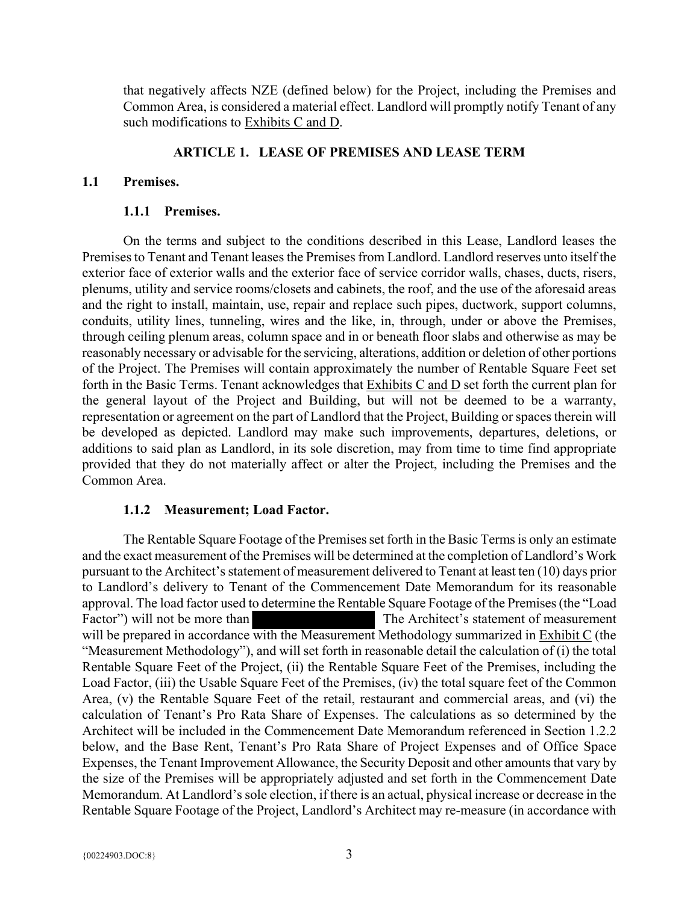that negatively affects NZE (defined below) for the Project, including the Premises and Common Area, is considered a material effect. Landlord will promptly notify Tenant of any such modifications to Exhibits C and D.

## ARTICLE 1. LEASE OF PREMISES AND LEASE TERM

### 1.1 Premises.

#### 1.1.1 Premises.

On the terms and subject to the conditions described in this Lease, Landlord leases the Premises to Tenant and Tenant leases the Premises from Landlord. Landlord reserves unto itself the exterior face of exterior walls and the exterior face of service corridor walls, chases, ducts, risers, plenums, utility and service rooms/closets and cabinets, the roof, and the use of the aforesaid areas and the right to install, maintain, use, repair and replace such pipes, ductwork, support columns, conduits, utility lines, tunneling, wires and the like, in, through, under or above the Premises, through ceiling plenum areas, column space and in or beneath floor slabs and otherwise as may be reasonably necessary or advisable for the servicing, alterations, addition or deletion of other portions of the Project. The Premises will contain approximately the number of Rentable Square Feet set forth in the Basic Terms. Tenant acknowledges that Exhibits C and D set forth the current plan for the general layout of the Project and Building, but will not be deemed to be a warranty, representation or agreement on the part of Landlord that the Project, Building or spaces therein will be developed as depicted. Landlord may make such improvements, departures, deletions, or additions to said plan as Landlord, in its sole discretion, may from time to time find appropriate provided that they do not materially affect or alter the Project, including the Premises and the Common Area.

#### 1.1.2 Measurement; Load Factor.

The Rentable Square Footage of the Premises set forth in the Basic Terms is only an estimate and the exact measurement of the Premises will be determined at the completion of Landlord's Work pursuant to the Architect's statement of measurement delivered to Tenant at least ten (10) days prior to Landlord's delivery to Tenant of the Commencement Date Memorandum for its reasonable approval. The load factor used to determine the Rentable Square Footage of the Premises (the "Load Factor") will not be more than [REDACTED] The Architect's statement of measurement will be prepared in accordance with the Measurement Methodology summarized in Exhibit C (the "Measurement Methodology"), and will set forth in reasonable detail the calculation of (i) the total Rentable Square Feet of the Project, (ii) the Rentable Square Feet of the Premises, including the Load Factor, (iii) the Usable Square Feet of the Premises, (iv) the total square feet of the Common Area, (v) the Rentable Square Feet of the retail, restaurant and commercial areas, and (vi) the calculation of Tenant's Pro Rata Share of Expenses. The calculations as so determined by the Architect will be included in the Commencement Date Memorandum referenced in Section 1.2.2 below, and the Base Rent, Tenant's Pro Rata Share of Project Expenses and of Office Space Expenses, the Tenant Improvement Allowance, the Security Deposit and other amounts that vary by the size of the Premises will be appropriately adjusted and set forth in the Commencement Date Memorandum. At Landlord's sole election, if there is an actual, physical increase or decrease in the Rentable Square Footage of the Project, Landlord's Architect may re-measure (in accordance with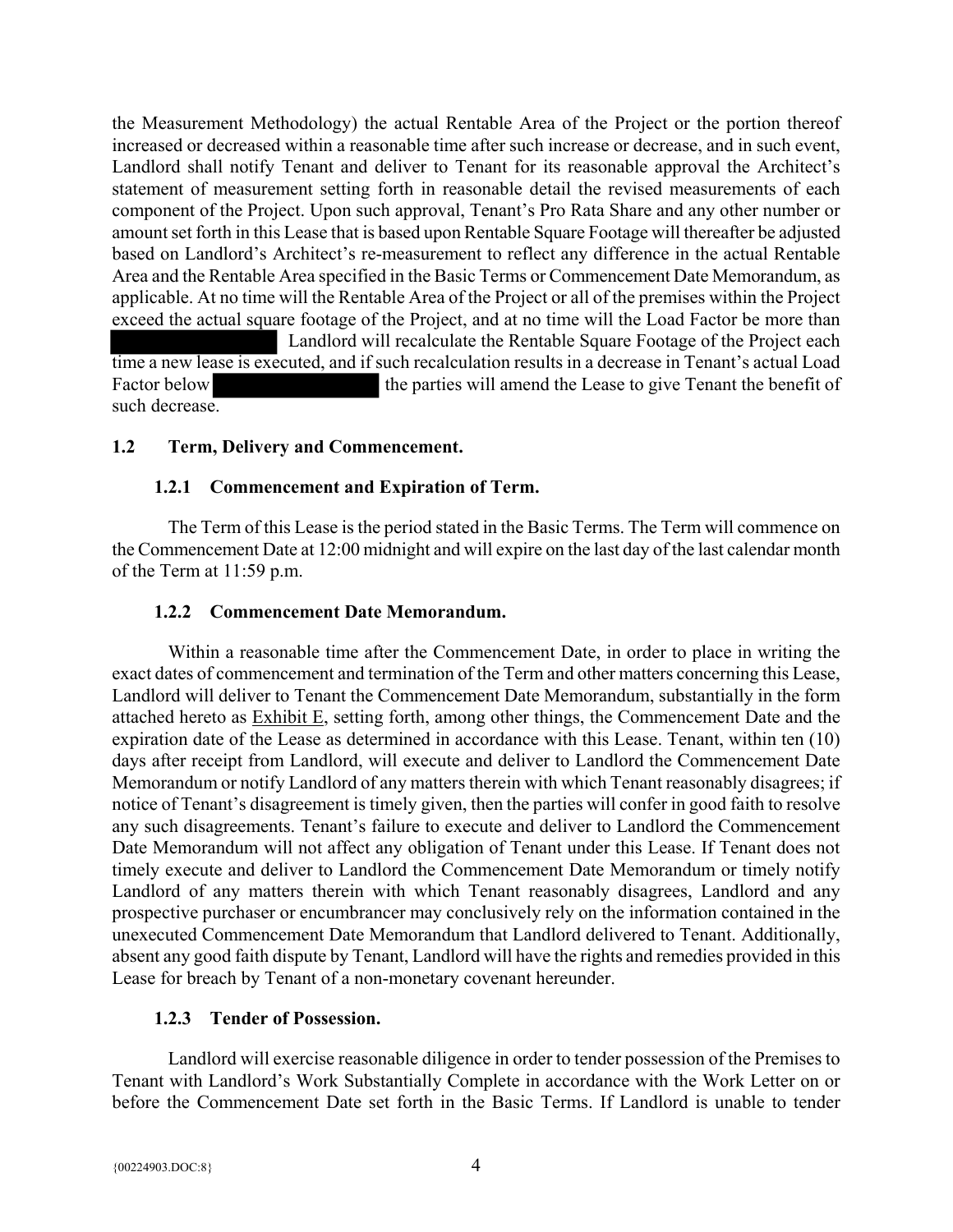the Measurement Methodology) the actual Rentable Area of the Project or the portion thereof increased or decreased within a reasonable time after such increase or decrease, and in such event, Landlord shall notify Tenant and deliver to Tenant for its reasonable approval the Architect's statement of measurement setting forth in reasonable detail the revised measurements of each component of the Project. Upon such approval, Tenant's Pro Rata Share and any other number or amount set forth in this Lease that is based upon Rentable Square Footage will thereafter be adjusted based on Landlord's Architect's re-measurement to reflect any difference in the actual Rentable Area and the Rentable Area specified in the Basic Terms or Commencement Date Memorandum, as applicable. At no time will the Rentable Area of the Project or all of the premises within the Project exceed the actual square footage of the Project, and at no time will the Load Factor be more than [REDACTED] Landlord will recalculate the Rentable Square Footage of the Project each time a new lease is executed, and if such recalculation results in a decrease in Tenant's actual Load Factor below [REDACTED] the parties will amend the Lease to give Tenant the benefit of such decrease.

## 1.2 Term, Delivery and Commencement.

### 1.2.1 Commencement and Expiration of Term.

The Term of this Lease is the period stated in the Basic Terms. The Term will commence on the Commencement Date at 12:00 midnight and will expire on the last day of the last calendar month of the Term at 11:59 p.m.

### 1.2.2 Commencement Date Memorandum.

Within a reasonable time after the Commencement Date, in order to place in writing the exact dates of commencement and termination of the Term and other matters concerning this Lease, Landlord will deliver to Tenant the Commencement Date Memorandum, substantially in the form attached hereto as Exhibit E, setting forth, among other things, the Commencement Date and the expiration date of the Lease as determined in accordance with this Lease. Tenant, within ten (10) days after receipt from Landlord, will execute and deliver to Landlord the Commencement Date Memorandum or notify Landlord of any matters therein with which Tenant reasonably disagrees; if notice of Tenant's disagreement is timely given, then the parties will confer in good faith to resolve any such disagreements. Tenant's failure to execute and deliver to Landlord the Commencement Date Memorandum will not affect any obligation of Tenant under this Lease. If Tenant does not timely execute and deliver to Landlord the Commencement Date Memorandum or timely notify Landlord of any matters therein with which Tenant reasonably disagrees, Landlord and any prospective purchaser or encumbrancer may conclusively rely on the information contained in the unexecuted Commencement Date Memorandum that Landlord delivered to Tenant. Additionally, absent any good faith dispute by Tenant, Landlord will have the rights and remedies provided in this Lease for breach by Tenant of a non-monetary covenant hereunder.

### 1.2.3 Tender of Possession.

Landlord will exercise reasonable diligence in order to tender possession of the Premises to Tenant with Landlord's Work Substantially Complete in accordance with the Work Letter on or before the Commencement Date set forth in the Basic Terms. If Landlord is unable to tender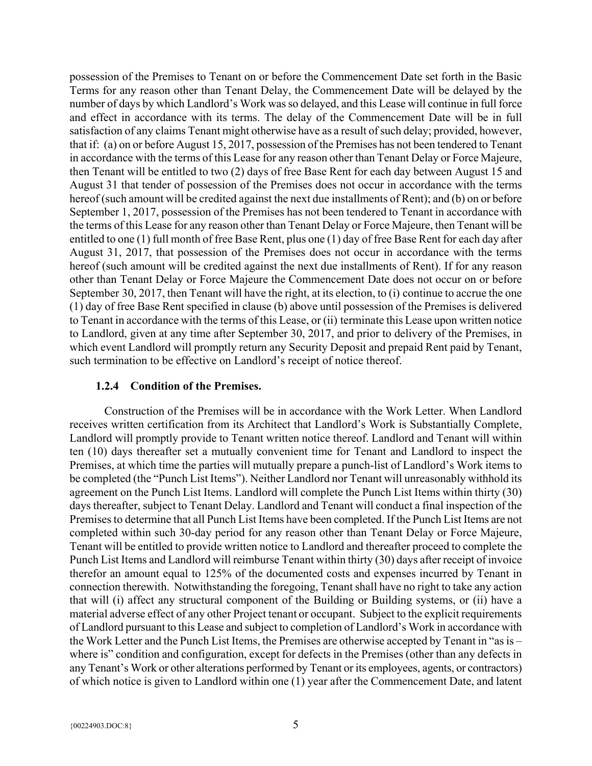possession of the Premises to Tenant on or before the Commencement Date set forth in the Basic Terms for any reason other than Tenant Delay, the Commencement Date will be delayed by the number of days by which Landlord's Work was so delayed, and this Lease will continue in full force and effect in accordance with its terms. The delay of the Commencement Date will be in full satisfaction of any claims Tenant might otherwise have as a result of such delay; provided, however, that if: (a) on or before August 15, 2017, possession of the Premises has not been tendered to Tenant in accordance with the terms of this Lease for any reason other than Tenant Delay or Force Majeure, then Tenant will be entitled to two (2) days of free Base Rent for each day between August 15 and August 31 that tender of possession of the Premises does not occur in accordance with the terms hereof (such amount will be credited against the next due installments of Rent); and (b) on or before September 1, 2017, possession of the Premises has not been tendered to Tenant in accordance with the terms of this Lease for any reason other than Tenant Delay or Force Majeure, then Tenant will be entitled to one (1) full month of free Base Rent, plus one (1) day of free Base Rent for each day after August 31, 2017, that possession of the Premises does not occur in accordance with the terms hereof (such amount will be credited against the next due installments of Rent). If for any reason other than Tenant Delay or Force Majeure the Commencement Date does not occur on or before September 30, 2017, then Tenant will have the right, at its election, to (i) continue to accrue the one (1) day of free Base Rent specified in clause (b) above until possession of the Premises is delivered to Tenant in accordance with the terms of this Lease, or (ii) terminate this Lease upon written notice to Landlord, given at any time after September 30, 2017, and prior to delivery of the Premises, in which event Landlord will promptly return any Security Deposit and prepaid Rent paid by Tenant, such termination to be effective on Landlord's receipt of notice thereof.

### 1.2.4 Condition of the Premises.

Construction of the Premises will be in accordance with the Work Letter. When Landlord receives written certification from its Architect that Landlord's Work is Substantially Complete, Landlord will promptly provide to Tenant written notice thereof. Landlord and Tenant will within ten (10) days thereafter set a mutually convenient time for Tenant and Landlord to inspect the Premises, at which time the parties will mutually prepare a punch-list of Landlord's Work items to be completed (the "Punch List Items"). Neither Landlord nor Tenant will unreasonably withhold its agreement on the Punch List Items. Landlord will complete the Punch List Items within thirty (30) days thereafter, subject to Tenant Delay. Landlord and Tenant will conduct a final inspection of the Premises to determine that all Punch List Items have been completed. If the Punch List Items are not completed within such 30-day period for any reason other than Tenant Delay or Force Majeure, Tenant will be entitled to provide written notice to Landlord and thereafter proceed to complete the Punch List Items and Landlord will reimburse Tenant within thirty (30) days after receipt of invoice therefor an amount equal to 125% of the documented costs and expenses incurred by Tenant in connection therewith. Notwithstanding the foregoing, Tenant shall have no right to take any action that will (i) affect any structural component of the Building or Building systems, or (ii) have a material adverse effect of any other Project tenant or occupant. Subject to the explicit requirements of Landlord pursuant to this Lease and subject to completion of Landlord's Work in accordance with the Work Letter and the Punch List Items, the Premises are otherwise accepted by Tenant in "as is – where is" condition and configuration, except for defects in the Premises (other than any defects in any Tenant's Work or other alterations performed by Tenant or its employees, agents, or contractors) of which notice is given to Landlord within one (1) year after the Commencement Date, and latent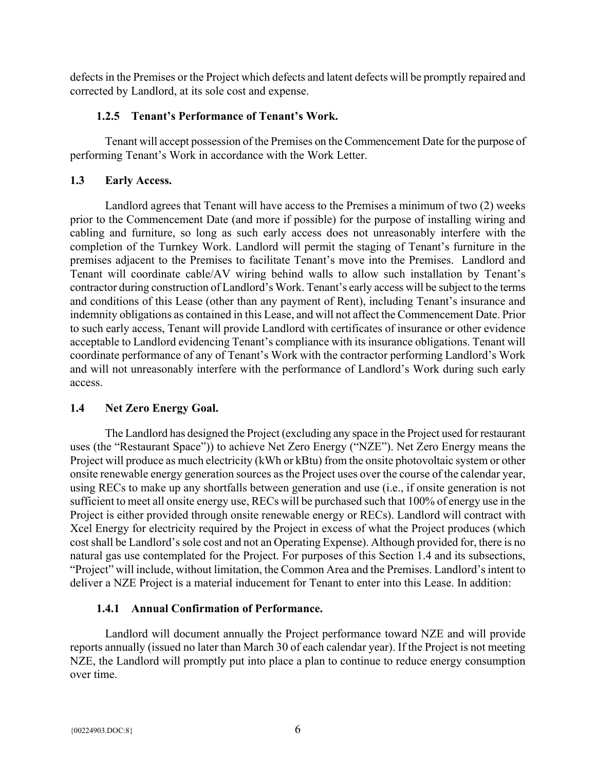defects in the Premises or the Project which defects and latent defects will be promptly repaired and corrected by Landlord, at its sole cost and expense.

### 1.2.5 Tenant's Performance of Tenant's Work.

Tenant will accept possession of the Premises on the Commencement Date for the purpose of performing Tenant's Work in accordance with the Work Letter.

## 1.3 Early Access.

Landlord agrees that Tenant will have access to the Premises a minimum of two (2) weeks prior to the Commencement Date (and more if possible) for the purpose of installing wiring and cabling and furniture, so long as such early access does not unreasonably interfere with the completion of the Turnkey Work. Landlord will permit the staging of Tenant's furniture in the premises adjacent to the Premises to facilitate Tenant's move into the Premises. Landlord and Tenant will coordinate cable/AV wiring behind walls to allow such installation by Tenant's contractor during construction of Landlord's Work. Tenant's early access will be subject to the terms and conditions of this Lease (other than any payment of Rent), including Tenant's insurance and indemnity obligations as contained in this Lease, and will not affect the Commencement Date. Prior to such early access, Tenant will provide Landlord with certificates of insurance or other evidence acceptable to Landlord evidencing Tenant's compliance with its insurance obligations. Tenant will coordinate performance of any of Tenant's Work with the contractor performing Landlord's Work and will not unreasonably interfere with the performance of Landlord's Work during such early access.

## 1.4 Net Zero Energy Goal.

The Landlord has designed the Project (excluding any space in the Project used for restaurant uses (the "Restaurant Space")) to achieve Net Zero Energy ("NZE"). Net Zero Energy means the Project will produce as much electricity (kWh or kBtu) from the onsite photovoltaic system or other onsite renewable energy generation sources as the Project uses over the course of the calendar year, using RECs to make up any shortfalls between generation and use (i.e., if onsite generation is not sufficient to meet all onsite energy use, RECs will be purchased such that 100% of energy use in the Project is either provided through onsite renewable energy or RECs). Landlord will contract with Xcel Energy for electricity required by the Project in excess of what the Project produces (which cost shall be Landlord's sole cost and not an Operating Expense). Although provided for, there is no natural gas use contemplated for the Project. For purposes of this Section 1.4 and its subsections, "Project" will include, without limitation, the Common Area and the Premises. Landlord's intent to deliver a NZE Project is a material inducement for Tenant to enter into this Lease. In addition:

### 1.4.1 Annual Confirmation of Performance.

Landlord will document annually the Project performance toward NZE and will provide reports annually (issued no later than March 30 of each calendar year). If the Project is not meeting NZE, the Landlord will promptly put into place a plan to continue to reduce energy consumption over time.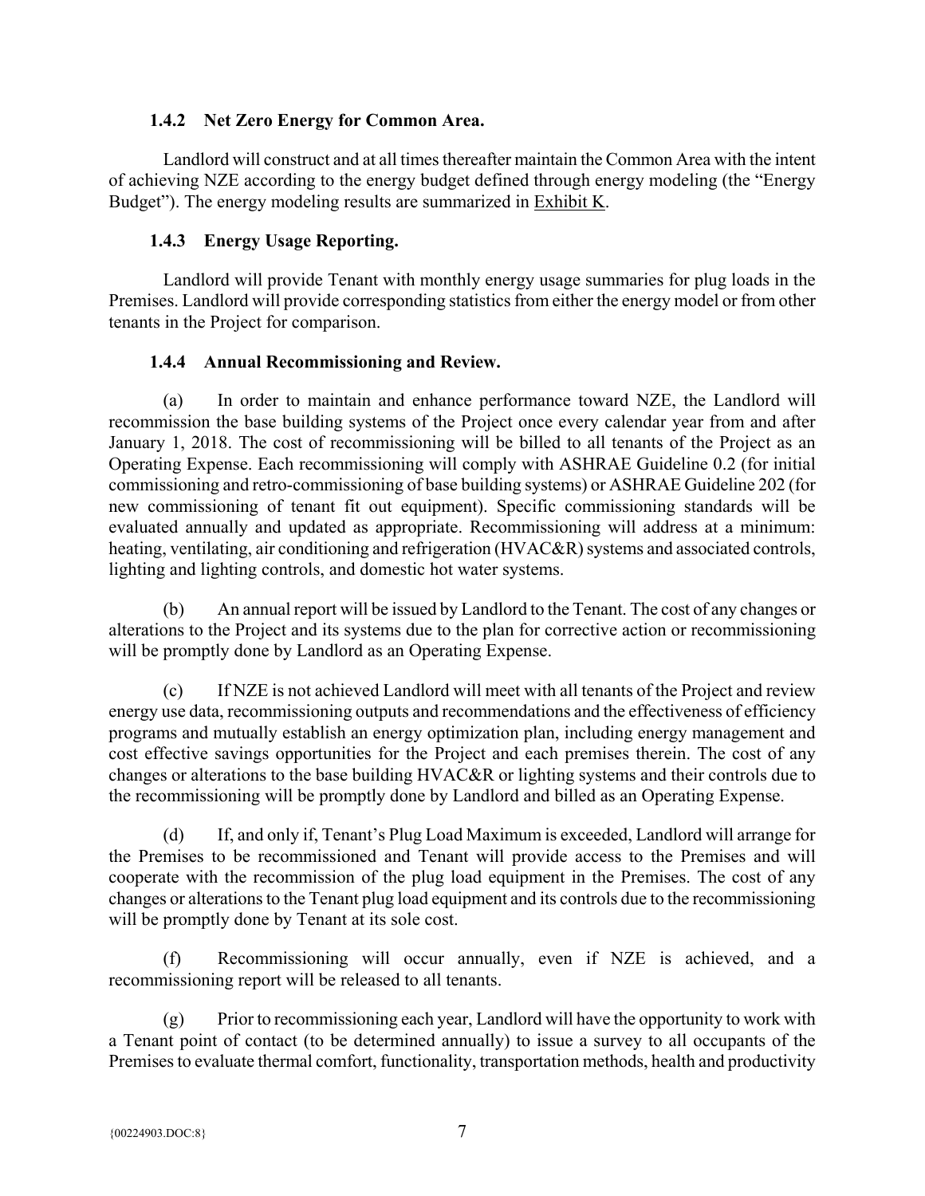### 1.4.2 Net Zero Energy for Common Area.

Landlord will construct and at all times thereafter maintain the Common Area with the intent of achieving NZE according to the energy budget defined through energy modeling (the "Energy Budget"). The energy modeling results are summarized in Exhibit K.

### 1.4.3 Energy Usage Reporting.

Landlord will provide Tenant with monthly energy usage summaries for plug loads in the Premises. Landlord will provide corresponding statistics from either the energy model or from other tenants in the Project for comparison.

### 1.4.4 Annual Recommissioning and Review.

(a) In order to maintain and enhance performance toward NZE, the Landlord will recommission the base building systems of the Project once every calendar year from and after January 1, 2018. The cost of recommissioning will be billed to all tenants of the Project as an Operating Expense. Each recommissioning will comply with ASHRAE Guideline 0.2 (for initial commissioning and retro-commissioning of base building systems) or ASHRAE Guideline 202 (for new commissioning of tenant fit out equipment). Specific commissioning standards will be evaluated annually and updated as appropriate. Recommissioning will address at a minimum: heating, ventilating, air conditioning and refrigeration (HVAC&R) systems and associated controls, lighting and lighting controls, and domestic hot water systems.

(b) An annual report will be issued by Landlord to the Tenant. The cost of any changes or alterations to the Project and its systems due to the plan for corrective action or recommissioning will be promptly done by Landlord as an Operating Expense.

(c) If NZE is not achieved Landlord will meet with all tenants of the Project and review energy use data, recommissioning outputs and recommendations and the effectiveness of efficiency programs and mutually establish an energy optimization plan, including energy management and cost effective savings opportunities for the Project and each premises therein. The cost of any changes or alterations to the base building HVAC&R or lighting systems and their controls due to the recommissioning will be promptly done by Landlord and billed as an Operating Expense.

(d) If, and only if, Tenant's Plug Load Maximum is exceeded, Landlord will arrange for the Premises to be recommissioned and Tenant will provide access to the Premises and will cooperate with the recommission of the plug load equipment in the Premises. The cost of any changes or alterations to the Tenant plug load equipment and its controls due to the recommissioning will be promptly done by Tenant at its sole cost.

(f) Recommissioning will occur annually, even if NZE is achieved, and a recommissioning report will be released to all tenants.

(g) Prior to recommissioning each year, Landlord will have the opportunity to work with a Tenant point of contact (to be determined annually) to issue a survey to all occupants of the Premises to evaluate thermal comfort, functionality, transportation methods, health and productivity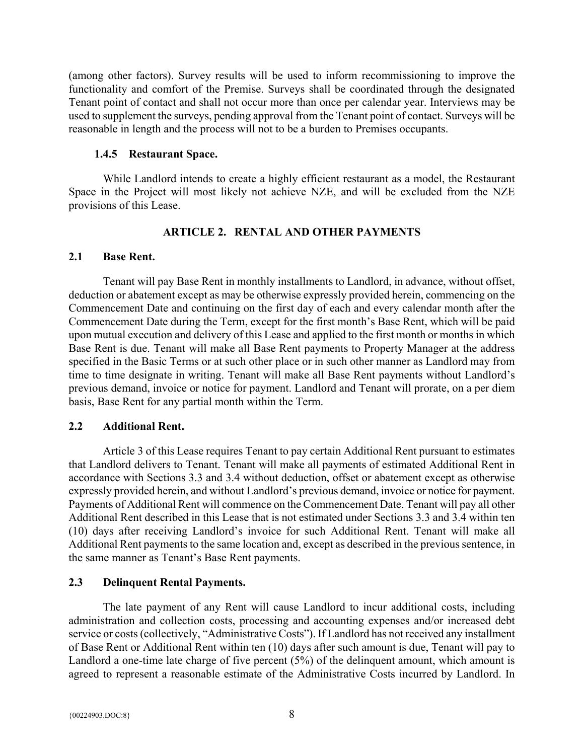(among other factors). Survey results will be used to inform recommissioning to improve the functionality and comfort of the Premise. Surveys shall be coordinated through the designated Tenant point of contact and shall not occur more than once per calendar year. Interviews may be used to supplement the surveys, pending approval from the Tenant point of contact. Surveys will be reasonable in length and the process will not to be a burden to Premises occupants.

#### 1.4.5 Restaurant Space.

While Landlord intends to create a highly efficient restaurant as a model, the Restaurant Space in the Project will most likely not achieve NZE, and will be excluded from the NZE provisions of this Lease.

## ARTICLE 2. RENTAL AND OTHER PAYMENTS

### 2.1 Base Rent.

Tenant will pay Base Rent in monthly installments to Landlord, in advance, without offset, deduction or abatement except as may be otherwise expressly provided herein, commencing on the Commencement Date and continuing on the first day of each and every calendar month after the Commencement Date during the Term, except for the first month's Base Rent, which will be paid upon mutual execution and delivery of this Lease and applied to the first month or months in which Base Rent is due. Tenant will make all Base Rent payments to Property Manager at the address specified in the Basic Terms or at such other place or in such other manner as Landlord may from time to time designate in writing. Tenant will make all Base Rent payments without Landlord's previous demand, invoice or notice for payment. Landlord and Tenant will prorate, on a per diem basis, Base Rent for any partial month within the Term.

### 2.2 Additional Rent.

Article 3 of this Lease requires Tenant to pay certain Additional Rent pursuant to estimates that Landlord delivers to Tenant. Tenant will make all payments of estimated Additional Rent in accordance with Sections 3.3 and 3.4 without deduction, offset or abatement except as otherwise expressly provided herein, and without Landlord's previous demand, invoice or notice for payment. Payments of Additional Rent will commence on the Commencement Date. Tenant will pay all other Additional Rent described in this Lease that is not estimated under Sections 3.3 and 3.4 within ten (10) days after receiving Landlord's invoice for such Additional Rent. Tenant will make all Additional Rent payments to the same location and, except as described in the previous sentence, in the same manner as Tenant's Base Rent payments.

### 2.3 Delinquent Rental Payments.

The late payment of any Rent will cause Landlord to incur additional costs, including administration and collection costs, processing and accounting expenses and/or increased debt service or costs (collectively, "Administrative Costs"). If Landlord has not received any installment of Base Rent or Additional Rent within ten (10) days after such amount is due, Tenant will pay to Landlord a one-time late charge of five percent (5%) of the delinquent amount, which amount is agreed to represent a reasonable estimate of the Administrative Costs incurred by Landlord. In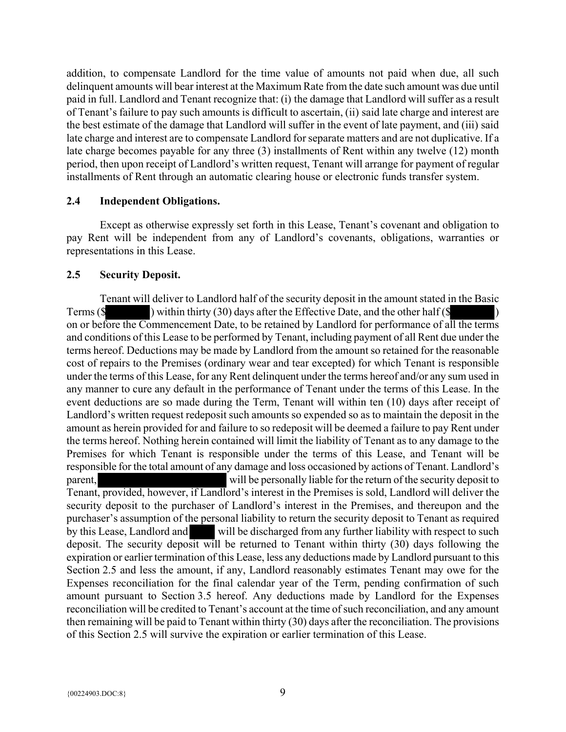addition, to compensate Landlord for the time value of amounts not paid when due, all such delinquent amounts will bear interest at the Maximum Rate from the date such amount was due until paid in full. Landlord and Tenant recognize that: (i) the damage that Landlord will suffer as a result of Tenant's failure to pay such amounts is difficult to ascertain, (ii) said late charge and interest are the best estimate of the damage that Landlord will suffer in the event of late payment, and (iii) said late charge and interest are to compensate Landlord for separate matters and are not duplicative. If a late charge becomes payable for any three (3) installments of Rent within any twelve (12) month period, then upon receipt of Landlord's written request, Tenant will arrange for payment of regular installments of Rent through an automatic clearing house or electronic funds transfer system.

### 2.4 Independent Obligations.

Except as otherwise expressly set forth in this Lease, Tenant's covenant and obligation to pay Rent will be independent from any of Landlord's covenants, obligations, warranties or representations in this Lease.

### 2.5 Security Deposit.

Tenant will deliver to Landlord half of the security deposit in the amount stated in the Basic Terms ($[REDACTED]) within thirty (30) days after the Effective Date, and the other half ($[REDACTED]) on or before the Commencement Date, to be retained by Landlord for performance of all the terms and conditions of this Lease to be performed by Tenant, including payment of all Rent due under the terms hereof. Deductions may be made by Landlord from the amount so retained for the reasonable cost of repairs to the Premises (ordinary wear and tear excepted) for which Tenant is responsible under the terms of this Lease, for any Rent delinquent under the terms hereof and/or any sum used in any manner to cure any default in the performance of Tenant under the terms of this Lease. In the event deductions are so made during the Term, Tenant will within ten (10) days after receipt of Landlord's written request redeposit such amounts so expended so as to maintain the deposit in the amount as herein provided for and failure to so redeposit will be deemed a failure to pay Rent under the terms hereof. Nothing herein contained will limit the liability of Tenant as to any damage to the Premises for which Tenant is responsible under the terms of this Lease, and Tenant will be responsible for the total amount of any damage and loss occasioned by actions of Tenant. Landlord's parent, [REDACTED] will be personally liable for the return of the security deposit to Tenant, provided, however, if Landlord's interest in the Premises is sold, Landlord will deliver the security deposit to the purchaser of Landlord's interest in the Premises, and thereupon and the purchaser's assumption of the personal liability to return the security deposit to Tenant as required by this Lease, Landlord and [REDACTED] will be discharged from any further liability with respect to such deposit. The security deposit will be returned to Tenant within thirty (30) days following the expiration or earlier termination of this Lease, less any deductions made by Landlord pursuant to this Section 2.5 and less the amount, if any, Landlord reasonably estimates Tenant may owe for the Expenses reconciliation for the final calendar year of the Term, pending confirmation of such amount pursuant to Section 3.5 hereof. Any deductions made by Landlord for the Expenses reconciliation will be credited to Tenant's account at the time of such reconciliation, and any amount then remaining will be paid to Tenant within thirty (30) days after the reconciliation. The provisions of this Section 2.5 will survive the expiration or earlier termination of this Lease.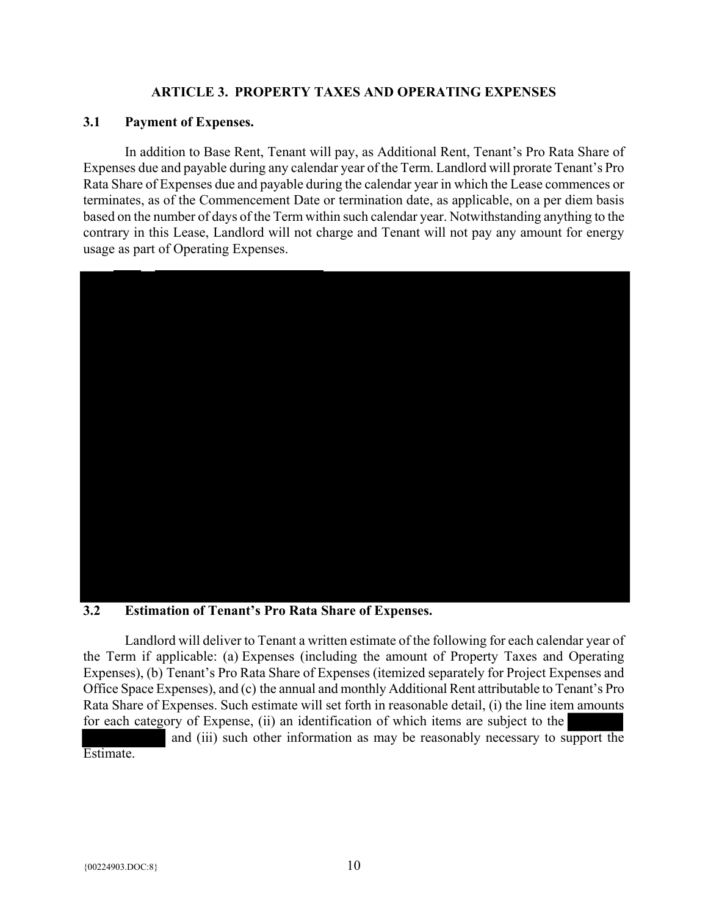## ARTICLE 3. PROPERTY TAXES AND OPERATING EXPENSES

### 3.1 Payment of Expenses.

In addition to Base Rent, Tenant will pay, as Additional Rent, Tenant's Pro Rata Share of Expenses due and payable during any calendar year of the Term. Landlord will prorate Tenant's Pro Rata Share of Expenses due and payable during the calendar year in which the Lease commences or terminates, as of the Commencement Date or termination date, as applicable, on a per diem basis based on the number of days of the Term within such calendar year. Notwithstanding anything to the contrary in this Lease, Landlord will not charge and Tenant will not pay any amount for energy usage as part of Operating Expenses.

### 3.2 Estimation of Tenant's Pro Rata Share of Expenses.

Landlord will deliver to Tenant a written estimate of the following for each calendar year of the Term if applicable: (a) Expenses (including the amount of Property Taxes and Operating Expenses), (b) Tenant's Pro Rata Share of Expenses (itemized separately for Project Expenses and Office Space Expenses), and (c) the annual and monthly Additional Rent attributable to Tenant's Pro Rata Share of Expenses. Such estimate will set forth in reasonable detail, (i) the line item amounts for each category of Expense, (ii) an identification of which items are subject to the and (iii) such other information as may be reasonably necessary to support the Estimate.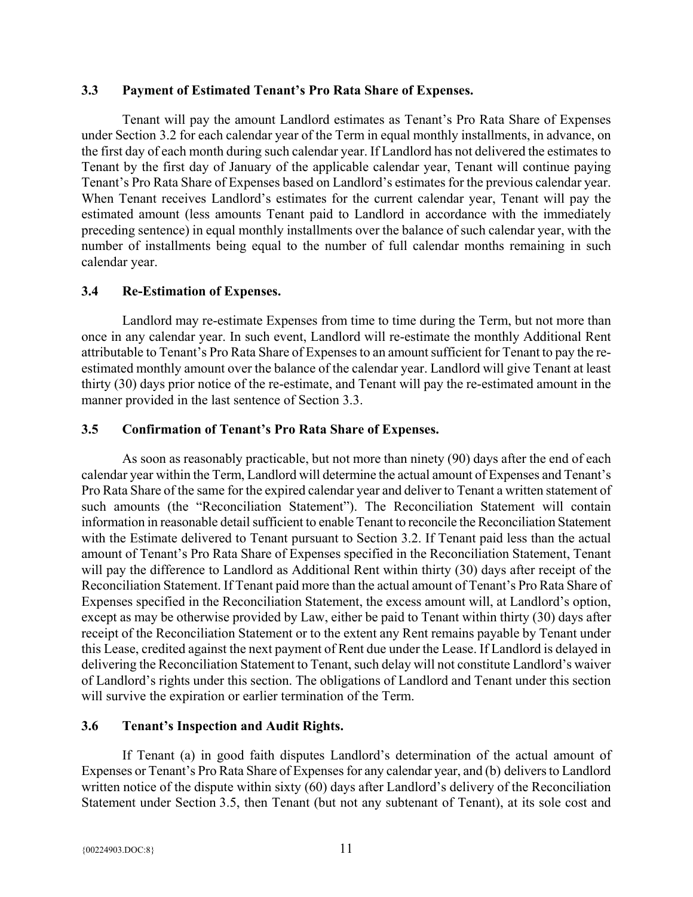### 3.3 Payment of Estimated Tenant's Pro Rata Share of Expenses.

Tenant will pay the amount Landlord estimates as Tenant's Pro Rata Share of Expenses under Section 3.2 for each calendar year of the Term in equal monthly installments, in advance, on the first day of each month during such calendar year. If Landlord has not delivered the estimates to Tenant by the first day of January of the applicable calendar year, Tenant will continue paying Tenant's Pro Rata Share of Expenses based on Landlord's estimates for the previous calendar year. When Tenant receives Landlord's estimates for the current calendar year, Tenant will pay the estimated amount (less amounts Tenant paid to Landlord in accordance with the immediately preceding sentence) in equal monthly installments over the balance of such calendar year, with the number of installments being equal to the number of full calendar months remaining in such calendar year.

### 3.4 Re-Estimation of Expenses.

Landlord may re-estimate Expenses from time to time during the Term, but not more than once in any calendar year. In such event, Landlord will re-estimate the monthly Additional Rent attributable to Tenant's Pro Rata Share of Expenses to an amount sufficient for Tenant to pay the re-estimated monthly amount over the balance of the calendar year. Landlord will give Tenant at least thirty (30) days prior notice of the re-estimate, and Tenant will pay the re-estimated amount in the manner provided in the last sentence of Section 3.3.

### 3.5 Confirmation of Tenant's Pro Rata Share of Expenses.

As soon as reasonably practicable, but not more than ninety (90) days after the end of each calendar year within the Term, Landlord will determine the actual amount of Expenses and Tenant's Pro Rata Share of the same for the expired calendar year and deliver to Tenant a written statement of such amounts (the "Reconciliation Statement"). The Reconciliation Statement will contain information in reasonable detail sufficient to enable Tenant to reconcile the Reconciliation Statement with the Estimate delivered to Tenant pursuant to Section 3.2. If Tenant paid less than the actual amount of Tenant's Pro Rata Share of Expenses specified in the Reconciliation Statement, Tenant will pay the difference to Landlord as Additional Rent within thirty (30) days after receipt of the Reconciliation Statement. If Tenant paid more than the actual amount of Tenant's Pro Rata Share of Expenses specified in the Reconciliation Statement, the excess amount will, at Landlord's option, except as may be otherwise provided by Law, either be paid to Tenant within thirty (30) days after receipt of the Reconciliation Statement or to the extent any Rent remains payable by Tenant under this Lease, credited against the next payment of Rent due under the Lease. If Landlord is delayed in delivering the Reconciliation Statement to Tenant, such delay will not constitute Landlord's waiver of Landlord's rights under this section. The obligations of Landlord and Tenant under this section will survive the expiration or earlier termination of the Term.

### 3.6 Tenant's Inspection and Audit Rights.

If Tenant (a) in good faith disputes Landlord's determination of the actual amount of Expenses or Tenant's Pro Rata Share of Expenses for any calendar year, and (b) delivers to Landlord written notice of the dispute within sixty (60) days after Landlord's delivery of the Reconciliation Statement under Section 3.5, then Tenant (but not any subtenant of Tenant), at its sole cost and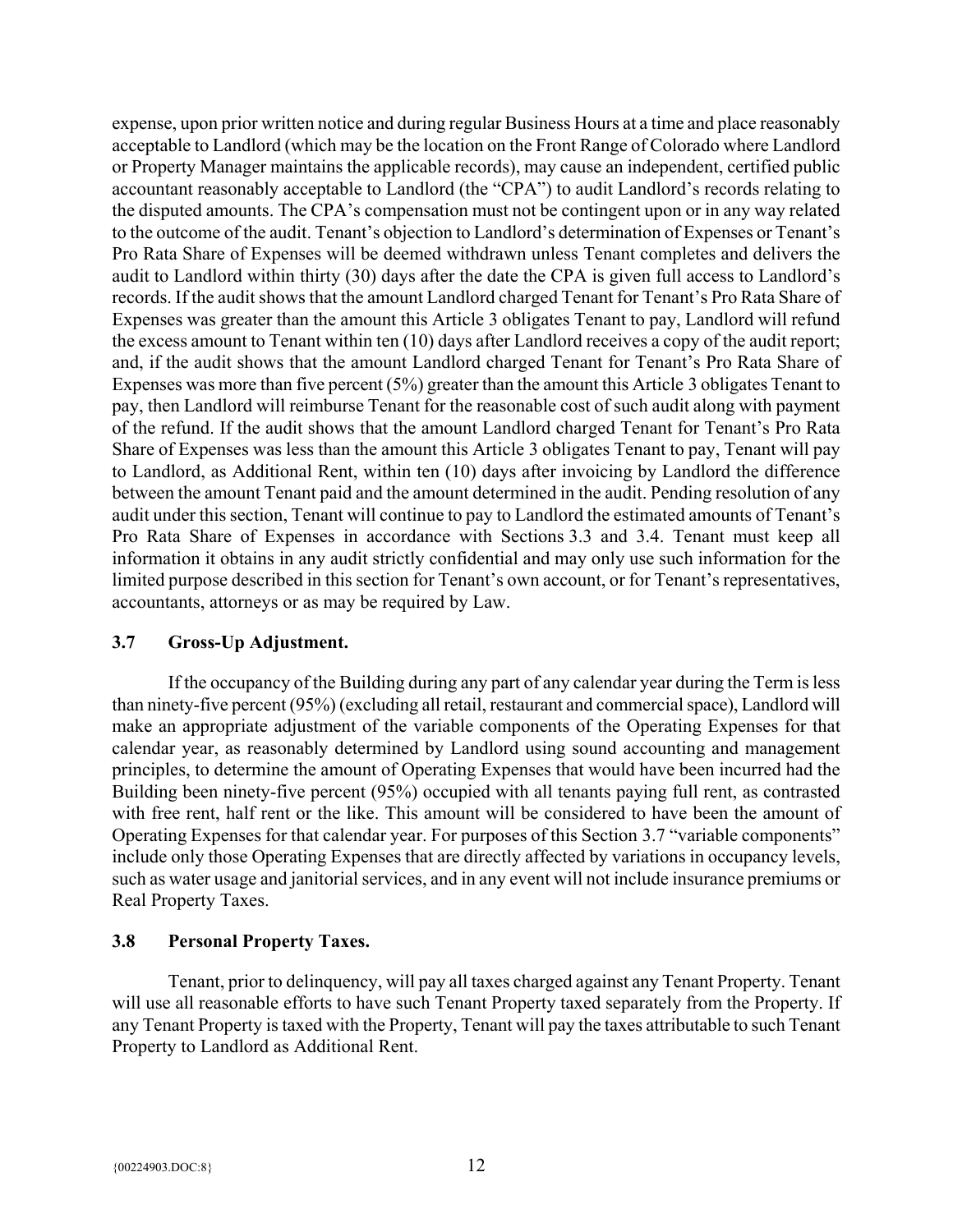expense, upon prior written notice and during regular Business Hours at a time and place reasonably acceptable to Landlord (which may be the location on the Front Range of Colorado where Landlord or Property Manager maintains the applicable records), may cause an independent, certified public accountant reasonably acceptable to Landlord (the "CPA") to audit Landlord's records relating to the disputed amounts. The CPA's compensation must not be contingent upon or in any way related to the outcome of the audit. Tenant's objection to Landlord's determination of Expenses or Tenant's Pro Rata Share of Expenses will be deemed withdrawn unless Tenant completes and delivers the audit to Landlord within thirty (30) days after the date the CPA is given full access to Landlord's records. If the audit shows that the amount Landlord charged Tenant for Tenant's Pro Rata Share of Expenses was greater than the amount this Article 3 obligates Tenant to pay, Landlord will refund the excess amount to Tenant within ten (10) days after Landlord receives a copy of the audit report; and, if the audit shows that the amount Landlord charged Tenant for Tenant's Pro Rata Share of Expenses was more than five percent (5%) greater than the amount this Article 3 obligates Tenant to pay, then Landlord will reimburse Tenant for the reasonable cost of such audit along with payment of the refund. If the audit shows that the amount Landlord charged Tenant for Tenant's Pro Rata Share of Expenses was less than the amount this Article 3 obligates Tenant to pay, Tenant will pay to Landlord, as Additional Rent, within ten (10) days after invoicing by Landlord the difference between the amount Tenant paid and the amount determined in the audit. Pending resolution of any audit under this section, Tenant will continue to pay to Landlord the estimated amounts of Tenant's Pro Rata Share of Expenses in accordance with Sections 3.3 and 3.4. Tenant must keep all information it obtains in any audit strictly confidential and may only use such information for the limited purpose described in this section for Tenant's own account, or for Tenant's representatives, accountants, attorneys or as may be required by Law.

### 3.7 Gross-Up Adjustment.

If the occupancy of the Building during any part of any calendar year during the Term is less than ninety-five percent (95%) (excluding all retail, restaurant and commercial space), Landlord will make an appropriate adjustment of the variable components of the Operating Expenses for that calendar year, as reasonably determined by Landlord using sound accounting and management principles, to determine the amount of Operating Expenses that would have been incurred had the Building been ninety-five percent (95%) occupied with all tenants paying full rent, as contrasted with free rent, half rent or the like. This amount will be considered to have been the amount of Operating Expenses for that calendar year. For purposes of this Section 3.7 "variable components" include only those Operating Expenses that are directly affected by variations in occupancy levels, such as water usage and janitorial services, and in any event will not include insurance premiums or Real Property Taxes.

### 3.8 Personal Property Taxes.

Tenant, prior to delinquency, will pay all taxes charged against any Tenant Property. Tenant will use all reasonable efforts to have such Tenant Property taxed separately from the Property. If any Tenant Property is taxed with the Property, Tenant will pay the taxes attributable to such Tenant Property to Landlord as Additional Rent.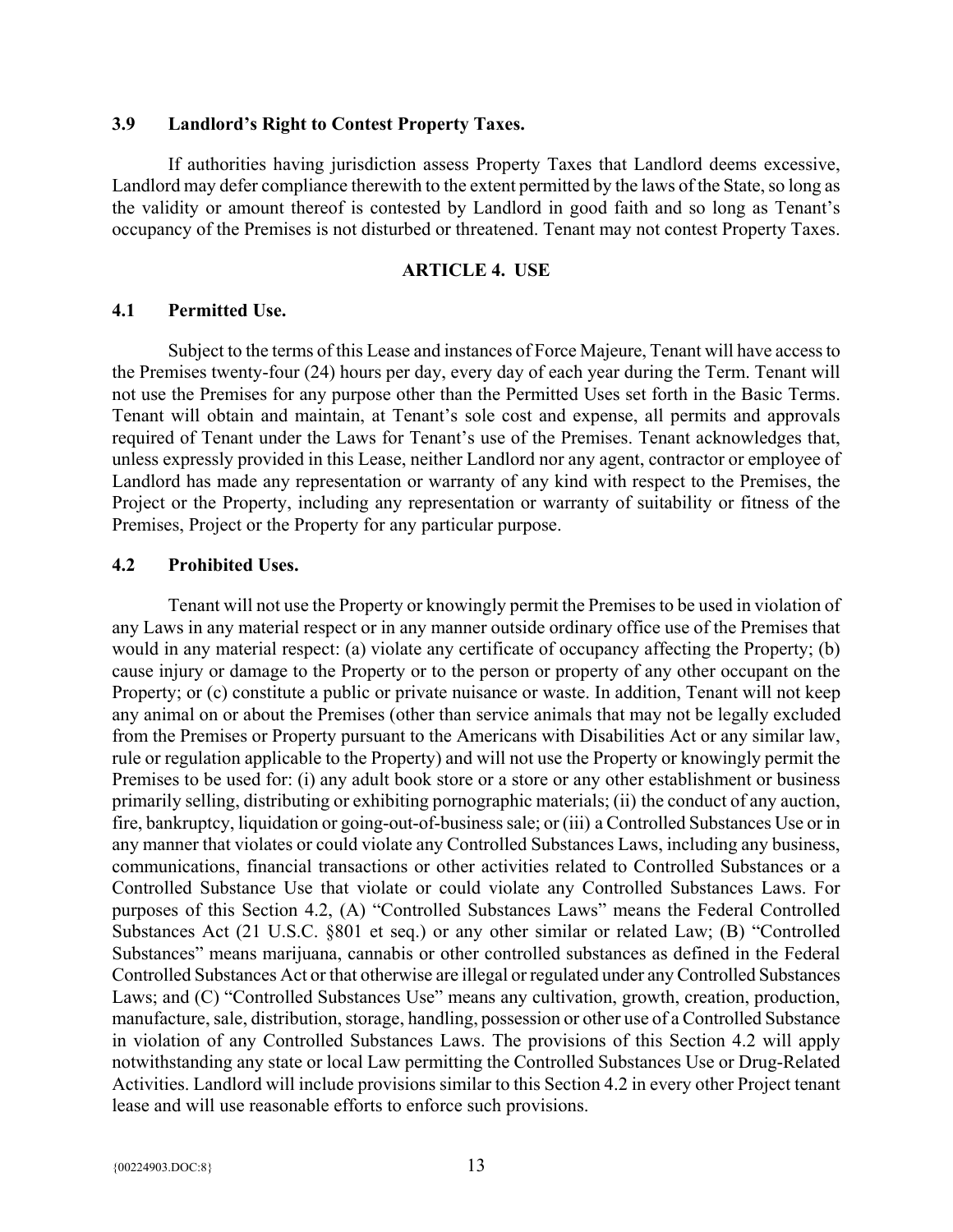### 3.9 Landlord's Right to Contest Property Taxes.

If authorities having jurisdiction assess Property Taxes that Landlord deems excessive, Landlord may defer compliance therewith to the extent permitted by the laws of the State, so long as the validity or amount thereof is contested by Landlord in good faith and so long as Tenant's occupancy of the Premises is not disturbed or threatened. Tenant may not contest Property Taxes.

## ARTICLE 4. USE

### 4.1 Permitted Use.

Subject to the terms of this Lease and instances of Force Majeure, Tenant will have access to the Premises twenty-four (24) hours per day, every day of each year during the Term. Tenant will not use the Premises for any purpose other than the Permitted Uses set forth in the Basic Terms. Tenant will obtain and maintain, at Tenant's sole cost and expense, all permits and approvals required of Tenant under the Laws for Tenant's use of the Premises. Tenant acknowledges that, unless expressly provided in this Lease, neither Landlord nor any agent, contractor or employee of Landlord has made any representation or warranty of any kind with respect to the Premises, the Project or the Property, including any representation or warranty of suitability or fitness of the Premises, Project or the Property for any particular purpose.

### 4.2 Prohibited Uses.

Tenant will not use the Property or knowingly permit the Premises to be used in violation of any Laws in any material respect or in any manner outside ordinary office use of the Premises that would in any material respect: (a) violate any certificate of occupancy affecting the Property; (b) cause injury or damage to the Property or to the person or property of any other occupant on the Property; or (c) constitute a public or private nuisance or waste. In addition, Tenant will not keep any animal on or about the Premises (other than service animals that may not be legally excluded from the Premises or Property pursuant to the Americans with Disabilities Act or any similar law, rule or regulation applicable to the Property) and will not use the Property or knowingly permit the Premises to be used for: (i) any adult book store or a store or any other establishment or business primarily selling, distributing or exhibiting pornographic materials; (ii) the conduct of any auction, fire, bankruptcy, liquidation or going-out-of-business sale; or (iii) a Controlled Substances Use or in any manner that violates or could violate any Controlled Substances Laws, including any business, communications, financial transactions or other activities related to Controlled Substances or a Controlled Substance Use that violate or could violate any Controlled Substances Laws. For purposes of this Section 4.2, (A) "Controlled Substances Laws" means the Federal Controlled Substances Act (21 U.S.C. §801 et seq.) or any other similar or related Law; (B) "Controlled Substances" means marijuana, cannabis or other controlled substances as defined in the Federal Controlled Substances Act or that otherwise are illegal or regulated under any Controlled Substances Laws; and (C) "Controlled Substances Use" means any cultivation, growth, creation, production, manufacture, sale, distribution, storage, handling, possession or other use of a Controlled Substance in violation of any Controlled Substances Laws. The provisions of this Section 4.2 will apply notwithstanding any state or local Law permitting the Controlled Substances Use or Drug-Related Activities. Landlord will include provisions similar to this Section 4.2 in every other Project tenant lease and will use reasonable efforts to enforce such provisions.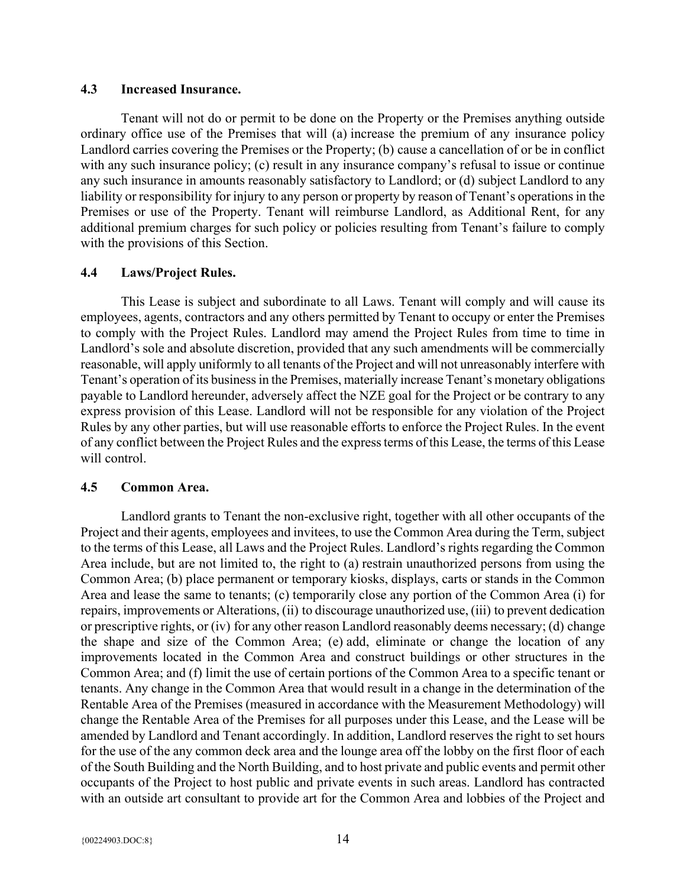### 4.3 Increased Insurance.

Tenant will not do or permit to be done on the Property or the Premises anything outside ordinary office use of the Premises that will (a) increase the premium of any insurance policy Landlord carries covering the Premises or the Property; (b) cause a cancellation of or be in conflict with any such insurance policy; (c) result in any insurance company's refusal to issue or continue any such insurance in amounts reasonably satisfactory to Landlord; or (d) subject Landlord to any liability or responsibility for injury to any person or property by reason of Tenant's operations in the Premises or use of the Property. Tenant will reimburse Landlord, as Additional Rent, for any additional premium charges for such policy or policies resulting from Tenant's failure to comply with the provisions of this Section.

### 4.4 Laws/Project Rules.

This Lease is subject and subordinate to all Laws. Tenant will comply and will cause its employees, agents, contractors and any others permitted by Tenant to occupy or enter the Premises to comply with the Project Rules. Landlord may amend the Project Rules from time to time in Landlord's sole and absolute discretion, provided that any such amendments will be commercially reasonable, will apply uniformly to all tenants of the Project and will not unreasonably interfere with Tenant's operation of its business in the Premises, materially increase Tenant's monetary obligations payable to Landlord hereunder, adversely affect the NZE goal for the Project or be contrary to any express provision of this Lease. Landlord will not be responsible for any violation of the Project Rules by any other parties, but will use reasonable efforts to enforce the Project Rules. In the event of any conflict between the Project Rules and the express terms of this Lease, the terms of this Lease will control.

### 4.5 Common Area.

Landlord grants to Tenant the non-exclusive right, together with all other occupants of the Project and their agents, employees and invitees, to use the Common Area during the Term, subject to the terms of this Lease, all Laws and the Project Rules. Landlord's rights regarding the Common Area include, but are not limited to, the right to (a) restrain unauthorized persons from using the Common Area; (b) place permanent or temporary kiosks, displays, carts or stands in the Common Area and lease the same to tenants; (c) temporarily close any portion of the Common Area (i) for repairs, improvements or Alterations, (ii) to discourage unauthorized use, (iii) to prevent dedication or prescriptive rights, or (iv) for any other reason Landlord reasonably deems necessary; (d) change the shape and size of the Common Area; (e) add, eliminate or change the location of any improvements located in the Common Area and construct buildings or other structures in the Common Area; and (f) limit the use of certain portions of the Common Area to a specific tenant or tenants. Any change in the Common Area that would result in a change in the determination of the Rentable Area of the Premises (measured in accordance with the Measurement Methodology) will change the Rentable Area of the Premises for all purposes under this Lease, and the Lease will be amended by Landlord and Tenant accordingly. In addition, Landlord reserves the right to set hours for the use of the any common deck area and the lounge area off the lobby on the first floor of each of the South Building and the North Building, and to host private and public events and permit other occupants of the Project to host public and private events in such areas. Landlord has contracted with an outside art consultant to provide art for the Common Area and lobbies of the Project and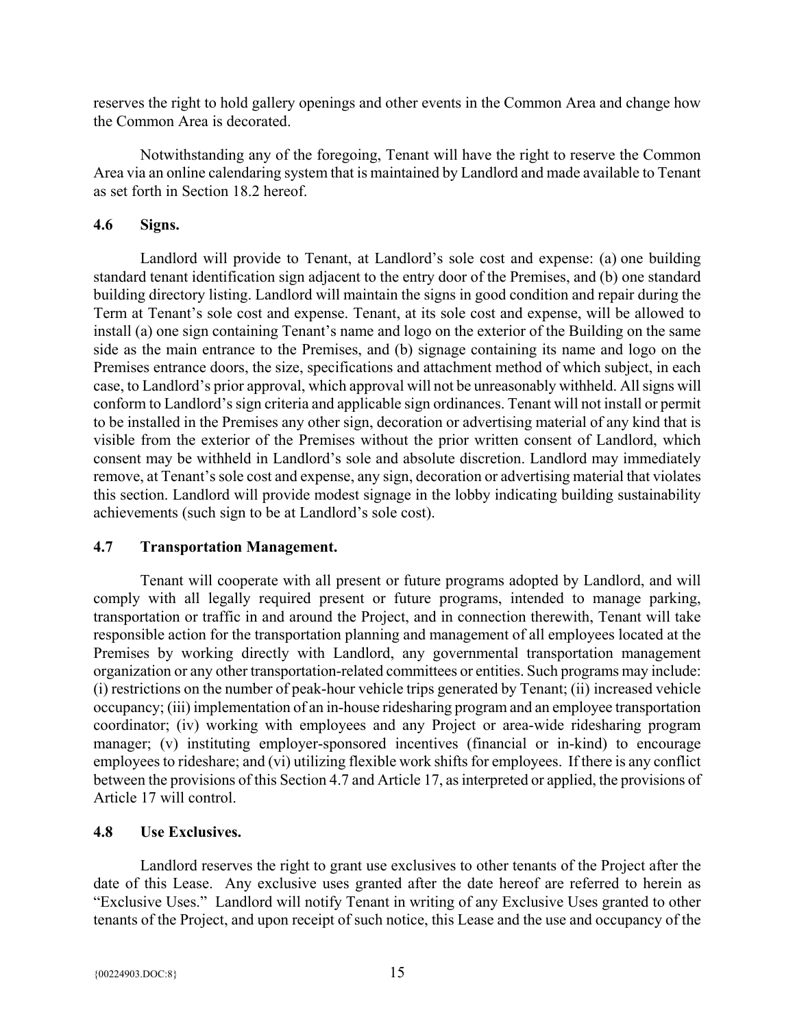reserves the right to hold gallery openings and other events in the Common Area and change how the Common Area is decorated.

Notwithstanding any of the foregoing, Tenant will have the right to reserve the Common Area via an online calendaring system that is maintained by Landlord and made available to Tenant as set forth in Section 18.2 hereof.

### 4.6 Signs.

Landlord will provide to Tenant, at Landlord's sole cost and expense: (a) one building standard tenant identification sign adjacent to the entry door of the Premises, and (b) one standard building directory listing. Landlord will maintain the signs in good condition and repair during the Term at Tenant's sole cost and expense. Tenant, at its sole cost and expense, will be allowed to install (a) one sign containing Tenant's name and logo on the exterior of the Building on the same side as the main entrance to the Premises, and (b) signage containing its name and logo on the Premises entrance doors, the size, specifications and attachment method of which subject, in each case, to Landlord's prior approval, which approval will not be unreasonably withheld. All signs will conform to Landlord's sign criteria and applicable sign ordinances. Tenant will not install or permit to be installed in the Premises any other sign, decoration or advertising material of any kind that is visible from the exterior of the Premises without the prior written consent of Landlord, which consent may be withheld in Landlord's sole and absolute discretion. Landlord may immediately remove, at Tenant's sole cost and expense, any sign, decoration or advertising material that violates this section. Landlord will provide modest signage in the lobby indicating building sustainability achievements (such sign to be at Landlord's sole cost).

### 4.7 Transportation Management.

Tenant will cooperate with all present or future programs adopted by Landlord, and will comply with all legally required present or future programs, intended to manage parking, transportation or traffic in and around the Project, and in connection therewith, Tenant will take responsible action for the transportation planning and management of all employees located at the Premises by working directly with Landlord, any governmental transportation management organization or any other transportation-related committees or entities. Such programs may include: (i) restrictions on the number of peak-hour vehicle trips generated by Tenant; (ii) increased vehicle occupancy; (iii) implementation of an in-house ridesharing program and an employee transportation coordinator; (iv) working with employees and any Project or area-wide ridesharing program manager; (v) instituting employer-sponsored incentives (financial or in-kind) to encourage employees to rideshare; and (vi) utilizing flexible work shifts for employees. If there is any conflict between the provisions of this Section 4.7 and Article 17, as interpreted or applied, the provisions of Article 17 will control.

### 4.8 Use Exclusives.

Landlord reserves the right to grant use exclusives to other tenants of the Project after the date of this Lease. Any exclusive uses granted after the date hereof are referred to herein as "Exclusive Uses." Landlord will notify Tenant in writing of any Exclusive Uses granted to other tenants of the Project, and upon receipt of such notice, this Lease and the use and occupancy of the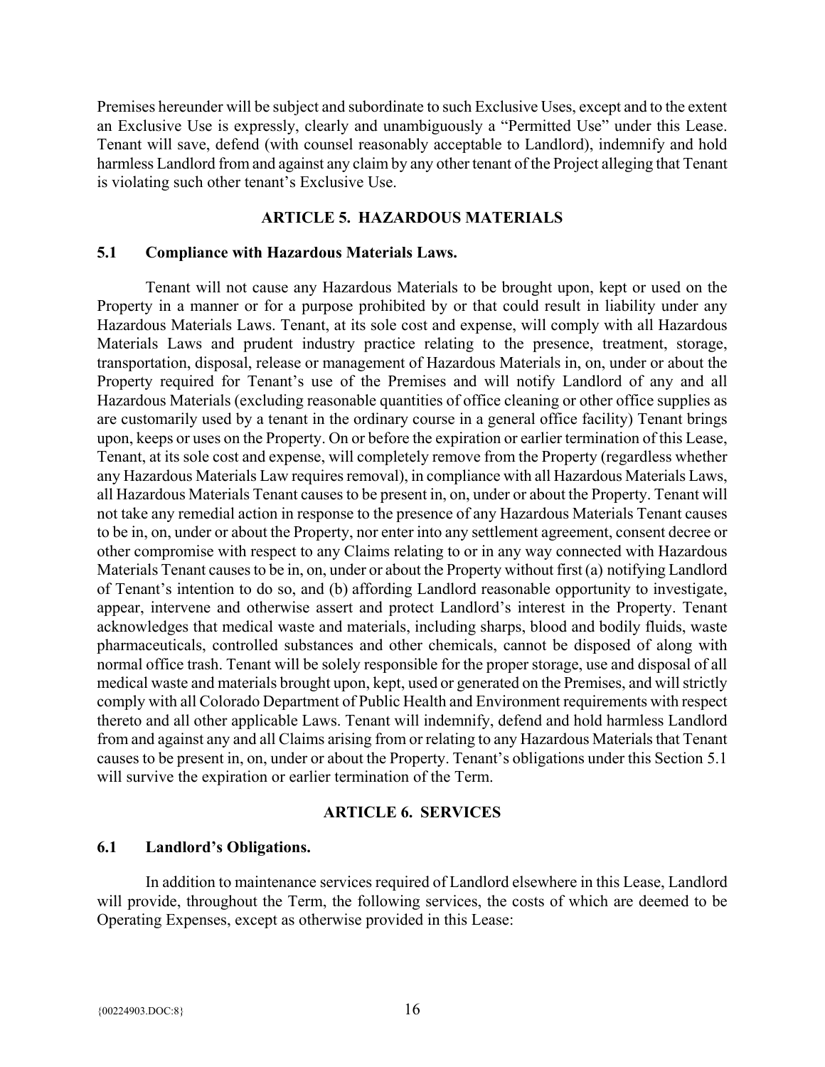Premises hereunder will be subject and subordinate to such Exclusive Uses, except and to the extent an Exclusive Use is expressly, clearly and unambiguously a "Permitted Use" under this Lease. Tenant will save, defend (with counsel reasonably acceptable to Landlord), indemnify and hold harmless Landlord from and against any claim by any other tenant of the Project alleging that Tenant is violating such other tenant's Exclusive Use.

## ARTICLE 5. HAZARDOUS MATERIALS

### 5.1 Compliance with Hazardous Materials Laws.

Tenant will not cause any Hazardous Materials to be brought upon, kept or used on the Property in a manner or for a purpose prohibited by or that could result in liability under any Hazardous Materials Laws. Tenant, at its sole cost and expense, will comply with all Hazardous Materials Laws and prudent industry practice relating to the presence, treatment, storage, transportation, disposal, release or management of Hazardous Materials in, on, under or about the Property required for Tenant's use of the Premises and will notify Landlord of any and all Hazardous Materials (excluding reasonable quantities of office cleaning or other office supplies as are customarily used by a tenant in the ordinary course in a general office facility) Tenant brings upon, keeps or uses on the Property. On or before the expiration or earlier termination of this Lease, Tenant, at its sole cost and expense, will completely remove from the Property (regardless whether any Hazardous Materials Law requires removal), in compliance with all Hazardous Materials Laws, all Hazardous Materials Tenant causes to be present in, on, under or about the Property. Tenant will not take any remedial action in response to the presence of any Hazardous Materials Tenant causes to be in, on, under or about the Property, nor enter into any settlement agreement, consent decree or other compromise with respect to any Claims relating to or in any way connected with Hazardous Materials Tenant causes to be in, on, under or about the Property without first (a) notifying Landlord of Tenant's intention to do so, and (b) affording Landlord reasonable opportunity to investigate, appear, intervene and otherwise assert and protect Landlord's interest in the Property. Tenant acknowledges that medical waste and materials, including sharps, blood and bodily fluids, waste pharmaceuticals, controlled substances and other chemicals, cannot be disposed of along with normal office trash. Tenant will be solely responsible for the proper storage, use and disposal of all medical waste and materials brought upon, kept, used or generated on the Premises, and will strictly comply with all Colorado Department of Public Health and Environment requirements with respect thereto and all other applicable Laws. Tenant will indemnify, defend and hold harmless Landlord from and against any and all Claims arising from or relating to any Hazardous Materials that Tenant causes to be present in, on, under or about the Property. Tenant's obligations under this Section 5.1 will survive the expiration or earlier termination of the Term.

## ARTICLE 6. SERVICES

### 6.1 Landlord's Obligations.

In addition to maintenance services required of Landlord elsewhere in this Lease, Landlord will provide, throughout the Term, the following services, the costs of which are deemed to be Operating Expenses, except as otherwise provided in this Lease: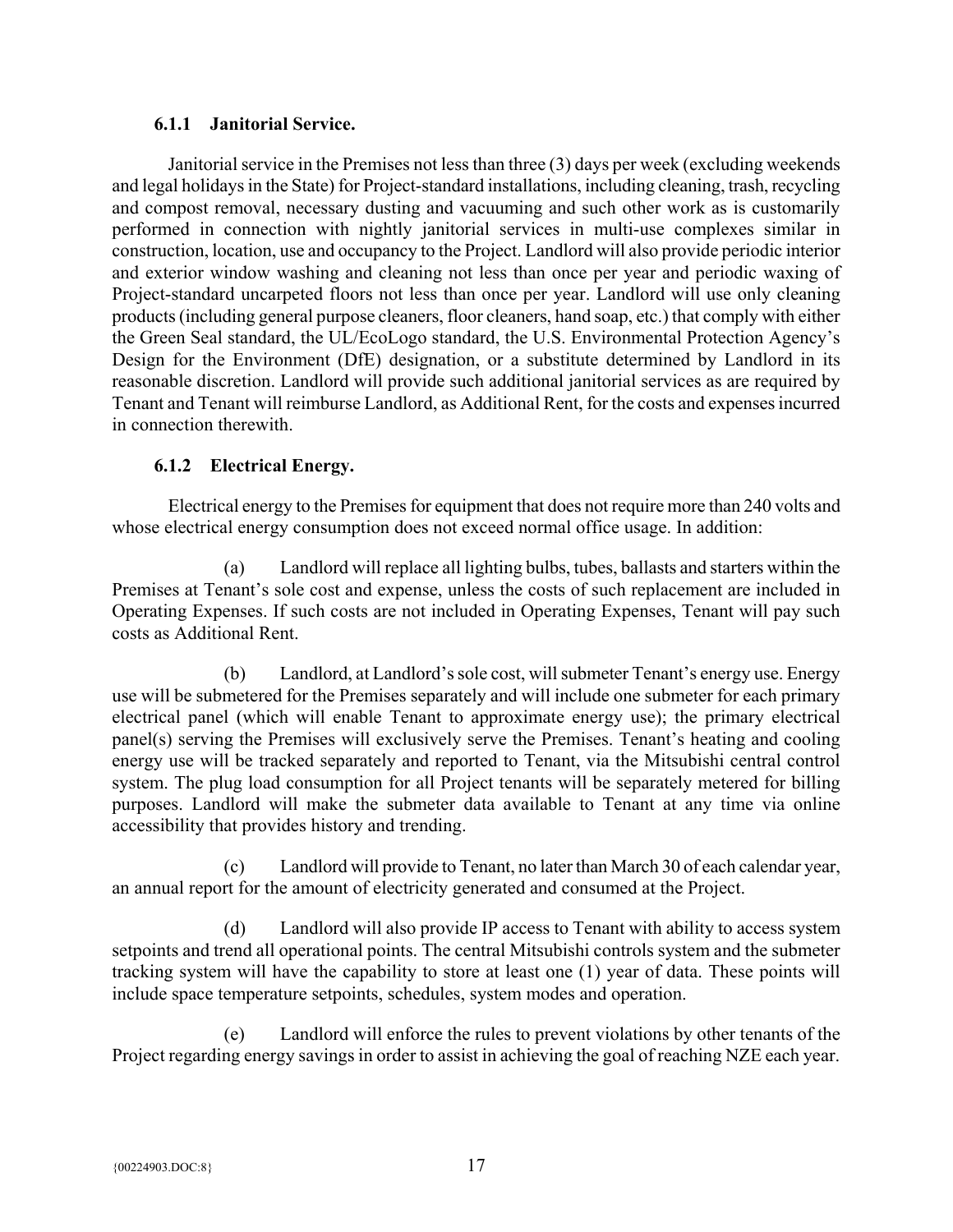### 6.1.1 Janitorial Service.

Janitorial service in the Premises not less than three (3) days per week (excluding weekends and legal holidays in the State) for Project-standard installations, including cleaning, trash, recycling and compost removal, necessary dusting and vacuuming and such other work as is customarily performed in connection with nightly janitorial services in multi-use complexes similar in construction, location, use and occupancy to the Project. Landlord will also provide periodic interior and exterior window washing and cleaning not less than once per year and periodic waxing of Project-standard uncarpeted floors not less than once per year. Landlord will use only cleaning products (including general purpose cleaners, floor cleaners, hand soap, etc.) that comply with either the Green Seal standard, the UL/EcoLogo standard, the U.S. Environmental Protection Agency's Design for the Environment (DfE) designation, or a substitute determined by Landlord in its reasonable discretion. Landlord will provide such additional janitorial services as are required by Tenant and Tenant will reimburse Landlord, as Additional Rent, for the costs and expenses incurred in connection therewith.

### 6.1.2 Electrical Energy.

Electrical energy to the Premises for equipment that does not require more than 240 volts and whose electrical energy consumption does not exceed normal office usage. In addition:

(a) Landlord will replace all lighting bulbs, tubes, ballasts and starters within the Premises at Tenant's sole cost and expense, unless the costs of such replacement are included in Operating Expenses. If such costs are not included in Operating Expenses, Tenant will pay such costs as Additional Rent.

(b) Landlord, at Landlord's sole cost, will submeter Tenant's energy use. Energy use will be submetered for the Premises separately and will include one submeter for each primary electrical panel (which will enable Tenant to approximate energy use); the primary electrical panel(s) serving the Premises will exclusively serve the Premises. Tenant's heating and cooling energy use will be tracked separately and reported to Tenant, via the Mitsubishi central control system. The plug load consumption for all Project tenants will be separately metered for billing purposes. Landlord will make the submeter data available to Tenant at any time via online accessibility that provides history and trending.

(c) Landlord will provide to Tenant, no later than March 30 of each calendar year, an annual report for the amount of electricity generated and consumed at the Project.

(d) Landlord will also provide IP access to Tenant with ability to access system setpoints and trend all operational points. The central Mitsubishi controls system and the submeter tracking system will have the capability to store at least one (1) year of data. These points will include space temperature setpoints, schedules, system modes and operation.

(e) Landlord will enforce the rules to prevent violations by other tenants of the Project regarding energy savings in order to assist in achieving the goal of reaching NZE each year.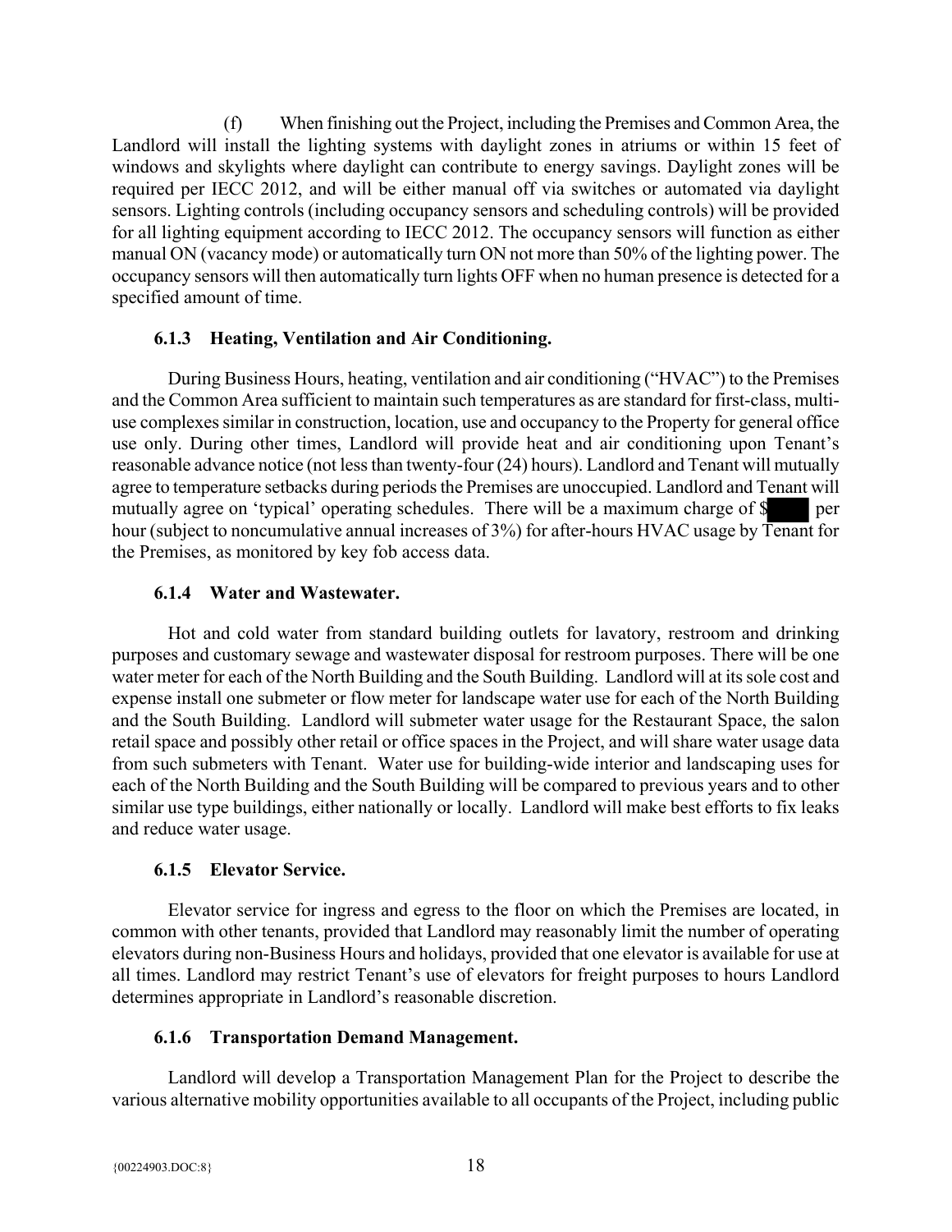(f) When finishing out the Project, including the Premises and Common Area, the Landlord will install the lighting systems with daylight zones in atriums or within 15 feet of windows and skylights where daylight can contribute to energy savings. Daylight zones will be required per IECC 2012, and will be either manual off via switches or automated via daylight sensors. Lighting controls (including occupancy sensors and scheduling controls) will be provided for all lighting equipment according to IECC 2012. The occupancy sensors will function as either manual ON (vacancy mode) or automatically turn ON not more than 50% of the lighting power. The occupancy sensors will then automatically turn lights OFF when no human presence is detected for a specified amount of time.

### 6.1.3 Heating, Ventilation and Air Conditioning.

During Business Hours, heating, ventilation and air conditioning ("HVAC") to the Premises and the Common Area sufficient to maintain such temperatures as are standard for first-class, multi-use complexes similar in construction, location, use and occupancy to the Property for general office use only. During other times, Landlord will provide heat and air conditioning upon Tenant's reasonable advance notice (not less than twenty-four (24) hours). Landlord and Tenant will mutually agree to temperature setbacks during periods the Premises are unoccupied. Landlord and Tenant will mutually agree on 'typical' operating schedules. There will be a maximum charge of $[REDACTED] per hour (subject to noncumulative annual increases of 3%) for after-hours HVAC usage by Tenant for the Premises, as monitored by key fob access data.

### 6.1.4 Water and Wastewater.

Hot and cold water from standard building outlets for lavatory, restroom and drinking purposes and customary sewage and wastewater disposal for restroom purposes. There will be one water meter for each of the North Building and the South Building. Landlord will at its sole cost and expense install one submeter or flow meter for landscape water use for each of the North Building and the South Building. Landlord will submeter water usage for the Restaurant Space, the salon retail space and possibly other retail or office spaces in the Project, and will share water usage data from such submeters with Tenant. Water use for building-wide interior and landscaping uses for each of the North Building and the South Building will be compared to previous years and to other similar use type buildings, either nationally or locally. Landlord will make best efforts to fix leaks and reduce water usage.

### 6.1.5 Elevator Service.

Elevator service for ingress and egress to the floor on which the Premises are located, in common with other tenants, provided that Landlord may reasonably limit the number of operating elevators during non-Business Hours and holidays, provided that one elevator is available for use at all times. Landlord may restrict Tenant's use of elevators for freight purposes to hours Landlord determines appropriate in Landlord's reasonable discretion.

### 6.1.6 Transportation Demand Management.

Landlord will develop a Transportation Management Plan for the Project to describe the various alternative mobility opportunities available to all occupants of the Project, including public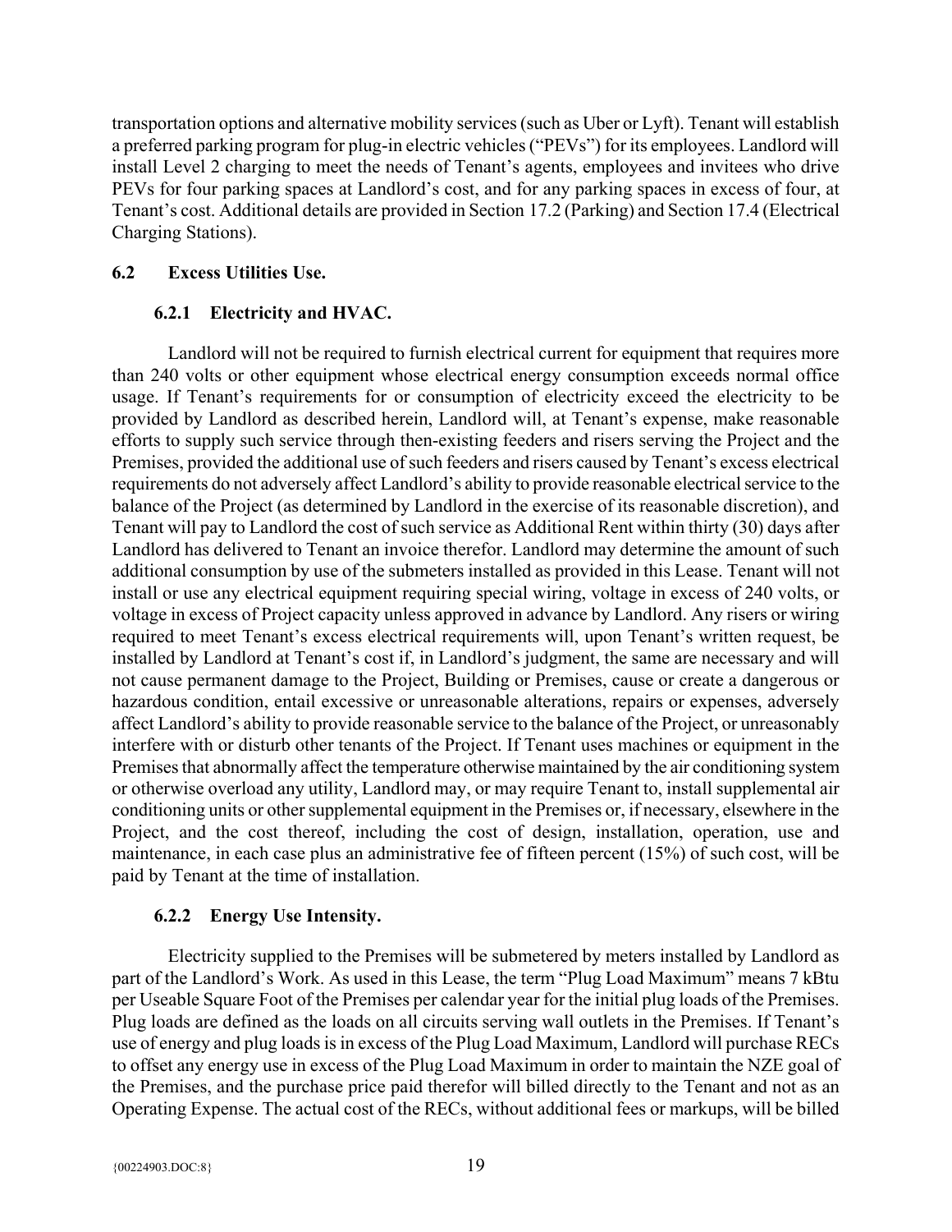transportation options and alternative mobility services (such as Uber or Lyft). Tenant will establish a preferred parking program for plug-in electric vehicles ("PEVs") for its employees. Landlord will install Level 2 charging to meet the needs of Tenant's agents, employees and invitees who drive PEVs for four parking spaces at Landlord's cost, and for any parking spaces in excess of four, at Tenant's cost. Additional details are provided in Section 17.2 (Parking) and Section 17.4 (Electrical Charging Stations).

### 6.2 Excess Utilities Use.

#### 6.2.1 Electricity and HVAC.

Landlord will not be required to furnish electrical current for equipment that requires more than 240 volts or other equipment whose electrical energy consumption exceeds normal office usage. If Tenant's requirements for or consumption of electricity exceed the electricity to be provided by Landlord as described herein, Landlord will, at Tenant's expense, make reasonable efforts to supply such service through then-existing feeders and risers serving the Project and the Premises, provided the additional use of such feeders and risers caused by Tenant's excess electrical requirements do not adversely affect Landlord's ability to provide reasonable electrical service to the balance of the Project (as determined by Landlord in the exercise of its reasonable discretion), and Tenant will pay to Landlord the cost of such service as Additional Rent within thirty (30) days after Landlord has delivered to Tenant an invoice therefor. Landlord may determine the amount of such additional consumption by use of the submeters installed as provided in this Lease. Tenant will not install or use any electrical equipment requiring special wiring, voltage in excess of 240 volts, or voltage in excess of Project capacity unless approved in advance by Landlord. Any risers or wiring required to meet Tenant's excess electrical requirements will, upon Tenant's written request, be installed by Landlord at Tenant's cost if, in Landlord's judgment, the same are necessary and will not cause permanent damage to the Project, Building or Premises, cause or create a dangerous or hazardous condition, entail excessive or unreasonable alterations, repairs or expenses, adversely affect Landlord's ability to provide reasonable service to the balance of the Project, or unreasonably interfere with or disturb other tenants of the Project. If Tenant uses machines or equipment in the Premises that abnormally affect the temperature otherwise maintained by the air conditioning system or otherwise overload any utility, Landlord may, or may require Tenant to, install supplemental air conditioning units or other supplemental equipment in the Premises or, if necessary, elsewhere in the Project, and the cost thereof, including the cost of design, installation, operation, use and maintenance, in each case plus an administrative fee of fifteen percent (15%) of such cost, will be paid by Tenant at the time of installation.

#### 6.2.2 Energy Use Intensity.

Electricity supplied to the Premises will be submetered by meters installed by Landlord as part of the Landlord's Work. As used in this Lease, the term "Plug Load Maximum" means 7 kBtu per Useable Square Foot of the Premises per calendar year for the initial plug loads of the Premises. Plug loads are defined as the loads on all circuits serving wall outlets in the Premises. If Tenant's use of energy and plug loads is in excess of the Plug Load Maximum, Landlord will purchase RECs to offset any energy use in excess of the Plug Load Maximum in order to maintain the NZE goal of the Premises, and the purchase price paid therefor will billed directly to the Tenant and not as an Operating Expense. The actual cost of the RECs, without additional fees or markups, will be billed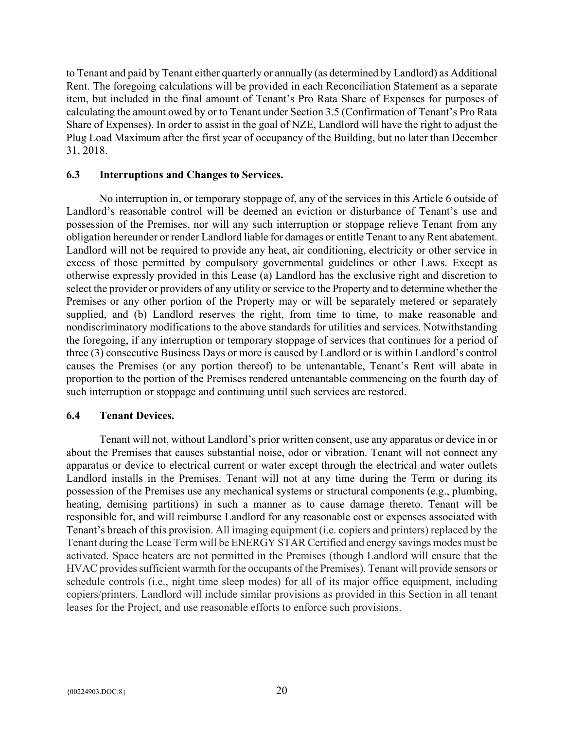to Tenant and paid by Tenant either quarterly or annually (as determined by Landlord) as Additional Rent. The foregoing calculations will be provided in each Reconciliation Statement as a separate item, but included in the final amount of Tenant's Pro Rata Share of Expenses for purposes of calculating the amount owed by or to Tenant under Section 3.5 (Confirmation of Tenant's Pro Rata Share of Expenses). In order to assist in the goal of NZE, Landlord will have the right to adjust the Plug Load Maximum after the first year of occupancy of the Building, but no later than December 31, 2018.

### 6.3 Interruptions and Changes to Services.

No interruption in, or temporary stoppage of, any of the services in this Article 6 outside of Landlord's reasonable control will be deemed an eviction or disturbance of Tenant's use and possession of the Premises, nor will any such interruption or stoppage relieve Tenant from any obligation hereunder or render Landlord liable for damages or entitle Tenant to any Rent abatement. Landlord will not be required to provide any heat, air conditioning, electricity or other service in excess of those permitted by compulsory governmental guidelines or other Laws. Except as otherwise expressly provided in this Lease (a) Landlord has the exclusive right and discretion to select the provider or providers of any utility or service to the Property and to determine whether the Premises or any other portion of the Property may or will be separately metered or separately supplied, and (b) Landlord reserves the right, from time to time, to make reasonable and nondiscriminatory modifications to the above standards for utilities and services. Notwithstanding the foregoing, if any interruption or temporary stoppage of services that continues for a period of three (3) consecutive Business Days or more is caused by Landlord or is within Landlord's control causes the Premises (or any portion thereof) to be untenantable, Tenant's Rent will abate in proportion to the portion of the Premises rendered untenantable commencing on the fourth day of such interruption or stoppage and continuing until such services are restored.

### 6.4 Tenant Devices.

Tenant will not, without Landlord's prior written consent, use any apparatus or device in or about the Premises that causes substantial noise, odor or vibration. Tenant will not connect any apparatus or device to electrical current or water except through the electrical and water outlets Landlord installs in the Premises. Tenant will not at any time during the Term or during its possession of the Premises use any mechanical systems or structural components (e.g., plumbing, heating, demising partitions) in such a manner as to cause damage thereto. Tenant will be responsible for, and will reimburse Landlord for any reasonable cost or expenses associated with Tenant's breach of this provision. All imaging equipment (i.e. copiers and printers) replaced by the Tenant during the Lease Term will be ENERGY STAR Certified and energy savings modes must be activated. Space heaters are not permitted in the Premises (though Landlord will ensure that the HVAC provides sufficient warmth for the occupants of the Premises). Tenant will provide sensors or schedule controls (i.e., night time sleep modes) for all of its major office equipment, including copiers/printers. Landlord will include similar provisions as provided in this Section in all tenant leases for the Project, and use reasonable efforts to enforce such provisions.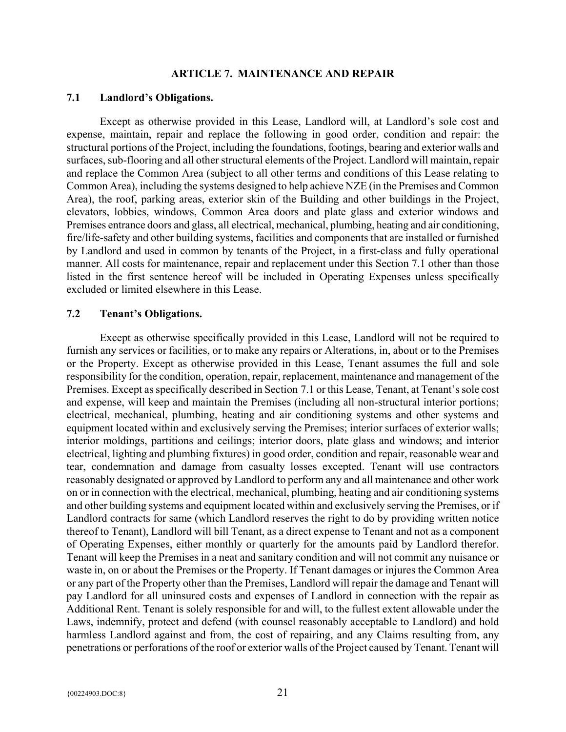## ARTICLE 7. MAINTENANCE AND REPAIR

### 7.1 Landlord's Obligations.

Except as otherwise provided in this Lease, Landlord will, at Landlord's sole cost and expense, maintain, repair and replace the following in good order, condition and repair: the structural portions of the Project, including the foundations, footings, bearing and exterior walls and surfaces, sub-flooring and all other structural elements of the Project. Landlord will maintain, repair and replace the Common Area (subject to all other terms and conditions of this Lease relating to Common Area), including the systems designed to help achieve NZE (in the Premises and Common Area), the roof, parking areas, exterior skin of the Building and other buildings in the Project, elevators, lobbies, windows, Common Area doors and plate glass and exterior windows and Premises entrance doors and glass, all electrical, mechanical, plumbing, heating and air conditioning, fire/life-safety and other building systems, facilities and components that are installed or furnished by Landlord and used in common by tenants of the Project, in a first-class and fully operational manner. All costs for maintenance, repair and replacement under this Section 7.1 other than those listed in the first sentence hereof will be included in Operating Expenses unless specifically excluded or limited elsewhere in this Lease.

### 7.2 Tenant's Obligations.

Except as otherwise specifically provided in this Lease, Landlord will not be required to furnish any services or facilities, or to make any repairs or Alterations, in, about or to the Premises or the Property. Except as otherwise provided in this Lease, Tenant assumes the full and sole responsibility for the condition, operation, repair, replacement, maintenance and management of the Premises. Except as specifically described in Section 7.1 or this Lease, Tenant, at Tenant's sole cost and expense, will keep and maintain the Premises (including all non-structural interior portions; electrical, mechanical, plumbing, heating and air conditioning systems and other systems and equipment located within and exclusively serving the Premises; interior surfaces of exterior walls; interior moldings, partitions and ceilings; interior doors, plate glass and windows; and interior electrical, lighting and plumbing fixtures) in good order, condition and repair, reasonable wear and tear, condemnation and damage from casualty losses excepted. Tenant will use contractors reasonably designated or approved by Landlord to perform any and all maintenance and other work on or in connection with the electrical, mechanical, plumbing, heating and air conditioning systems and other building systems and equipment located within and exclusively serving the Premises, or if Landlord contracts for same (which Landlord reserves the right to do by providing written notice thereof to Tenant), Landlord will bill Tenant, as a direct expense to Tenant and not as a component of Operating Expenses, either monthly or quarterly for the amounts paid by Landlord therefor. Tenant will keep the Premises in a neat and sanitary condition and will not commit any nuisance or waste in, on or about the Premises or the Property. If Tenant damages or injures the Common Area or any part of the Property other than the Premises, Landlord will repair the damage and Tenant will pay Landlord for all uninsured costs and expenses of Landlord in connection with the repair as Additional Rent. Tenant is solely responsible for and will, to the fullest extent allowable under the Laws, indemnify, protect and defend (with counsel reasonably acceptable to Landlord) and hold harmless Landlord against and from, the cost of repairing, and any Claims resulting from, any penetrations or perforations of the roof or exterior walls of the Project caused by Tenant. Tenant will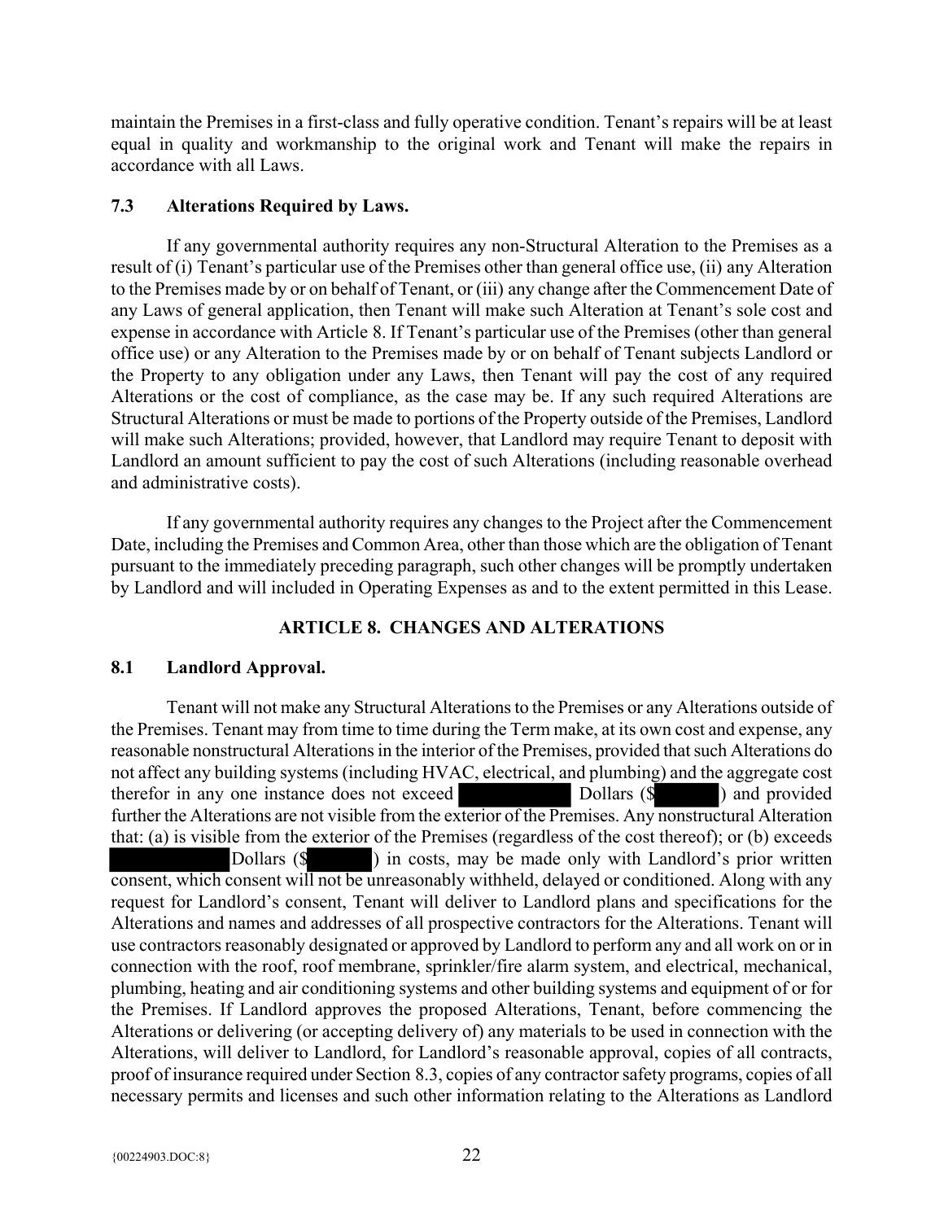maintain the Premises in a first-class and fully operative condition. Tenant's repairs will be at least equal in quality and workmanship to the original work and Tenant will make the repairs in accordance with all Laws.

### 7.3 Alterations Required by Laws.

If any governmental authority requires any non-Structural Alteration to the Premises as a result of (i) Tenant's particular use of the Premises other than general office use, (ii) any Alteration to the Premises made by or on behalf of Tenant, or (iii) any change after the Commencement Date of any Laws of general application, then Tenant will make such Alteration at Tenant's sole cost and expense in accordance with Article 8. If Tenant's particular use of the Premises (other than general office use) or any Alteration to the Premises made by or on behalf of Tenant subjects Landlord or the Property to any obligation under any Laws, then Tenant will pay the cost of any required Alterations or the cost of compliance, as the case may be. If any such required Alterations are Structural Alterations or must be made to portions of the Property outside of the Premises, Landlord will make such Alterations; provided, however, that Landlord may require Tenant to deposit with Landlord an amount sufficient to pay the cost of such Alterations (including reasonable overhead and administrative costs).

If any governmental authority requires any changes to the Project after the Commencement Date, including the Premises and Common Area, other than those which are the obligation of Tenant pursuant to the immediately preceding paragraph, such other changes will be promptly undertaken by Landlord and will included in Operating Expenses as and to the extent permitted in this Lease.

## ARTICLE 8. CHANGES AND ALTERATIONS

### 8.1 Landlord Approval.

Tenant will not make any Structural Alterations to the Premises or any Alterations outside of the Premises. Tenant may from time to time during the Term make, at its own cost and expense, any reasonable nonstructural Alterations in the interior of the Premises, provided that such Alterations do not affect any building systems (including HVAC, electrical, and plumbing) and the aggregate cost therefor in any one instance does not exceed [REDACTED] Dollars ($[REDACTED]) and provided further the Alterations are not visible from the exterior of the Premises. Any nonstructural Alteration that: (a) is visible from the exterior of the Premises (regardless of the cost thereof); or (b) exceeds [REDACTED] Dollars ($[REDACTED]) in costs, may be made only with Landlord's prior written consent, which consent will not be unreasonably withheld, delayed or conditioned. Along with any request for Landlord's consent, Tenant will deliver to Landlord plans and specifications for the Alterations and names and addresses of all prospective contractors for the Alterations. Tenant will use contractors reasonably designated or approved by Landlord to perform any and all work on or in connection with the roof, roof membrane, sprinkler/fire alarm system, and electrical, mechanical, plumbing, heating and air conditioning systems and other building systems and equipment of or for the Premises. If Landlord approves the proposed Alterations, Tenant, before commencing the Alterations or delivering (or accepting delivery of) any materials to be used in connection with the Alterations, will deliver to Landlord, for Landlord's reasonable approval, copies of all contracts, proof of insurance required under Section 8.3, copies of any contractor safety programs, copies of all necessary permits and licenses and such other information relating to the Alterations as Landlord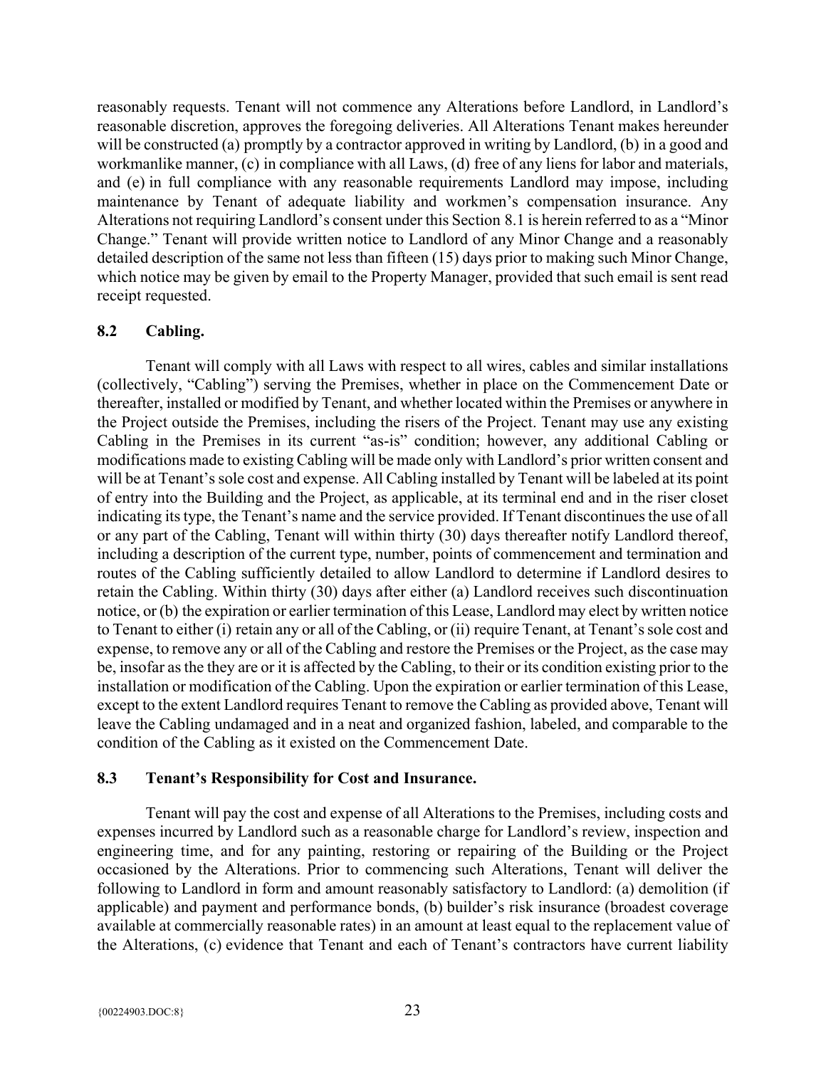reasonably requests. Tenant will not commence any Alterations before Landlord, in Landlord's reasonable discretion, approves the foregoing deliveries. All Alterations Tenant makes hereunder will be constructed (a) promptly by a contractor approved in writing by Landlord, (b) in a good and workmanlike manner, (c) in compliance with all Laws, (d) free of any liens for labor and materials, and (e) in full compliance with any reasonable requirements Landlord may impose, including maintenance by Tenant of adequate liability and workmen's compensation insurance. Any Alterations not requiring Landlord's consent under this Section 8.1 is herein referred to as a "Minor Change." Tenant will provide written notice to Landlord of any Minor Change and a reasonably detailed description of the same not less than fifteen (15) days prior to making such Minor Change, which notice may be given by email to the Property Manager, provided that such email is sent read receipt requested.

## 8.2 Cabling.

Tenant will comply with all Laws with respect to all wires, cables and similar installations (collectively, "Cabling") serving the Premises, whether in place on the Commencement Date or thereafter, installed or modified by Tenant, and whether located within the Premises or anywhere in the Project outside the Premises, including the risers of the Project. Tenant may use any existing Cabling in the Premises in its current "as-is" condition; however, any additional Cabling or modifications made to existing Cabling will be made only with Landlord's prior written consent and will be at Tenant's sole cost and expense. All Cabling installed by Tenant will be labeled at its point of entry into the Building and the Project, as applicable, at its terminal end and in the riser closet indicating its type, the Tenant's name and the service provided. If Tenant discontinues the use of all or any part of the Cabling, Tenant will within thirty (30) days thereafter notify Landlord thereof, including a description of the current type, number, points of commencement and termination and routes of the Cabling sufficiently detailed to allow Landlord to determine if Landlord desires to retain the Cabling. Within thirty (30) days after either (a) Landlord receives such discontinuation notice, or (b) the expiration or earlier termination of this Lease, Landlord may elect by written notice to Tenant to either (i) retain any or all of the Cabling, or (ii) require Tenant, at Tenant's sole cost and expense, to remove any or all of the Cabling and restore the Premises or the Project, as the case may be, insofar as the they are or it is affected by the Cabling, to their or its condition existing prior to the installation or modification of the Cabling. Upon the expiration or earlier termination of this Lease, except to the extent Landlord requires Tenant to remove the Cabling as provided above, Tenant will leave the Cabling undamaged and in a neat and organized fashion, labeled, and comparable to the condition of the Cabling as it existed on the Commencement Date.

## 8.3 Tenant's Responsibility for Cost and Insurance.

Tenant will pay the cost and expense of all Alterations to the Premises, including costs and expenses incurred by Landlord such as a reasonable charge for Landlord's review, inspection and engineering time, and for any painting, restoring or repairing of the Building or the Project occasioned by the Alterations. Prior to commencing such Alterations, Tenant will deliver the following to Landlord in form and amount reasonably satisfactory to Landlord: (a) demolition (if applicable) and payment and performance bonds, (b) builder's risk insurance (broadest coverage available at commercially reasonable rates) in an amount at least equal to the replacement value of the Alterations, (c) evidence that Tenant and each of Tenant's contractors have current liability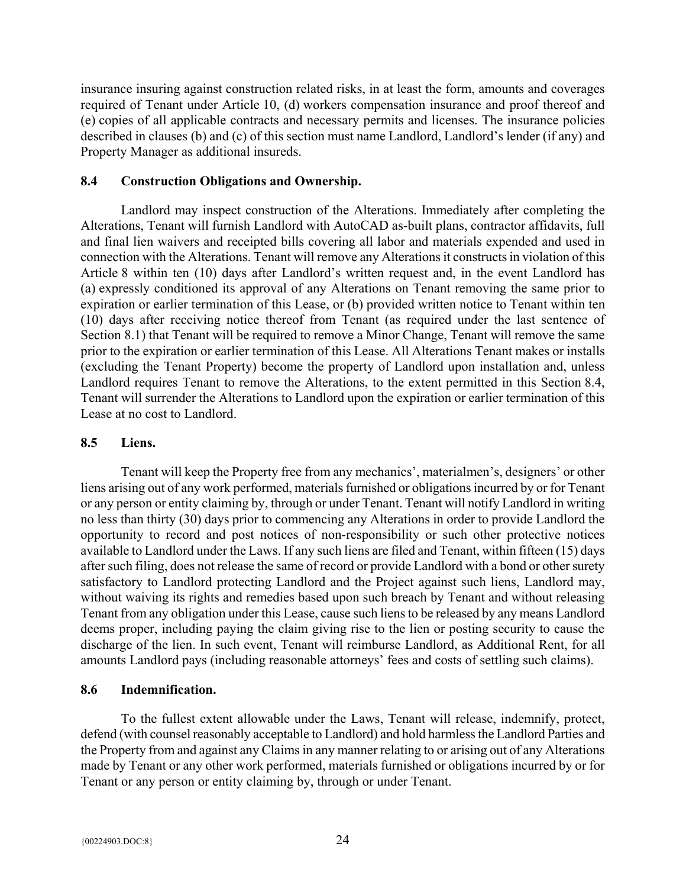insurance insuring against construction related risks, in at least the form, amounts and coverages required of Tenant under Article 10, (d) workers compensation insurance and proof thereof and (e) copies of all applicable contracts and necessary permits and licenses. The insurance policies described in clauses (b) and (c) of this section must name Landlord, Landlord's lender (if any) and Property Manager as additional insureds.

### 8.4 Construction Obligations and Ownership.

Landlord may inspect construction of the Alterations. Immediately after completing the Alterations, Tenant will furnish Landlord with AutoCAD as-built plans, contractor affidavits, full and final lien waivers and receipted bills covering all labor and materials expended and used in connection with the Alterations. Tenant will remove any Alterations it constructs in violation of this Article 8 within ten (10) days after Landlord's written request and, in the event Landlord has (a) expressly conditioned its approval of any Alterations on Tenant removing the same prior to expiration or earlier termination of this Lease, or (b) provided written notice to Tenant within ten (10) days after receiving notice thereof from Tenant (as required under the last sentence of Section 8.1) that Tenant will be required to remove a Minor Change, Tenant will remove the same prior to the expiration or earlier termination of this Lease. All Alterations Tenant makes or installs (excluding the Tenant Property) become the property of Landlord upon installation and, unless Landlord requires Tenant to remove the Alterations, to the extent permitted in this Section 8.4, Tenant will surrender the Alterations to Landlord upon the expiration or earlier termination of this Lease at no cost to Landlord.

### 8.5 Liens.

Tenant will keep the Property free from any mechanics', materialmen's, designers' or other liens arising out of any work performed, materials furnished or obligations incurred by or for Tenant or any person or entity claiming by, through or under Tenant. Tenant will notify Landlord in writing no less than thirty (30) days prior to commencing any Alterations in order to provide Landlord the opportunity to record and post notices of non-responsibility or such other protective notices available to Landlord under the Laws. If any such liens are filed and Tenant, within fifteen (15) days after such filing, does not release the same of record or provide Landlord with a bond or other surety satisfactory to Landlord protecting Landlord and the Project against such liens, Landlord may, without waiving its rights and remedies based upon such breach by Tenant and without releasing Tenant from any obligation under this Lease, cause such liens to be released by any means Landlord deems proper, including paying the claim giving rise to the lien or posting security to cause the discharge of the lien. In such event, Tenant will reimburse Landlord, as Additional Rent, for all amounts Landlord pays (including reasonable attorneys' fees and costs of settling such claims).

### 8.6 Indemnification.

To the fullest extent allowable under the Laws, Tenant will release, indemnify, protect, defend (with counsel reasonably acceptable to Landlord) and hold harmless the Landlord Parties and the Property from and against any Claims in any manner relating to or arising out of any Alterations made by Tenant or any other work performed, materials furnished or obligations incurred by or for Tenant or any person or entity claiming by, through or under Tenant.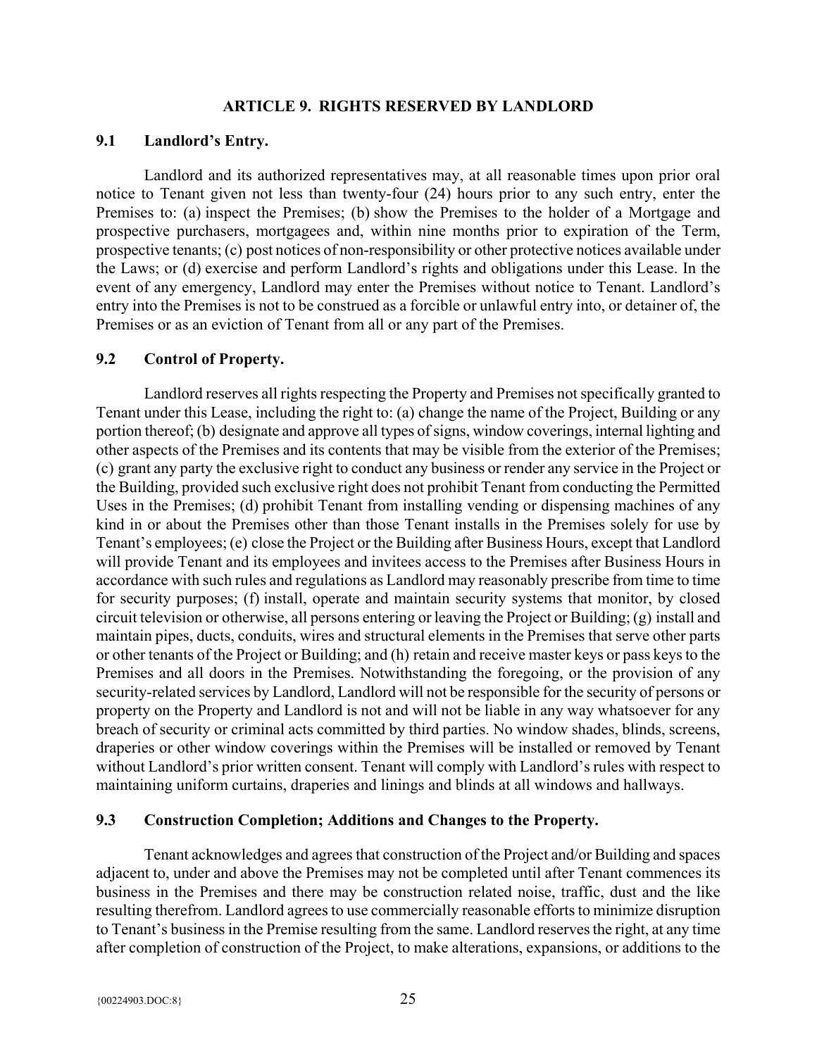## ARTICLE 9. RIGHTS RESERVED BY LANDLORD

### 9.1 Landlord's Entry.

Landlord and its authorized representatives may, at all reasonable times upon prior oral notice to Tenant given not less than twenty-four (24) hours prior to any such entry, enter the Premises to: (a) inspect the Premises; (b) show the Premises to the holder of a Mortgage and prospective purchasers, mortgagees and, within nine months prior to expiration of the Term, prospective tenants; (c) post notices of non-responsibility or other protective notices available under the Laws; or (d) exercise and perform Landlord's rights and obligations under this Lease. In the event of any emergency, Landlord may enter the Premises without notice to Tenant. Landlord's entry into the Premises is not to be construed as a forcible or unlawful entry into, or detainer of, the Premises or as an eviction of Tenant from all or any part of the Premises.

### 9.2 Control of Property.

Landlord reserves all rights respecting the Property and Premises not specifically granted to Tenant under this Lease, including the right to: (a) change the name of the Project, Building or any portion thereof; (b) designate and approve all types of signs, window coverings, internal lighting and other aspects of the Premises and its contents that may be visible from the exterior of the Premises; (c) grant any party the exclusive right to conduct any business or render any service in the Project or the Building, provided such exclusive right does not prohibit Tenant from conducting the Permitted Uses in the Premises; (d) prohibit Tenant from installing vending or dispensing machines of any kind in or about the Premises other than those Tenant installs in the Premises solely for use by Tenant's employees; (e) close the Project or the Building after Business Hours, except that Landlord will provide Tenant and its employees and invitees access to the Premises after Business Hours in accordance with such rules and regulations as Landlord may reasonably prescribe from time to time for security purposes; (f) install, operate and maintain security systems that monitor, by closed circuit television or otherwise, all persons entering or leaving the Project or Building; (g) install and maintain pipes, ducts, conduits, wires and structural elements in the Premises that serve other parts or other tenants of the Project or Building; and (h) retain and receive master keys or pass keys to the Premises and all doors in the Premises. Notwithstanding the foregoing, or the provision of any security-related services by Landlord, Landlord will not be responsible for the security of persons or property on the Property and Landlord is not and will not be liable in any way whatsoever for any breach of security or criminal acts committed by third parties. No window shades, blinds, screens, draperies or other window coverings within the Premises will be installed or removed by Tenant without Landlord's prior written consent. Tenant will comply with Landlord's rules with respect to maintaining uniform curtains, draperies and linings and blinds at all windows and hallways.

### 9.3 Construction Completion; Additions and Changes to the Property.

Tenant acknowledges and agrees that construction of the Project and/or Building and spaces adjacent to, under and above the Premises may not be completed until after Tenant commences its business in the Premises and there may be construction related noise, traffic, dust and the like resulting therefrom. Landlord agrees to use commercially reasonable efforts to minimize disruption to Tenant's business in the Premise resulting from the same. Landlord reserves the right, at any time after completion of construction of the Project, to make alterations, expansions, or additions to the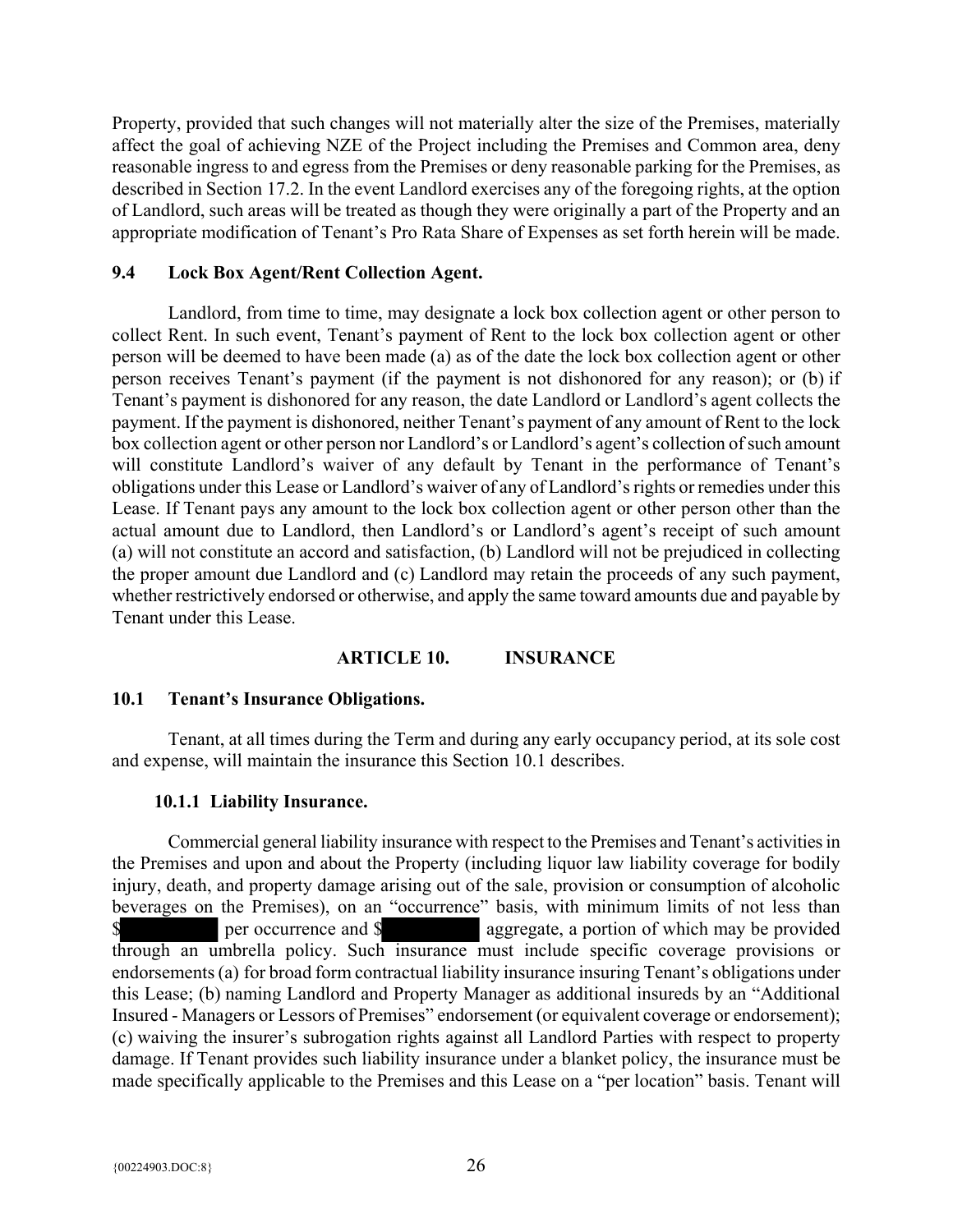Property, provided that such changes will not materially alter the size of the Premises, materially affect the goal of achieving NZE of the Project including the Premises and Common area, deny reasonable ingress to and egress from the Premises or deny reasonable parking for the Premises, as described in Section 17.2. In the event Landlord exercises any of the foregoing rights, at the option of Landlord, such areas will be treated as though they were originally a part of the Property and an appropriate modification of Tenant's Pro Rata Share of Expenses as set forth herein will be made.

### 9.4 Lock Box Agent/Rent Collection Agent.

Landlord, from time to time, may designate a lock box collection agent or other person to collect Rent. In such event, Tenant's payment of Rent to the lock box collection agent or other person will be deemed to have been made (a) as of the date the lock box collection agent or other person receives Tenant's payment (if the payment is not dishonored for any reason); or (b) if Tenant's payment is dishonored for any reason, the date Landlord or Landlord's agent collects the payment. If the payment is dishonored, neither Tenant's payment of any amount of Rent to the lock box collection agent or other person nor Landlord's or Landlord's agent's collection of such amount will constitute Landlord's waiver of any default by Tenant in the performance of Tenant's obligations under this Lease or Landlord's waiver of any of Landlord's rights or remedies under this Lease. If Tenant pays any amount to the lock box collection agent or other person other than the actual amount due to Landlord, then Landlord's or Landlord's agent's receipt of such amount (a) will not constitute an accord and satisfaction, (b) Landlord will not be prejudiced in collecting the proper amount due Landlord and (c) Landlord may retain the proceeds of any such payment, whether restrictively endorsed or otherwise, and apply the same toward amounts due and payable by Tenant under this Lease.

## ARTICLE 10. INSURANCE

### 10.1 Tenant's Insurance Obligations.

Tenant, at all times during the Term and during any early occupancy period, at its sole cost and expense, will maintain the insurance this Section 10.1 describes.

#### 10.1.1 Liability Insurance.

Commercial general liability insurance with respect to the Premises and Tenant's activities in the Premises and upon and about the Property (including liquor law liability coverage for bodily injury, death, and property damage arising out of the sale, provision or consumption of alcoholic beverages on the Premises), on an "occurrence" basis, with minimum limits of not less than $[REDACTED] per occurrence and $[REDACTED] aggregate, a portion of which may be provided through an umbrella policy. Such insurance must include specific coverage provisions or endorsements (a) for broad form contractual liability insurance insuring Tenant's obligations under this Lease; (b) naming Landlord and Property Manager as additional insureds by an "Additional Insured - Managers or Lessors of Premises" endorsement (or equivalent coverage or endorsement); (c) waiving the insurer's subrogation rights against all Landlord Parties with respect to property damage. If Tenant provides such liability insurance under a blanket policy, the insurance must be made specifically applicable to the Premises and this Lease on a "per location" basis. Tenant will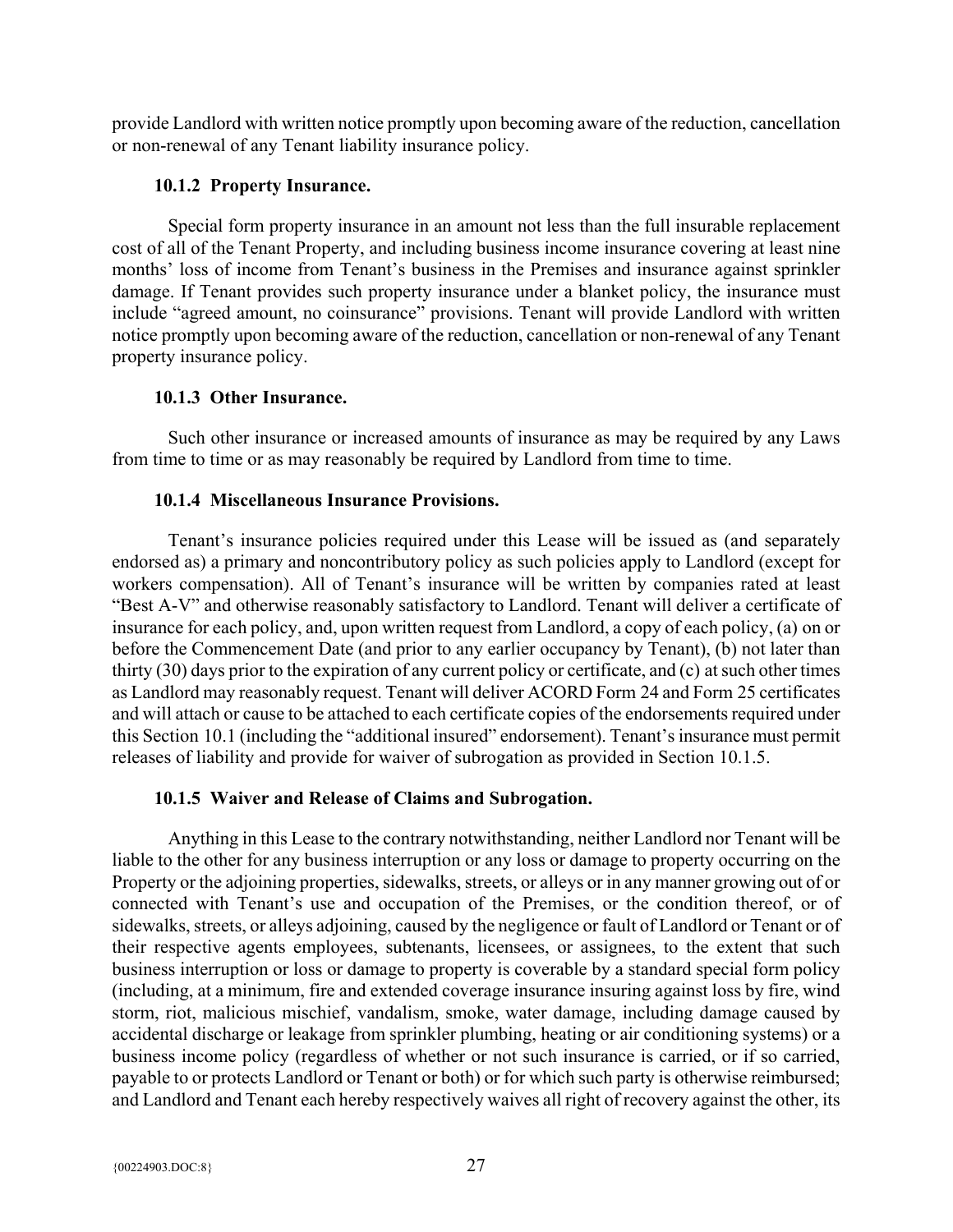provide Landlord with written notice promptly upon becoming aware of the reduction, cancellation or non-renewal of any Tenant liability insurance policy.

**10.1.2 Property Insurance.**

Special form property insurance in an amount not less than the full insurable replacement cost of all of the Tenant Property, and including business income insurance covering at least nine months' loss of income from Tenant's business in the Premises and insurance against sprinkler damage. If Tenant provides such property insurance under a blanket policy, the insurance must include "agreed amount, no coinsurance" provisions. Tenant will provide Landlord with written notice promptly upon becoming aware of the reduction, cancellation or non-renewal of any Tenant property insurance policy.

**10.1.3 Other Insurance.**

Such other insurance or increased amounts of insurance as may be required by any Laws from time to time or as may reasonably be required by Landlord from time to time.

**10.1.4 Miscellaneous Insurance Provisions.**

Tenant's insurance policies required under this Lease will be issued as (and separately endorsed as) a primary and noncontributory policy as such policies apply to Landlord (except for workers compensation). All of Tenant's insurance will be written by companies rated at least "Best A-V" and otherwise reasonably satisfactory to Landlord. Tenant will deliver a certificate of insurance for each policy, and, upon written request from Landlord, a copy of each policy, (a) on or before the Commencement Date (and prior to any earlier occupancy by Tenant), (b) not later than thirty (30) days prior to the expiration of any current policy or certificate, and (c) at such other times as Landlord may reasonably request. Tenant will deliver ACORD Form 24 and Form 25 certificates and will attach or cause to be attached to each certificate copies of the endorsements required under this Section 10.1 (including the "additional insured" endorsement). Tenant's insurance must permit releases of liability and provide for waiver of subrogation as provided in Section 10.1.5.

**10.1.5 Waiver and Release of Claims and Subrogation.**

Anything in this Lease to the contrary notwithstanding, neither Landlord nor Tenant will be liable to the other for any business interruption or any loss or damage to property occurring on the Property or the adjoining properties, sidewalks, streets, or alleys or in any manner growing out of or connected with Tenant's use and occupation of the Premises, or the condition thereof, or of sidewalks, streets, or alleys adjoining, caused by the negligence or fault of Landlord or Tenant or of their respective agents employees, subtenants, licensees, or assignees, to the extent that such business interruption or loss or damage to property is coverable by a standard special form policy (including, at a minimum, fire and extended coverage insurance insuring against loss by fire, wind storm, riot, malicious mischief, vandalism, smoke, water damage, including damage caused by accidental discharge or leakage from sprinkler plumbing, heating or air conditioning systems) or a business income policy (regardless of whether or not such insurance is carried, or if so carried, payable to or protects Landlord or Tenant or both) or for which such party is otherwise reimbursed; and Landlord and Tenant each hereby respectively waives all right of recovery against the other, its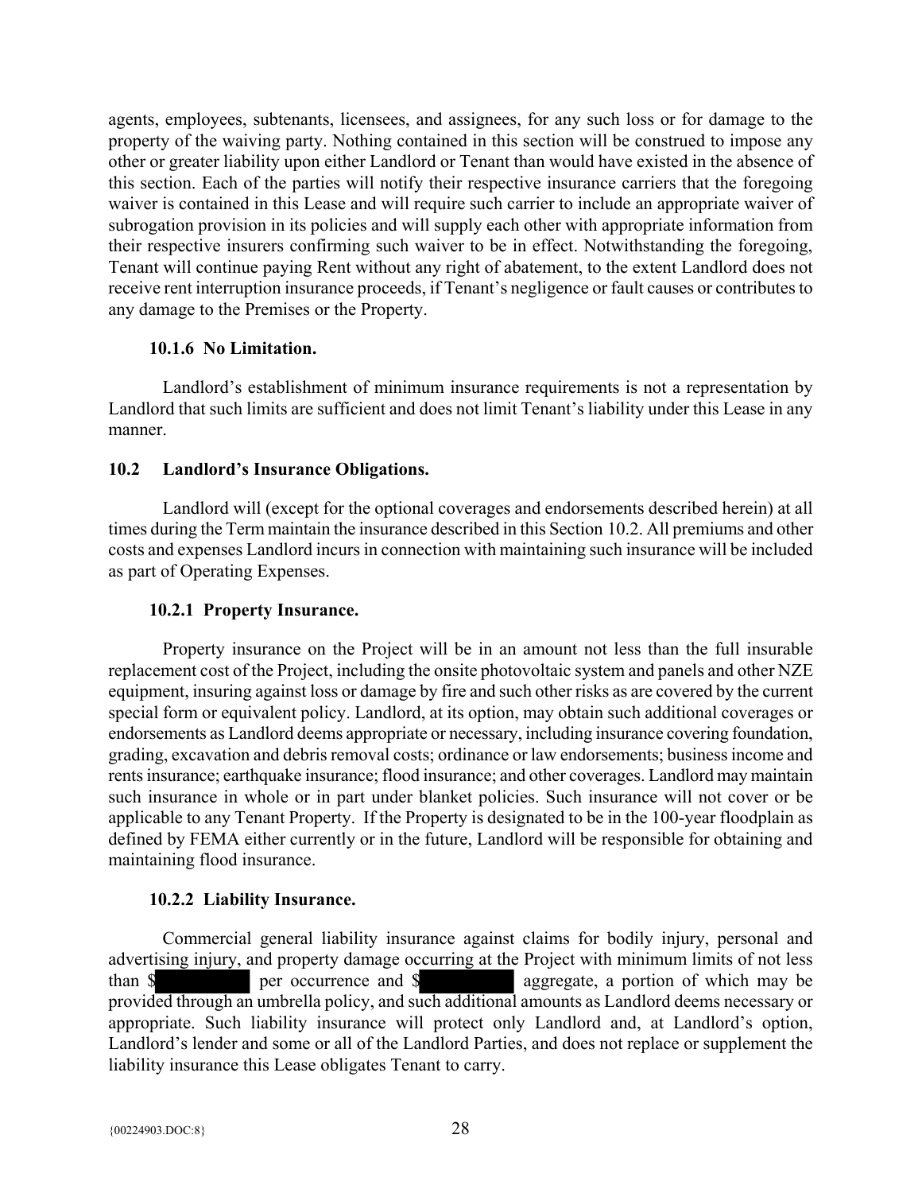agents, employees, subtenants, licensees, and assignees, for any such loss or for damage to the property of the waiving party. Nothing contained in this section will be construed to impose any other or greater liability upon either Landlord or Tenant than would have existed in the absence of this section. Each of the parties will notify their respective insurance carriers that the foregoing waiver is contained in this Lease and will require such carrier to include an appropriate waiver of subrogation provision in its policies and will supply each other with appropriate information from their respective insurers confirming such waiver to be in effect. Notwithstanding the foregoing, Tenant will continue paying Rent without any right of abatement, to the extent Landlord does not receive rent interruption insurance proceeds, if Tenant's negligence or fault causes or contributes to any damage to the Premises or the Property.

#### 10.1.6 No Limitation.

Landlord's establishment of minimum insurance requirements is not a representation by Landlord that such limits are sufficient and does not limit Tenant's liability under this Lease in any manner.

### 10.2 Landlord's Insurance Obligations.

Landlord will (except for the optional coverages and endorsements described herein) at all times during the Term maintain the insurance described in this Section 10.2. All premiums and other costs and expenses Landlord incurs in connection with maintaining such insurance will be included as part of Operating Expenses.

#### 10.2.1 Property Insurance.

Property insurance on the Project will be in an amount not less than the full insurable replacement cost of the Project, including the onsite photovoltaic system and panels and other NZE equipment, insuring against loss or damage by fire and such other risks as are covered by the current special form or equivalent policy. Landlord, at its option, may obtain such additional coverages or endorsements as Landlord deems appropriate or necessary, including insurance covering foundation, grading, excavation and debris removal costs; ordinance or law endorsements; business income and rents insurance; earthquake insurance; flood insurance; and other coverages. Landlord may maintain such insurance in whole or in part under blanket policies. Such insurance will not cover or be applicable to any Tenant Property. If the Property is designated to be in the 100-year floodplain as defined by FEMA either currently or in the future, Landlord will be responsible for obtaining and maintaining flood insurance.

#### 10.2.2 Liability Insurance.

Commercial general liability insurance against claims for bodily injury, personal and advertising injury, and property damage occurring at the Project with minimum limits of not less than $[REDACTED] per occurrence and $[REDACTED] aggregate, a portion of which may be provided through an umbrella policy, and such additional amounts as Landlord deems necessary or appropriate. Such liability insurance will protect only Landlord and, at Landlord's option, Landlord's lender and some or all of the Landlord Parties, and does not replace or supplement the liability insurance this Lease obligates Tenant to carry.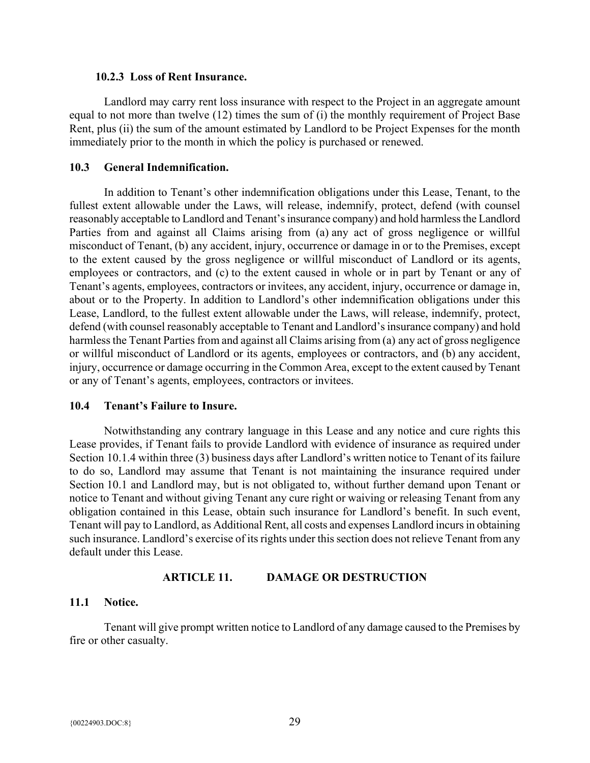### 10.2.3 Loss of Rent Insurance.

Landlord may carry rent loss insurance with respect to the Project in an aggregate amount equal to not more than twelve (12) times the sum of (i) the monthly requirement of Project Base Rent, plus (ii) the sum of the amount estimated by Landlord to be Project Expenses for the month immediately prior to the month in which the policy is purchased or renewed.

### 10.3 General Indemnification.

In addition to Tenant's other indemnification obligations under this Lease, Tenant, to the fullest extent allowable under the Laws, will release, indemnify, protect, defend (with counsel reasonably acceptable to Landlord and Tenant's insurance company) and hold harmless the Landlord Parties from and against all Claims arising from (a) any act of gross negligence or willful misconduct of Tenant, (b) any accident, injury, occurrence or damage in or to the Premises, except to the extent caused by the gross negligence or willful misconduct of Landlord or its agents, employees or contractors, and (c) to the extent caused in whole or in part by Tenant or any of Tenant's agents, employees, contractors or invitees, any accident, injury, occurrence or damage in, about or to the Property. In addition to Landlord's other indemnification obligations under this Lease, Landlord, to the fullest extent allowable under the Laws, will release, indemnify, protect, defend (with counsel reasonably acceptable to Tenant and Landlord's insurance company) and hold harmless the Tenant Parties from and against all Claims arising from (a) any act of gross negligence or willful misconduct of Landlord or its agents, employees or contractors, and (b) any accident, injury, occurrence or damage occurring in the Common Area, except to the extent caused by Tenant or any of Tenant's agents, employees, contractors or invitees.

### 10.4 Tenant's Failure to Insure.

Notwithstanding any contrary language in this Lease and any notice and cure rights this Lease provides, if Tenant fails to provide Landlord with evidence of insurance as required under Section 10.1.4 within three (3) business days after Landlord's written notice to Tenant of its failure to do so, Landlord may assume that Tenant is not maintaining the insurance required under Section 10.1 and Landlord may, but is not obligated to, without further demand upon Tenant or notice to Tenant and without giving Tenant any cure right or waiving or releasing Tenant from any obligation contained in this Lease, obtain such insurance for Landlord's benefit. In such event, Tenant will pay to Landlord, as Additional Rent, all costs and expenses Landlord incurs in obtaining such insurance. Landlord's exercise of its rights under this section does not relieve Tenant from any default under this Lease.

## ARTICLE 11. DAMAGE OR DESTRUCTION

### 11.1 Notice.

Tenant will give prompt written notice to Landlord of any damage caused to the Premises by fire or other casualty.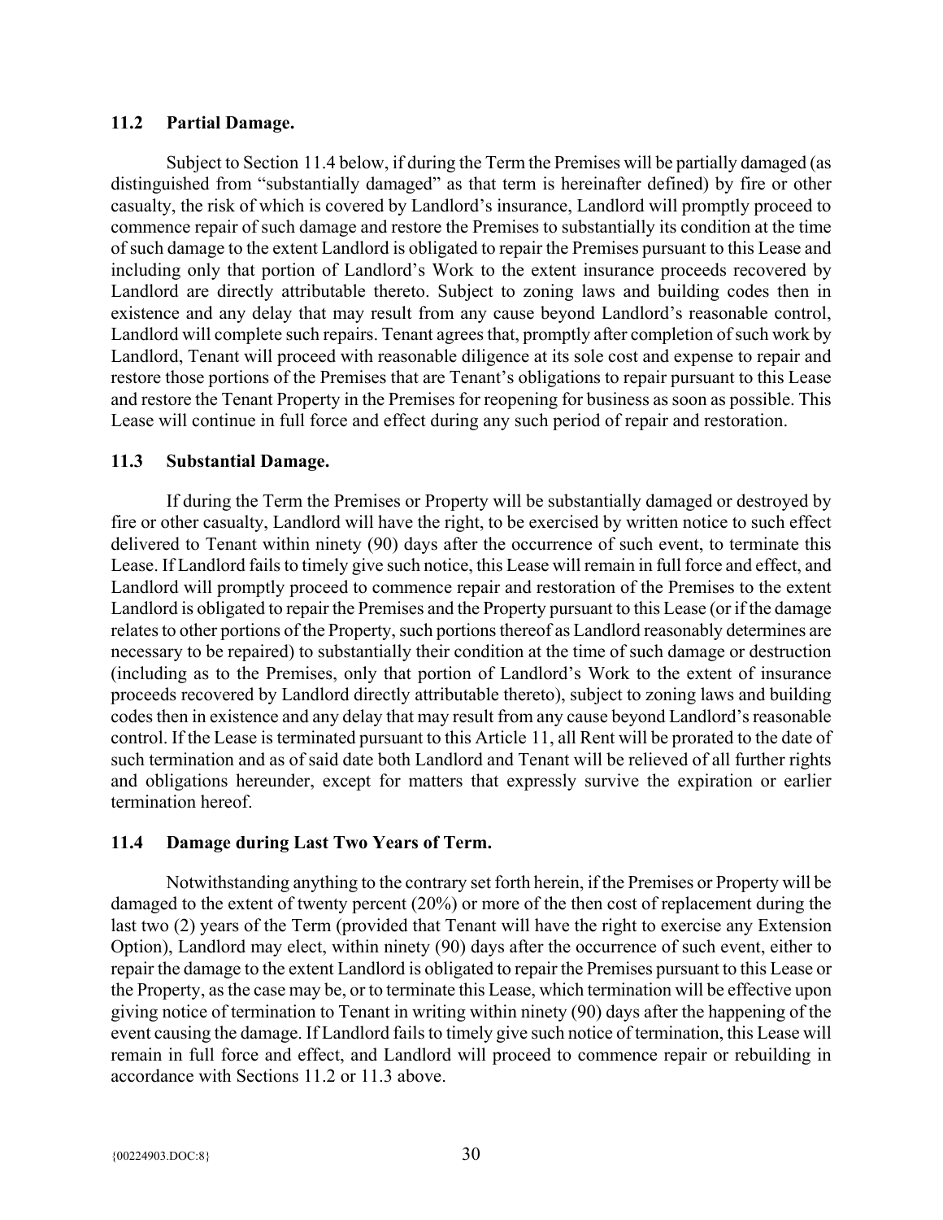### 11.2 Partial Damage.

Subject to Section 11.4 below, if during the Term the Premises will be partially damaged (as distinguished from "substantially damaged" as that term is hereinafter defined) by fire or other casualty, the risk of which is covered by Landlord's insurance, Landlord will promptly proceed to commence repair of such damage and restore the Premises to substantially its condition at the time of such damage to the extent Landlord is obligated to repair the Premises pursuant to this Lease and including only that portion of Landlord's Work to the extent insurance proceeds recovered by Landlord are directly attributable thereto. Subject to zoning laws and building codes then in existence and any delay that may result from any cause beyond Landlord's reasonable control, Landlord will complete such repairs. Tenant agrees that, promptly after completion of such work by Landlord, Tenant will proceed with reasonable diligence at its sole cost and expense to repair and restore those portions of the Premises that are Tenant's obligations to repair pursuant to this Lease and restore the Tenant Property in the Premises for reopening for business as soon as possible. This Lease will continue in full force and effect during any such period of repair and restoration.

### 11.3 Substantial Damage.

If during the Term the Premises or Property will be substantially damaged or destroyed by fire or other casualty, Landlord will have the right, to be exercised by written notice to such effect delivered to Tenant within ninety (90) days after the occurrence of such event, to terminate this Lease. If Landlord fails to timely give such notice, this Lease will remain in full force and effect, and Landlord will promptly proceed to commence repair and restoration of the Premises to the extent Landlord is obligated to repair the Premises and the Property pursuant to this Lease (or if the damage relates to other portions of the Property, such portions thereof as Landlord reasonably determines are necessary to be repaired) to substantially their condition at the time of such damage or destruction (including as to the Premises, only that portion of Landlord's Work to the extent of insurance proceeds recovered by Landlord directly attributable thereto), subject to zoning laws and building codes then in existence and any delay that may result from any cause beyond Landlord's reasonable control. If the Lease is terminated pursuant to this Article 11, all Rent will be prorated to the date of such termination and as of said date both Landlord and Tenant will be relieved of all further rights and obligations hereunder, except for matters that expressly survive the expiration or earlier termination hereof.

### 11.4 Damage during Last Two Years of Term.

Notwithstanding anything to the contrary set forth herein, if the Premises or Property will be damaged to the extent of twenty percent (20%) or more of the then cost of replacement during the last two (2) years of the Term (provided that Tenant will have the right to exercise any Extension Option), Landlord may elect, within ninety (90) days after the occurrence of such event, either to repair the damage to the extent Landlord is obligated to repair the Premises pursuant to this Lease or the Property, as the case may be, or to terminate this Lease, which termination will be effective upon giving notice of termination to Tenant in writing within ninety (90) days after the happening of the event causing the damage. If Landlord fails to timely give such notice of termination, this Lease will remain in full force and effect, and Landlord will proceed to commence repair or rebuilding in accordance with Sections 11.2 or 11.3 above.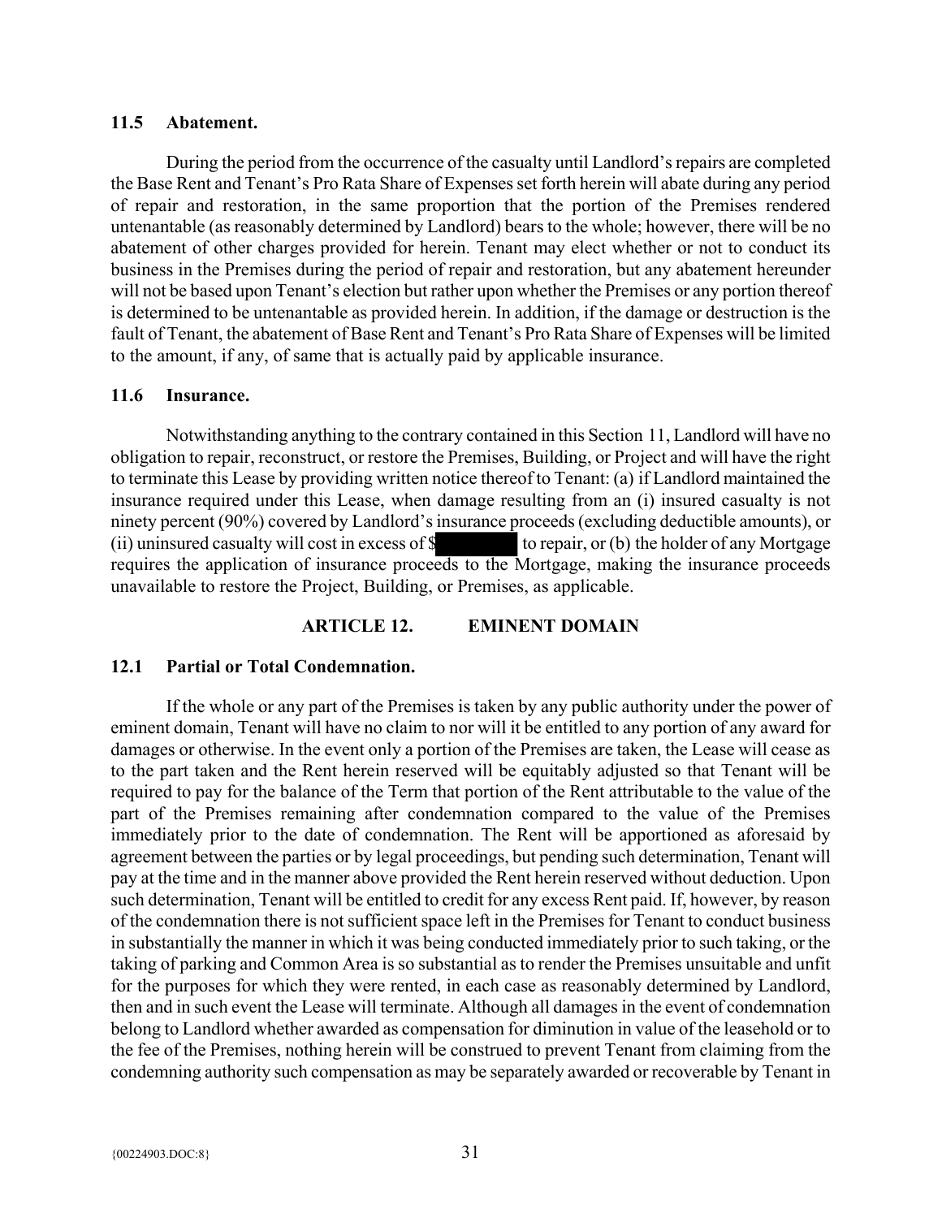### 11.5 Abatement.

During the period from the occurrence of the casualty until Landlord's repairs are completed the Base Rent and Tenant's Pro Rata Share of Expenses set forth herein will abate during any period of repair and restoration, in the same proportion that the portion of the Premises rendered untenantable (as reasonably determined by Landlord) bears to the whole; however, there will be no abatement of other charges provided for herein. Tenant may elect whether or not to conduct its business in the Premises during the period of repair and restoration, but any abatement hereunder will not be based upon Tenant's election but rather upon whether the Premises or any portion thereof is determined to be untenantable as provided herein. In addition, if the damage or destruction is the fault of Tenant, the abatement of Base Rent and Tenant's Pro Rata Share of Expenses will be limited to the amount, if any, of same that is actually paid by applicable insurance.

### 11.6 Insurance.

Notwithstanding anything to the contrary contained in this Section 11, Landlord will have no obligation to repair, reconstruct, or restore the Premises, Building, or Project and will have the right to terminate this Lease by providing written notice thereof to Tenant: (a) if Landlord maintained the insurance required under this Lease, when damage resulting from an (i) insured casualty is not ninety percent (90%) covered by Landlord's insurance proceeds (excluding deductible amounts), or (ii) uninsured casualty will cost in excess of $[REDACTED] to repair, or (b) the holder of any Mortgage requires the application of insurance proceeds to the Mortgage, making the insurance proceeds unavailable to restore the Project, Building, or Premises, as applicable.

## ARTICLE 12. EMINENT DOMAIN

### 12.1 Partial or Total Condemnation.

If the whole or any part of the Premises is taken by any public authority under the power of eminent domain, Tenant will have no claim to nor will it be entitled to any portion of any award for damages or otherwise. In the event only a portion of the Premises are taken, the Lease will cease as to the part taken and the Rent herein reserved will be equitably adjusted so that Tenant will be required to pay for the balance of the Term that portion of the Rent attributable to the value of the part of the Premises remaining after condemnation compared to the value of the Premises immediately prior to the date of condemnation. The Rent will be apportioned as aforesaid by agreement between the parties or by legal proceedings, but pending such determination, Tenant will pay at the time and in the manner above provided the Rent herein reserved without deduction. Upon such determination, Tenant will be entitled to credit for any excess Rent paid. If, however, by reason of the condemnation there is not sufficient space left in the Premises for Tenant to conduct business in substantially the manner in which it was being conducted immediately prior to such taking, or the taking of parking and Common Area is so substantial as to render the Premises unsuitable and unfit for the purposes for which they were rented, in each case as reasonably determined by Landlord, then and in such event the Lease will terminate. Although all damages in the event of condemnation belong to Landlord whether awarded as compensation for diminution in value of the leasehold or to the fee of the Premises, nothing herein will be construed to prevent Tenant from claiming from the condemning authority such compensation as may be separately awarded or recoverable by Tenant in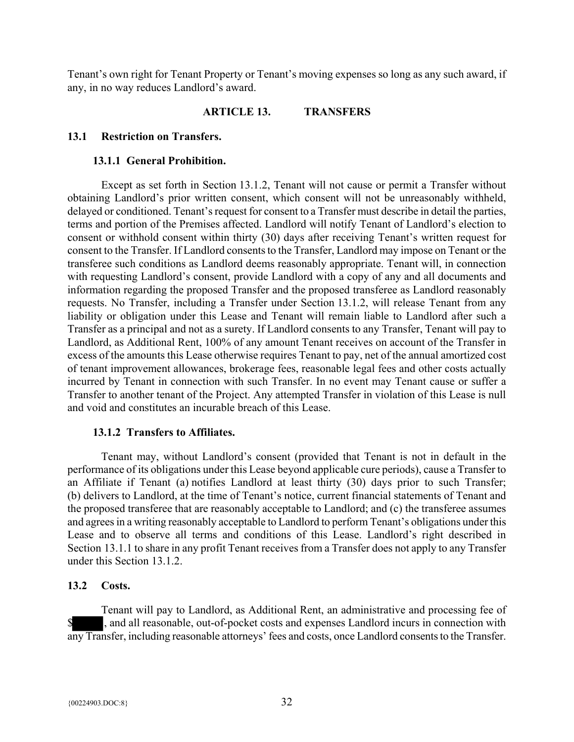Tenant's own right for Tenant Property or Tenant's moving expenses so long as any such award, if any, in no way reduces Landlord's award.

## ARTICLE 13. TRANSFERS

### 13.1 Restriction on Transfers.

#### 13.1.1 General Prohibition.

Except as set forth in Section 13.1.2, Tenant will not cause or permit a Transfer without obtaining Landlord's prior written consent, which consent will not be unreasonably withheld, delayed or conditioned. Tenant's request for consent to a Transfer must describe in detail the parties, terms and portion of the Premises affected. Landlord will notify Tenant of Landlord's election to consent or withhold consent within thirty (30) days after receiving Tenant's written request for consent to the Transfer. If Landlord consents to the Transfer, Landlord may impose on Tenant or the transferee such conditions as Landlord deems reasonably appropriate. Tenant will, in connection with requesting Landlord's consent, provide Landlord with a copy of any and all documents and information regarding the proposed Transfer and the proposed transferee as Landlord reasonably requests. No Transfer, including a Transfer under Section 13.1.2, will release Tenant from any liability or obligation under this Lease and Tenant will remain liable to Landlord after such a Transfer as a principal and not as a surety. If Landlord consents to any Transfer, Tenant will pay to Landlord, as Additional Rent, 100% of any amount Tenant receives on account of the Transfer in excess of the amounts this Lease otherwise requires Tenant to pay, net of the annual amortized cost of tenant improvement allowances, brokerage fees, reasonable legal fees and other costs actually incurred by Tenant in connection with such Transfer. In no event may Tenant cause or suffer a Transfer to another tenant of the Project. Any attempted Transfer in violation of this Lease is null and void and constitutes an incurable breach of this Lease.

#### 13.1.2 Transfers to Affiliates.

Tenant may, without Landlord's consent (provided that Tenant is not in default in the performance of its obligations under this Lease beyond applicable cure periods), cause a Transfer to an Affiliate if Tenant (a) notifies Landlord at least thirty (30) days prior to such Transfer; (b) delivers to Landlord, at the time of Tenant's notice, current financial statements of Tenant and the proposed transferee that are reasonably acceptable to Landlord; and (c) the transferee assumes and agrees in a writing reasonably acceptable to Landlord to perform Tenant's obligations under this Lease and to observe all terms and conditions of this Lease. Landlord's right described in Section 13.1.1 to share in any profit Tenant receives from a Transfer does not apply to any Transfer under this Section 13.1.2.

### 13.2 Costs.

Tenant will pay to Landlord, as Additional Rent, an administrative and processing fee of $[REDACTED], and all reasonable, out-of-pocket costs and expenses Landlord incurs in connection with any Transfer, including reasonable attorneys' fees and costs, once Landlord consents to the Transfer.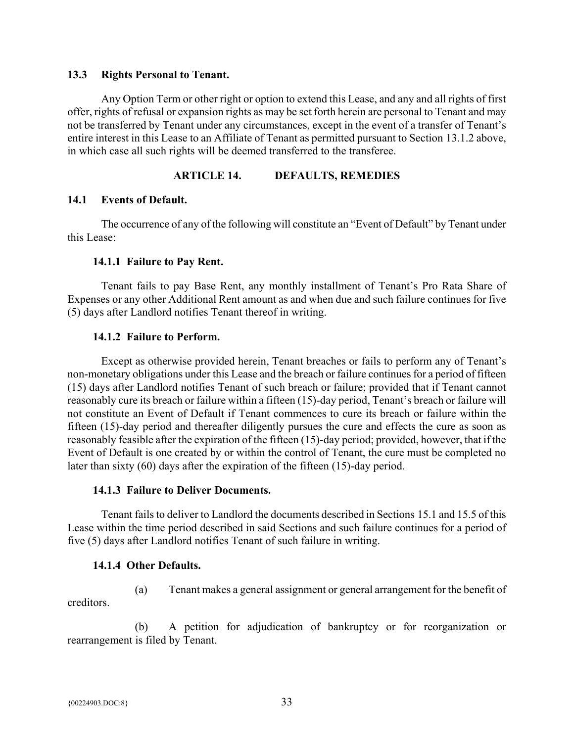### 13.3 Rights Personal to Tenant.

Any Option Term or other right or option to extend this Lease, and any and all rights of first offer, rights of refusal or expansion rights as may be set forth herein are personal to Tenant and may not be transferred by Tenant under any circumstances, except in the event of a transfer of Tenant's entire interest in this Lease to an Affiliate of Tenant as permitted pursuant to Section 13.1.2 above, in which case all such rights will be deemed transferred to the transferee.

## ARTICLE 14. DEFAULTS, REMEDIES

### 14.1 Events of Default.

The occurrence of any of the following will constitute an "Event of Default" by Tenant under this Lease:

#### 14.1.1 Failure to Pay Rent.

Tenant fails to pay Base Rent, any monthly installment of Tenant's Pro Rata Share of Expenses or any other Additional Rent amount as and when due and such failure continues for five (5) days after Landlord notifies Tenant thereof in writing.

#### 14.1.2 Failure to Perform.

Except as otherwise provided herein, Tenant breaches or fails to perform any of Tenant's non-monetary obligations under this Lease and the breach or failure continues for a period of fifteen (15) days after Landlord notifies Tenant of such breach or failure; provided that if Tenant cannot reasonably cure its breach or failure within a fifteen (15)-day period, Tenant's breach or failure will not constitute an Event of Default if Tenant commences to cure its breach or failure within the fifteen (15)-day period and thereafter diligently pursues the cure and effects the cure as soon as reasonably feasible after the expiration of the fifteen (15)-day period; provided, however, that if the Event of Default is one created by or within the control of Tenant, the cure must be completed no later than sixty (60) days after the expiration of the fifteen (15)-day period.

#### 14.1.3 Failure to Deliver Documents.

Tenant fails to deliver to Landlord the documents described in Sections 15.1 and 15.5 of this Lease within the time period described in said Sections and such failure continues for a period of five (5) days after Landlord notifies Tenant of such failure in writing.

#### 14.1.4 Other Defaults.

(a) Tenant makes a general assignment or general arrangement for the benefit of creditors.

(b) A petition for adjudication of bankruptcy or for reorganization or rearrangement is filed by Tenant.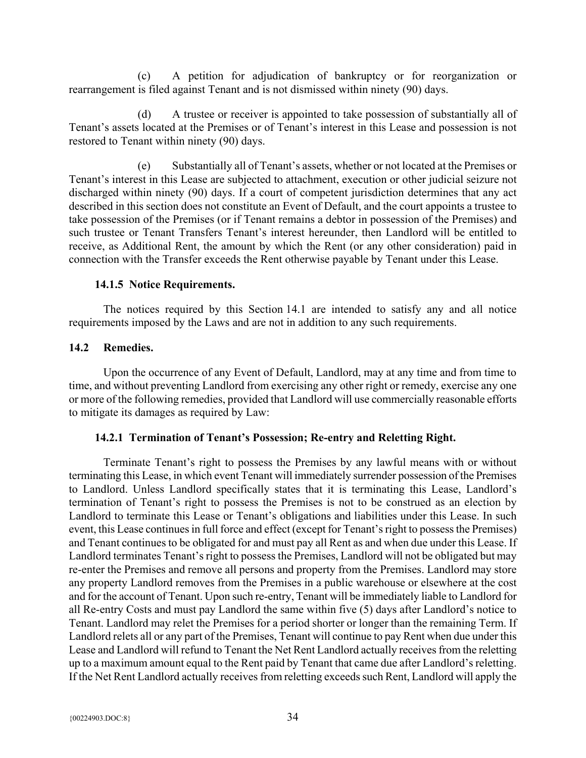(c) A petition for adjudication of bankruptcy or for reorganization or rearrangement is filed against Tenant and is not dismissed within ninety (90) days.

(d) A trustee or receiver is appointed to take possession of substantially all of Tenant's assets located at the Premises or of Tenant's interest in this Lease and possession is not restored to Tenant within ninety (90) days.

(e) Substantially all of Tenant's assets, whether or not located at the Premises or Tenant's interest in this Lease are subjected to attachment, execution or other judicial seizure not discharged within ninety (90) days. If a court of competent jurisdiction determines that any act described in this section does not constitute an Event of Default, and the court appoints a trustee to take possession of the Premises (or if Tenant remains a debtor in possession of the Premises) and such trustee or Tenant Transfers Tenant's interest hereunder, then Landlord will be entitled to receive, as Additional Rent, the amount by which the Rent (or any other consideration) paid in connection with the Transfer exceeds the Rent otherwise payable by Tenant under this Lease.

#### 14.1.5 Notice Requirements.

The notices required by this Section 14.1 are intended to satisfy any and all notice requirements imposed by the Laws and are not in addition to any such requirements.

### 14.2 Remedies.

Upon the occurrence of any Event of Default, Landlord, may at any time and from time to time, and without preventing Landlord from exercising any other right or remedy, exercise any one or more of the following remedies, provided that Landlord will use commercially reasonable efforts to mitigate its damages as required by Law:

#### 14.2.1 Termination of Tenant's Possession; Re-entry and Reletting Right.

Terminate Tenant's right to possess the Premises by any lawful means with or without terminating this Lease, in which event Tenant will immediately surrender possession of the Premises to Landlord. Unless Landlord specifically states that it is terminating this Lease, Landlord's termination of Tenant's right to possess the Premises is not to be construed as an election by Landlord to terminate this Lease or Tenant's obligations and liabilities under this Lease. In such event, this Lease continues in full force and effect (except for Tenant's right to possess the Premises) and Tenant continues to be obligated for and must pay all Rent as and when due under this Lease. If Landlord terminates Tenant's right to possess the Premises, Landlord will not be obligated but may re-enter the Premises and remove all persons and property from the Premises. Landlord may store any property Landlord removes from the Premises in a public warehouse or elsewhere at the cost and for the account of Tenant. Upon such re-entry, Tenant will be immediately liable to Landlord for all Re-entry Costs and must pay Landlord the same within five (5) days after Landlord's notice to Tenant. Landlord may relet the Premises for a period shorter or longer than the remaining Term. If Landlord relets all or any part of the Premises, Tenant will continue to pay Rent when due under this Lease and Landlord will refund to Tenant the Net Rent Landlord actually receives from the reletting up to a maximum amount equal to the Rent paid by Tenant that came due after Landlord's reletting. If the Net Rent Landlord actually receives from reletting exceeds such Rent, Landlord will apply the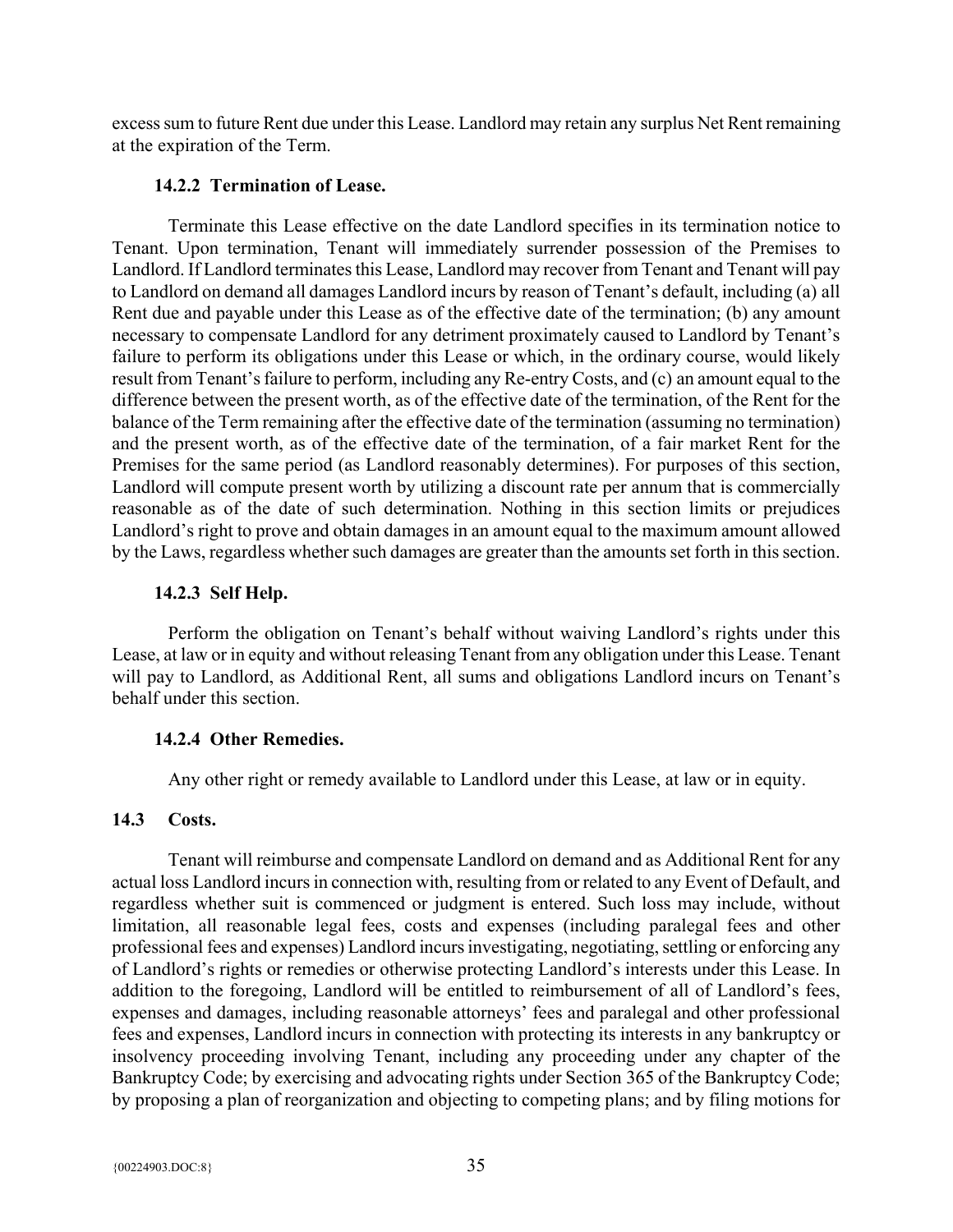excess sum to future Rent due under this Lease. Landlord may retain any surplus Net Rent remaining at the expiration of the Term.

#### 14.2.2 Termination of Lease.

Terminate this Lease effective on the date Landlord specifies in its termination notice to Tenant. Upon termination, Tenant will immediately surrender possession of the Premises to Landlord. If Landlord terminates this Lease, Landlord may recover from Tenant and Tenant will pay to Landlord on demand all damages Landlord incurs by reason of Tenant's default, including (a) all Rent due and payable under this Lease as of the effective date of the termination; (b) any amount necessary to compensate Landlord for any detriment proximately caused to Landlord by Tenant's failure to perform its obligations under this Lease or which, in the ordinary course, would likely result from Tenant's failure to perform, including any Re-entry Costs, and (c) an amount equal to the difference between the present worth, as of the effective date of the termination, of the Rent for the balance of the Term remaining after the effective date of the termination (assuming no termination) and the present worth, as of the effective date of the termination, of a fair market Rent for the Premises for the same period (as Landlord reasonably determines). For purposes of this section, Landlord will compute present worth by utilizing a discount rate per annum that is commercially reasonable as of the date of such determination. Nothing in this section limits or prejudices Landlord's right to prove and obtain damages in an amount equal to the maximum amount allowed by the Laws, regardless whether such damages are greater than the amounts set forth in this section.

#### 14.2.3 Self Help.

Perform the obligation on Tenant's behalf without waiving Landlord's rights under this Lease, at law or in equity and without releasing Tenant from any obligation under this Lease. Tenant will pay to Landlord, as Additional Rent, all sums and obligations Landlord incurs on Tenant's behalf under this section.

#### 14.2.4 Other Remedies.

Any other right or remedy available to Landlord under this Lease, at law or in equity.

### 14.3 Costs.

Tenant will reimburse and compensate Landlord on demand and as Additional Rent for any actual loss Landlord incurs in connection with, resulting from or related to any Event of Default, and regardless whether suit is commenced or judgment is entered. Such loss may include, without limitation, all reasonable legal fees, costs and expenses (including paralegal fees and other professional fees and expenses) Landlord incurs investigating, negotiating, settling or enforcing any of Landlord's rights or remedies or otherwise protecting Landlord's interests under this Lease. In addition to the foregoing, Landlord will be entitled to reimbursement of all of Landlord's fees, expenses and damages, including reasonable attorneys' fees and paralegal and other professional fees and expenses, Landlord incurs in connection with protecting its interests in any bankruptcy or insolvency proceeding involving Tenant, including any proceeding under any chapter of the Bankruptcy Code; by exercising and advocating rights under Section 365 of the Bankruptcy Code; by proposing a plan of reorganization and objecting to competing plans; and by filing motions for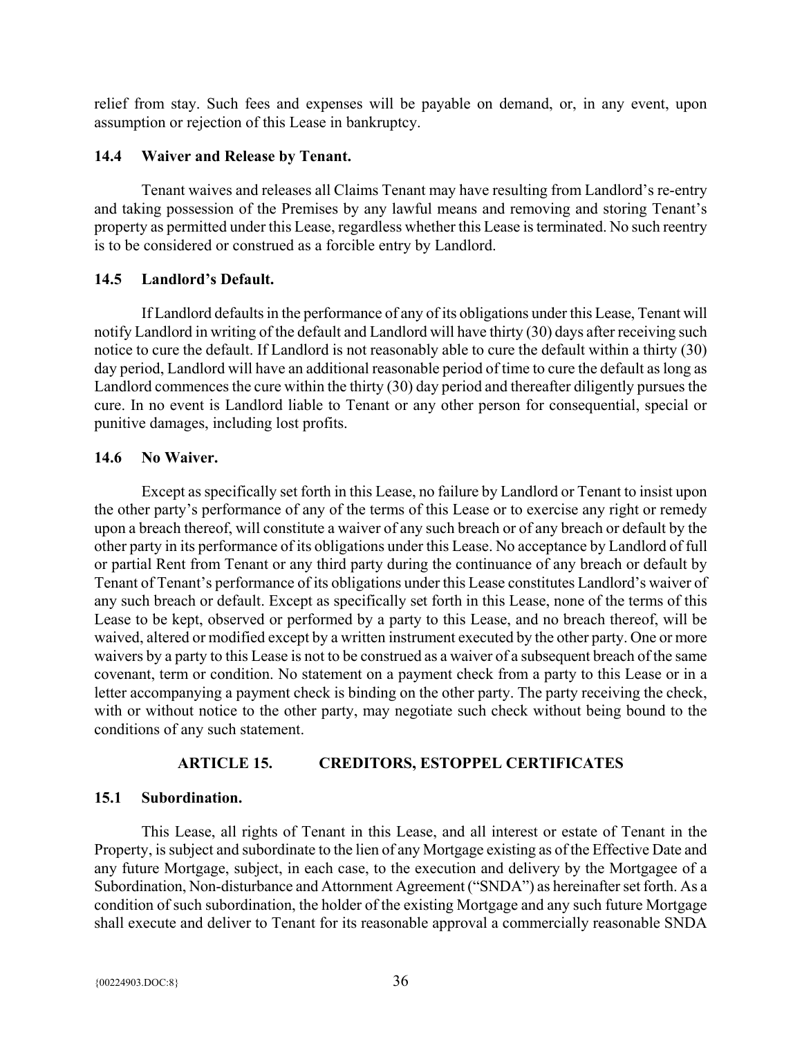relief from stay. Such fees and expenses will be payable on demand, or, in any event, upon assumption or rejection of this Lease in bankruptcy.

### 14.4 Waiver and Release by Tenant.

Tenant waives and releases all Claims Tenant may have resulting from Landlord's re-entry and taking possession of the Premises by any lawful means and removing and storing Tenant's property as permitted under this Lease, regardless whether this Lease is terminated. No such reentry is to be considered or construed as a forcible entry by Landlord.

### 14.5 Landlord's Default.

If Landlord defaults in the performance of any of its obligations under this Lease, Tenant will notify Landlord in writing of the default and Landlord will have thirty (30) days after receiving such notice to cure the default. If Landlord is not reasonably able to cure the default within a thirty (30) day period, Landlord will have an additional reasonable period of time to cure the default as long as Landlord commences the cure within the thirty (30) day period and thereafter diligently pursues the cure. In no event is Landlord liable to Tenant or any other person for consequential, special or punitive damages, including lost profits.

### 14.6 No Waiver.

Except as specifically set forth in this Lease, no failure by Landlord or Tenant to insist upon the other party's performance of any of the terms of this Lease or to exercise any right or remedy upon a breach thereof, will constitute a waiver of any such breach or of any breach or default by the other party in its performance of its obligations under this Lease. No acceptance by Landlord of full or partial Rent from Tenant or any third party during the continuance of any breach or default by Tenant of Tenant's performance of its obligations under this Lease constitutes Landlord's waiver of any such breach or default. Except as specifically set forth in this Lease, none of the terms of this Lease to be kept, observed or performed by a party to this Lease, and no breach thereof, will be waived, altered or modified except by a written instrument executed by the other party. One or more waivers by a party to this Lease is not to be construed as a waiver of a subsequent breach of the same covenant, term or condition. No statement on a payment check from a party to this Lease or in a letter accompanying a payment check is binding on the other party. The party receiving the check, with or without notice to the other party, may negotiate such check without being bound to the conditions of any such statement.

## ARTICLE 15. CREDITORS, ESTOPPEL CERTIFICATES

### 15.1 Subordination.

This Lease, all rights of Tenant in this Lease, and all interest or estate of Tenant in the Property, is subject and subordinate to the lien of any Mortgage existing as of the Effective Date and any future Mortgage, subject, in each case, to the execution and delivery by the Mortgagee of a Subordination, Non-disturbance and Attornment Agreement ("SNDA") as hereinafter set forth. As a condition of such subordination, the holder of the existing Mortgage and any such future Mortgage shall execute and deliver to Tenant for its reasonable approval a commercially reasonable SNDA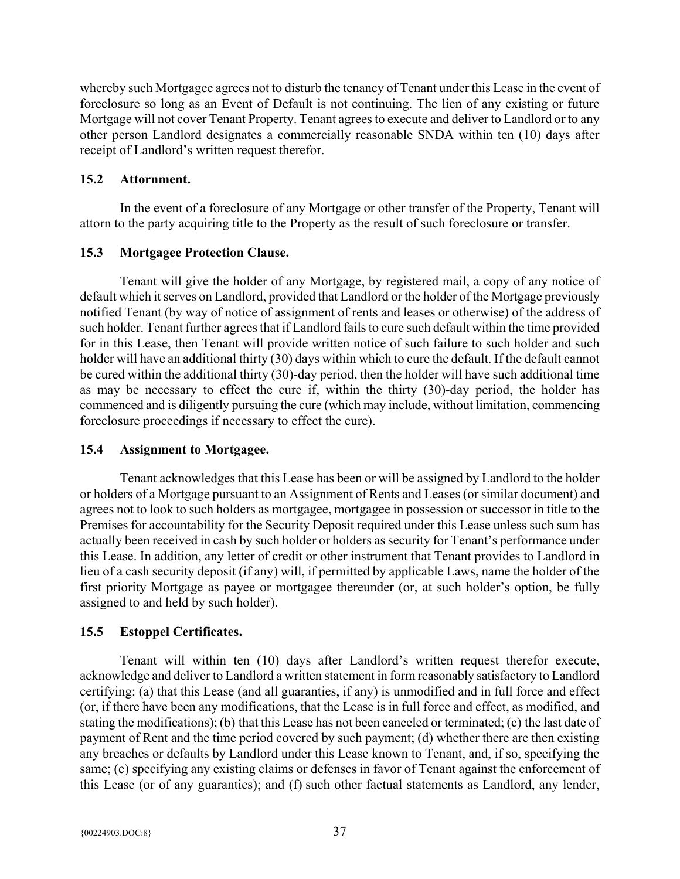whereby such Mortgagee agrees not to disturb the tenancy of Tenant under this Lease in the event of foreclosure so long as an Event of Default is not continuing. The lien of any existing or future Mortgage will not cover Tenant Property. Tenant agrees to execute and deliver to Landlord or to any other person Landlord designates a commercially reasonable SNDA within ten (10) days after receipt of Landlord's written request therefor.

### 15.2 Attornment.

In the event of a foreclosure of any Mortgage or other transfer of the Property, Tenant will attorn to the party acquiring title to the Property as the result of such foreclosure or transfer.

### 15.3 Mortgagee Protection Clause.

Tenant will give the holder of any Mortgage, by registered mail, a copy of any notice of default which it serves on Landlord, provided that Landlord or the holder of the Mortgage previously notified Tenant (by way of notice of assignment of rents and leases or otherwise) of the address of such holder. Tenant further agrees that if Landlord fails to cure such default within the time provided for in this Lease, then Tenant will provide written notice of such failure to such holder and such holder will have an additional thirty (30) days within which to cure the default. If the default cannot be cured within the additional thirty (30)-day period, then the holder will have such additional time as may be necessary to effect the cure if, within the thirty (30)-day period, the holder has commenced and is diligently pursuing the cure (which may include, without limitation, commencing foreclosure proceedings if necessary to effect the cure).

### 15.4 Assignment to Mortgagee.

Tenant acknowledges that this Lease has been or will be assigned by Landlord to the holder or holders of a Mortgage pursuant to an Assignment of Rents and Leases (or similar document) and agrees not to look to such holders as mortgagee, mortgagee in possession or successor in title to the Premises for accountability for the Security Deposit required under this Lease unless such sum has actually been received in cash by such holder or holders as security for Tenant's performance under this Lease. In addition, any letter of credit or other instrument that Tenant provides to Landlord in lieu of a cash security deposit (if any) will, if permitted by applicable Laws, name the holder of the first priority Mortgage as payee or mortgagee thereunder (or, at such holder's option, be fully assigned to and held by such holder).

### 15.5 Estoppel Certificates.

Tenant will within ten (10) days after Landlord's written request therefor execute, acknowledge and deliver to Landlord a written statement in form reasonably satisfactory to Landlord certifying: (a) that this Lease (and all guaranties, if any) is unmodified and in full force and effect (or, if there have been any modifications, that the Lease is in full force and effect, as modified, and stating the modifications); (b) that this Lease has not been canceled or terminated; (c) the last date of payment of Rent and the time period covered by such payment; (d) whether there are then existing any breaches or defaults by Landlord under this Lease known to Tenant, and, if so, specifying the same; (e) specifying any existing claims or defenses in favor of Tenant against the enforcement of this Lease (or of any guaranties); and (f) such other factual statements as Landlord, any lender,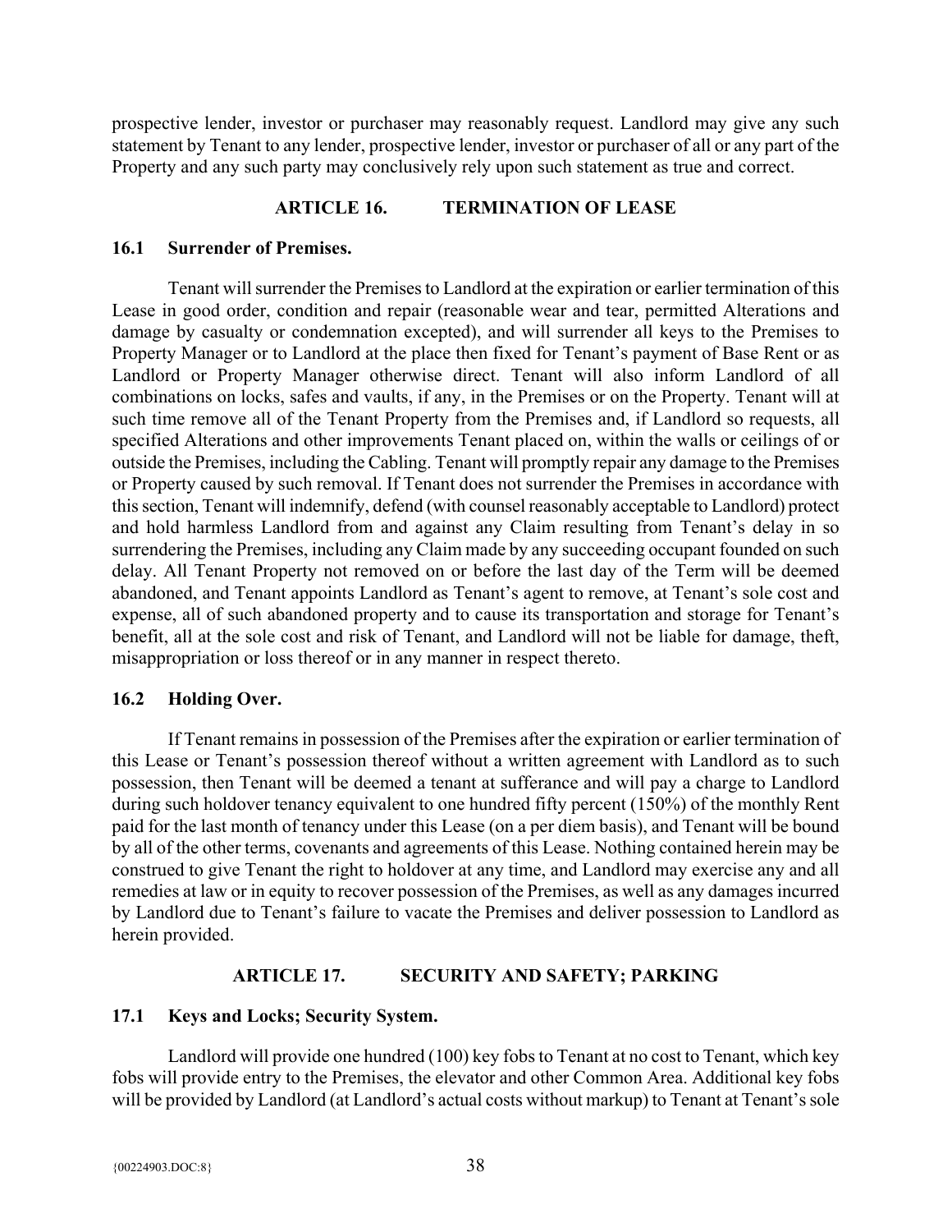prospective lender, investor or purchaser may reasonably request. Landlord may give any such statement by Tenant to any lender, prospective lender, investor or purchaser of all or any part of the Property and any such party may conclusively rely upon such statement as true and correct.

## ARTICLE 16. TERMINATION OF LEASE

### 16.1 Surrender of Premises.

Tenant will surrender the Premises to Landlord at the expiration or earlier termination of this Lease in good order, condition and repair (reasonable wear and tear, permitted Alterations and damage by casualty or condemnation excepted), and will surrender all keys to the Premises to Property Manager or to Landlord at the place then fixed for Tenant's payment of Base Rent or as Landlord or Property Manager otherwise direct. Tenant will also inform Landlord of all combinations on locks, safes and vaults, if any, in the Premises or on the Property. Tenant will at such time remove all of the Tenant Property from the Premises and, if Landlord so requests, all specified Alterations and other improvements Tenant placed on, within the walls or ceilings of or outside the Premises, including the Cabling. Tenant will promptly repair any damage to the Premises or Property caused by such removal. If Tenant does not surrender the Premises in accordance with this section, Tenant will indemnify, defend (with counsel reasonably acceptable to Landlord) protect and hold harmless Landlord from and against any Claim resulting from Tenant's delay in so surrendering the Premises, including any Claim made by any succeeding occupant founded on such delay. All Tenant Property not removed on or before the last day of the Term will be deemed abandoned, and Tenant appoints Landlord as Tenant's agent to remove, at Tenant's sole cost and expense, all of such abandoned property and to cause its transportation and storage for Tenant's benefit, all at the sole cost and risk of Tenant, and Landlord will not be liable for damage, theft, misappropriation or loss thereof or in any manner in respect thereto.

### 16.2 Holding Over.

If Tenant remains in possession of the Premises after the expiration or earlier termination of this Lease or Tenant's possession thereof without a written agreement with Landlord as to such possession, then Tenant will be deemed a tenant at sufferance and will pay a charge to Landlord during such holdover tenancy equivalent to one hundred fifty percent (150%) of the monthly Rent paid for the last month of tenancy under this Lease (on a per diem basis), and Tenant will be bound by all of the other terms, covenants and agreements of this Lease. Nothing contained herein may be construed to give Tenant the right to holdover at any time, and Landlord may exercise any and all remedies at law or in equity to recover possession of the Premises, as well as any damages incurred by Landlord due to Tenant's failure to vacate the Premises and deliver possession to Landlord as herein provided.

## ARTICLE 17. SECURITY AND SAFETY; PARKING

### 17.1 Keys and Locks; Security System.

Landlord will provide one hundred (100) key fobs to Tenant at no cost to Tenant, which key fobs will provide entry to the Premises, the elevator and other Common Area. Additional key fobs will be provided by Landlord (at Landlord's actual costs without markup) to Tenant at Tenant's sole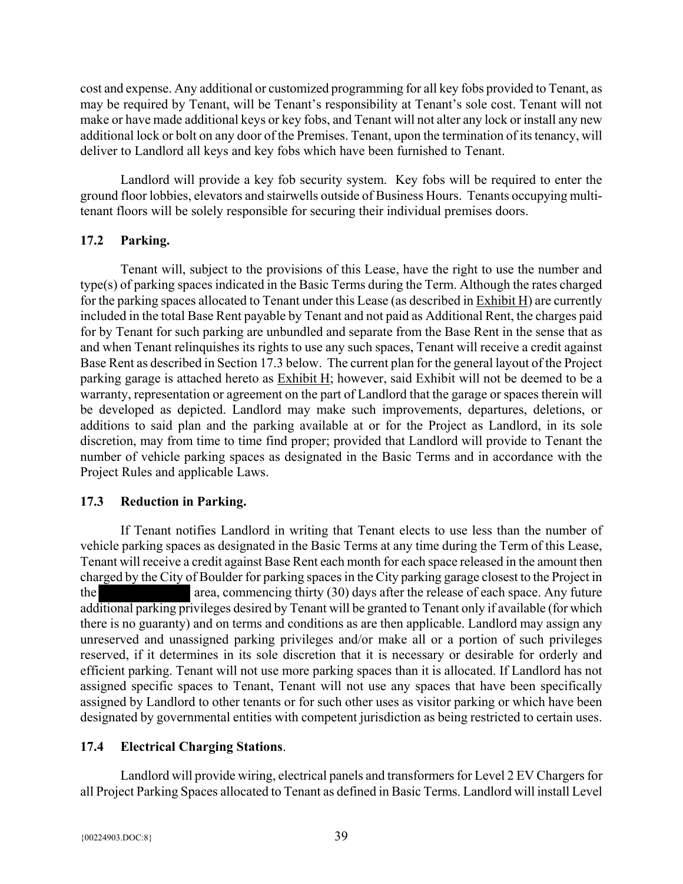cost and expense. Any additional or customized programming for all key fobs provided to Tenant, as may be required by Tenant, will be Tenant's responsibility at Tenant's sole cost. Tenant will not make or have made additional keys or key fobs, and Tenant will not alter any lock or install any new additional lock or bolt on any door of the Premises. Tenant, upon the termination of its tenancy, will deliver to Landlord all keys and key fobs which have been furnished to Tenant.

Landlord will provide a key fob security system. Key fobs will be required to enter the ground floor lobbies, elevators and stairwells outside of Business Hours. Tenants occupying multi-tenant floors will be solely responsible for securing their individual premises doors.

### 17.2 Parking.

Tenant will, subject to the provisions of this Lease, have the right to use the number and type(s) of parking spaces indicated in the Basic Terms during the Term. Although the rates charged for the parking spaces allocated to Tenant under this Lease (as described in Exhibit H) are currently included in the total Base Rent payable by Tenant and not paid as Additional Rent, the charges paid for by Tenant for such parking are unbundled and separate from the Base Rent in the sense that as and when Tenant relinquishes its rights to use any such spaces, Tenant will receive a credit against Base Rent as described in Section 17.3 below. The current plan for the general layout of the Project parking garage is attached hereto as Exhibit H; however, said Exhibit will not be deemed to be a warranty, representation or agreement on the part of Landlord that the garage or spaces therein will be developed as depicted. Landlord may make such improvements, departures, deletions, or additions to said plan and the parking available at or for the Project as Landlord, in its sole discretion, may from time to time find proper; provided that Landlord will provide to Tenant the number of vehicle parking spaces as designated in the Basic Terms and in accordance with the Project Rules and applicable Laws.

### 17.3 Reduction in Parking.

If Tenant notifies Landlord in writing that Tenant elects to use less than the number of vehicle parking spaces as designated in the Basic Terms at any time during the Term of this Lease, Tenant will receive a credit against Base Rent each month for each space released in the amount then charged by the City of Boulder for parking spaces in the City parking garage closest to the Project in the [REDACTED] area, commencing thirty (30) days after the release of each space. Any future additional parking privileges desired by Tenant will be granted to Tenant only if available (for which there is no guaranty) and on terms and conditions as are then applicable. Landlord may assign any unreserved and unassigned parking privileges and/or make all or a portion of such privileges reserved, if it determines in its sole discretion that it is necessary or desirable for orderly and efficient parking. Tenant will not use more parking spaces than it is allocated. If Landlord has not assigned specific spaces to Tenant, Tenant will not use any spaces that have been specifically assigned by Landlord to other tenants or for such other uses as visitor parking or which have been designated by governmental entities with competent jurisdiction as being restricted to certain uses.

### 17.4 Electrical Charging Stations.

Landlord will provide wiring, electrical panels and transformers for Level 2 EV Chargers for all Project Parking Spaces allocated to Tenant as defined in Basic Terms. Landlord will install Level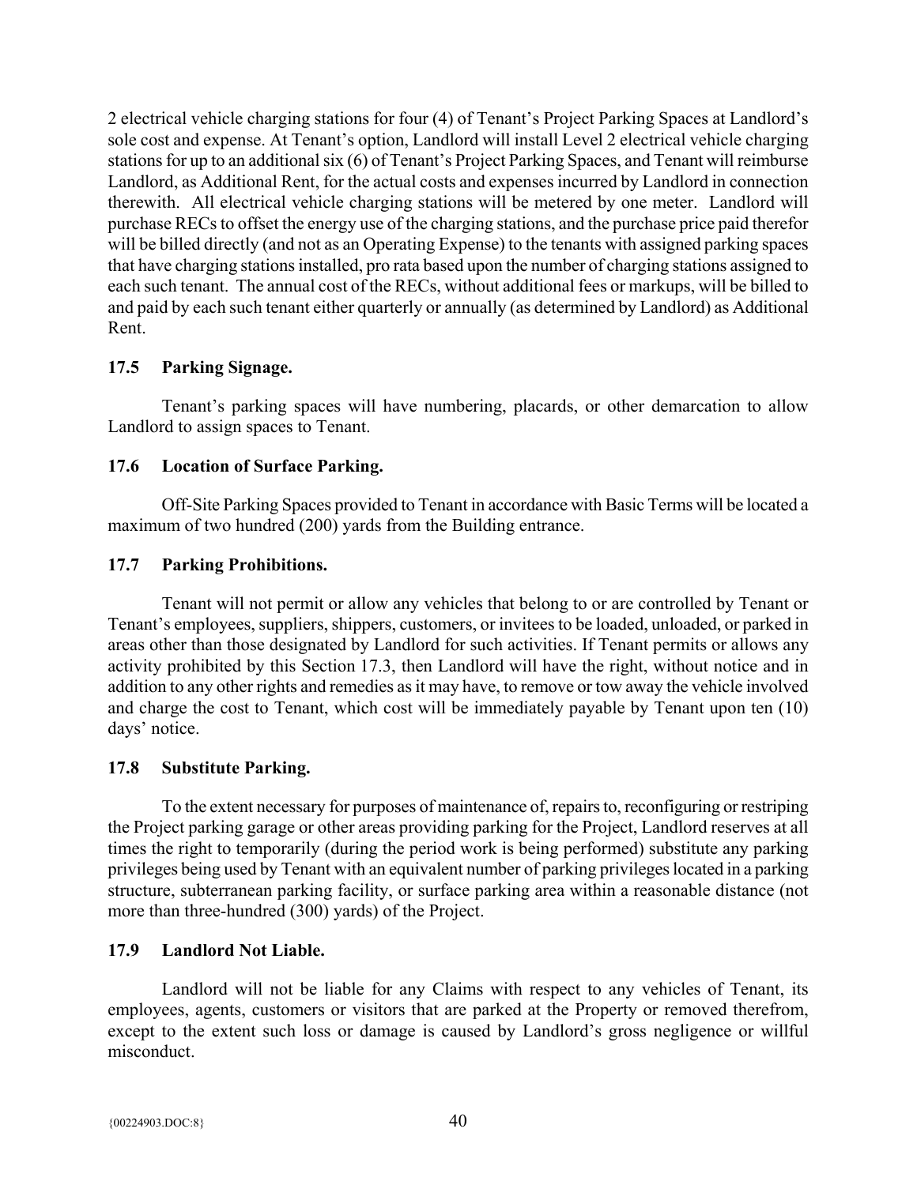2 electrical vehicle charging stations for four (4) of Tenant's Project Parking Spaces at Landlord's sole cost and expense. At Tenant's option, Landlord will install Level 2 electrical vehicle charging stations for up to an additional six (6) of Tenant's Project Parking Spaces, and Tenant will reimburse Landlord, as Additional Rent, for the actual costs and expenses incurred by Landlord in connection therewith. All electrical vehicle charging stations will be metered by one meter. Landlord will purchase RECs to offset the energy use of the charging stations, and the purchase price paid therefor will be billed directly (and not as an Operating Expense) to the tenants with assigned parking spaces that have charging stations installed, pro rata based upon the number of charging stations assigned to each such tenant. The annual cost of the RECs, without additional fees or markups, will be billed to and paid by each such tenant either quarterly or annually (as determined by Landlord) as Additional Rent.

### 17.5 Parking Signage.

Tenant's parking spaces will have numbering, placards, or other demarcation to allow Landlord to assign spaces to Tenant.

### 17.6 Location of Surface Parking.

Off-Site Parking Spaces provided to Tenant in accordance with Basic Terms will be located a maximum of two hundred (200) yards from the Building entrance.

### 17.7 Parking Prohibitions.

Tenant will not permit or allow any vehicles that belong to or are controlled by Tenant or Tenant's employees, suppliers, shippers, customers, or invitees to be loaded, unloaded, or parked in areas other than those designated by Landlord for such activities. If Tenant permits or allows any activity prohibited by this Section 17.3, then Landlord will have the right, without notice and in addition to any other rights and remedies as it may have, to remove or tow away the vehicle involved and charge the cost to Tenant, which cost will be immediately payable by Tenant upon ten (10) days' notice.

### 17.8 Substitute Parking.

To the extent necessary for purposes of maintenance of, repairs to, reconfiguring or restriping the Project parking garage or other areas providing parking for the Project, Landlord reserves at all times the right to temporarily (during the period work is being performed) substitute any parking privileges being used by Tenant with an equivalent number of parking privileges located in a parking structure, subterranean parking facility, or surface parking area within a reasonable distance (not more than three-hundred (300) yards) of the Project.

### 17.9 Landlord Not Liable.

Landlord will not be liable for any Claims with respect to any vehicles of Tenant, its employees, agents, customers or visitors that are parked at the Property or removed therefrom, except to the extent such loss or damage is caused by Landlord's gross negligence or willful misconduct.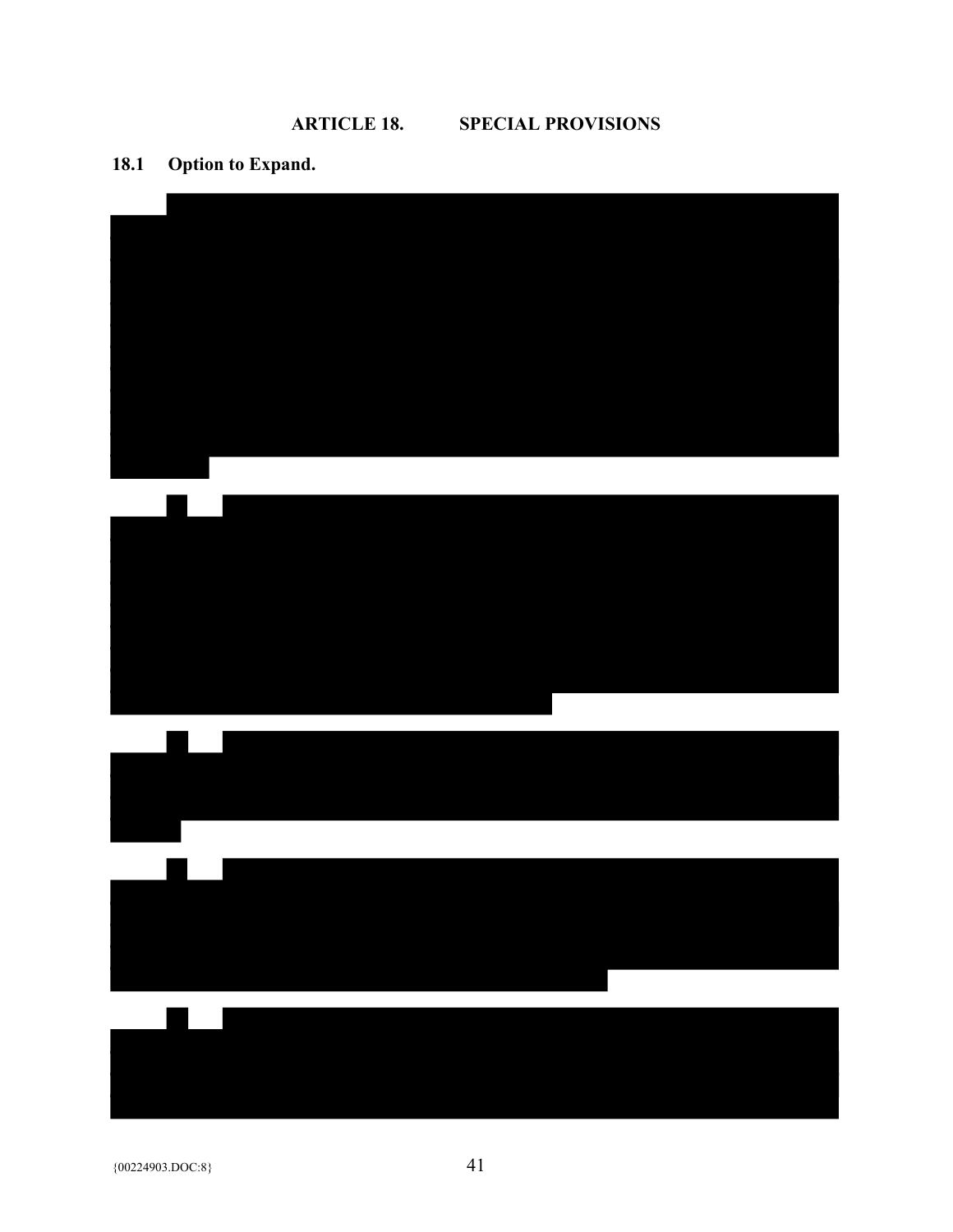# ARTICLE 18. SPECIAL PROVISIONS

## 18.1 Option to Expand.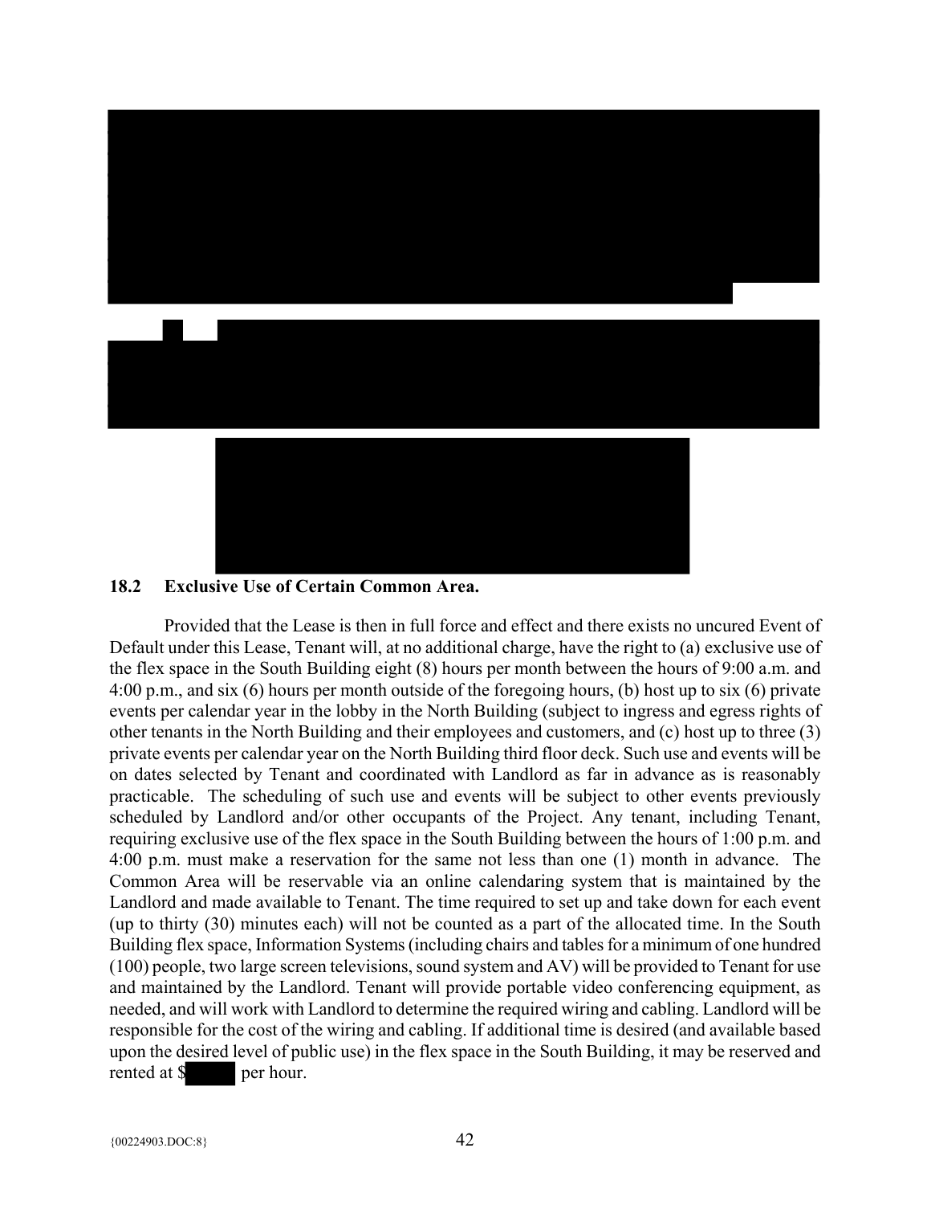### 18.2 Exclusive Use of Certain Common Area.

Provided that the Lease is then in full force and effect and there exists no uncured Event of Default under this Lease, Tenant will, at no additional charge, have the right to (a) exclusive use of the flex space in the South Building eight (8) hours per month between the hours of 9:00 a.m. and 4:00 p.m., and six (6) hours per month outside of the foregoing hours, (b) host up to six (6) private events per calendar year in the lobby in the North Building (subject to ingress and egress rights of other tenants in the North Building and their employees and customers, and (c) host up to three (3) private events per calendar year on the North Building third floor deck. Such use and events will be on dates selected by Tenant and coordinated with Landlord as far in advance as is reasonably practicable. The scheduling of such use and events will be subject to other events previously scheduled by Landlord and/or other occupants of the Project. Any tenant, including Tenant, requiring exclusive use of the flex space in the South Building between the hours of 1:00 p.m. and 4:00 p.m. must make a reservation for the same not less than one (1) month in advance. The Common Area will be reservable via an online calendaring system that is maintained by the Landlord and made available to Tenant. The time required to set up and take down for each event (up to thirty (30) minutes each) will not be counted as a part of the allocated time. In the South Building flex space, Information Systems (including chairs and tables for a minimum of one hundred (100) people, two large screen televisions, sound system and AV) will be provided to Tenant for use and maintained by the Landlord. Tenant will provide portable video conferencing equipment, as needed, and will work with Landlord to determine the required wiring and cabling. Landlord will be responsible for the cost of the wiring and cabling. If additional time is desired (and available based upon the desired level of public use) in the flex space in the South Building, it may be reserved and rented at $[REDACTED] per hour.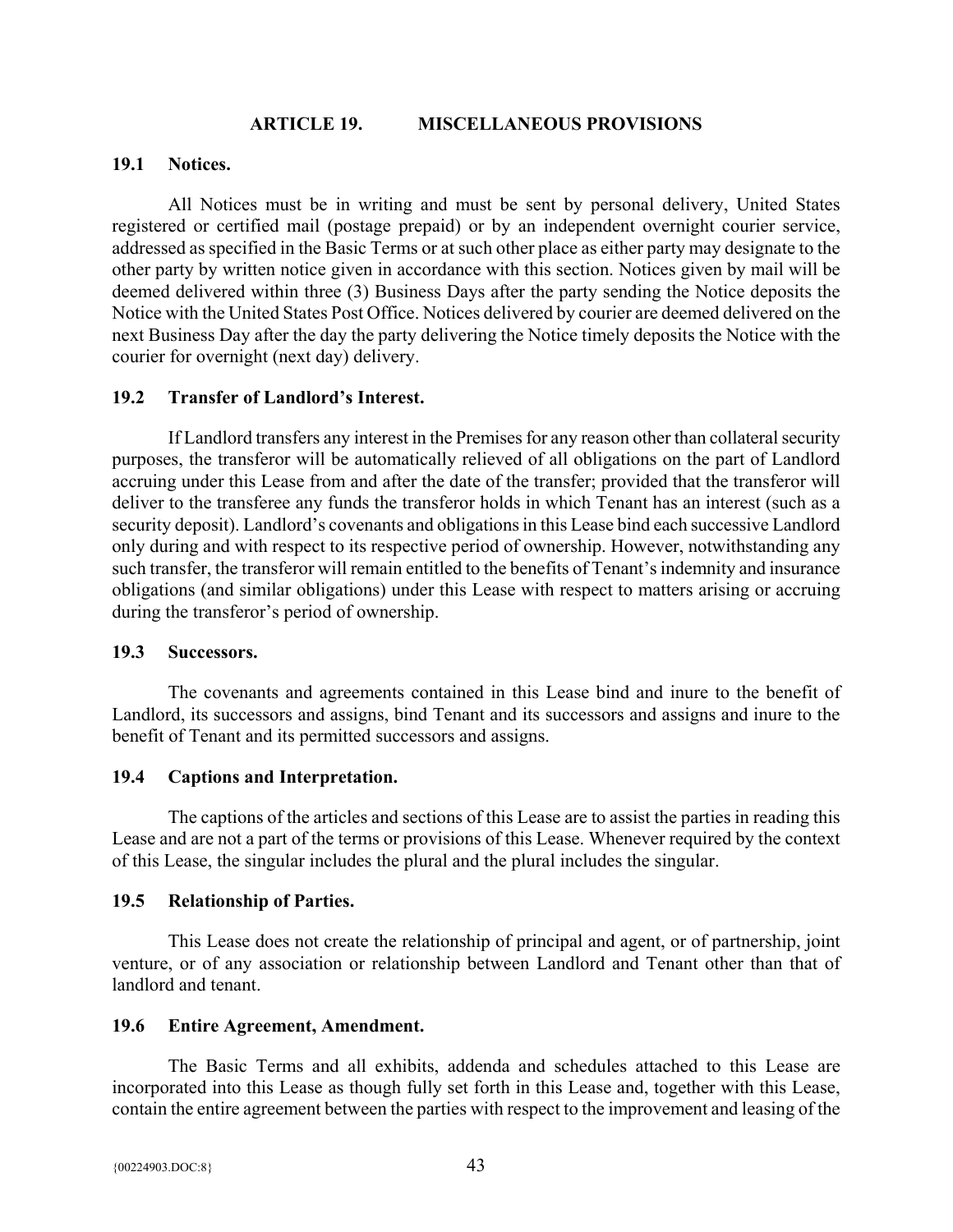## ARTICLE 19. MISCELLANEOUS PROVISIONS

### 19.1 Notices.

All Notices must be in writing and must be sent by personal delivery, United States registered or certified mail (postage prepaid) or by an independent overnight courier service, addressed as specified in the Basic Terms or at such other place as either party may designate to the other party by written notice given in accordance with this section. Notices given by mail will be deemed delivered within three (3) Business Days after the party sending the Notice deposits the Notice with the United States Post Office. Notices delivered by courier are deemed delivered on the next Business Day after the day the party delivering the Notice timely deposits the Notice with the courier for overnight (next day) delivery.

### 19.2 Transfer of Landlord's Interest.

If Landlord transfers any interest in the Premises for any reason other than collateral security purposes, the transferor will be automatically relieved of all obligations on the part of Landlord accruing under this Lease from and after the date of the transfer; provided that the transferor will deliver to the transferee any funds the transferor holds in which Tenant has an interest (such as a security deposit). Landlord's covenants and obligations in this Lease bind each successive Landlord only during and with respect to its respective period of ownership. However, notwithstanding any such transfer, the transferor will remain entitled to the benefits of Tenant's indemnity and insurance obligations (and similar obligations) under this Lease with respect to matters arising or accruing during the transferor's period of ownership.

### 19.3 Successors.

The covenants and agreements contained in this Lease bind and inure to the benefit of Landlord, its successors and assigns, bind Tenant and its successors and assigns and inure to the benefit of Tenant and its permitted successors and assigns.

### 19.4 Captions and Interpretation.

The captions of the articles and sections of this Lease are to assist the parties in reading this Lease and are not a part of the terms or provisions of this Lease. Whenever required by the context of this Lease, the singular includes the plural and the plural includes the singular.

### 19.5 Relationship of Parties.

This Lease does not create the relationship of principal and agent, or of partnership, joint venture, or of any association or relationship between Landlord and Tenant other than that of landlord and tenant.

### 19.6 Entire Agreement, Amendment.

The Basic Terms and all exhibits, addenda and schedules attached to this Lease are incorporated into this Lease as though fully set forth in this Lease and, together with this Lease, contain the entire agreement between the parties with respect to the improvement and leasing of the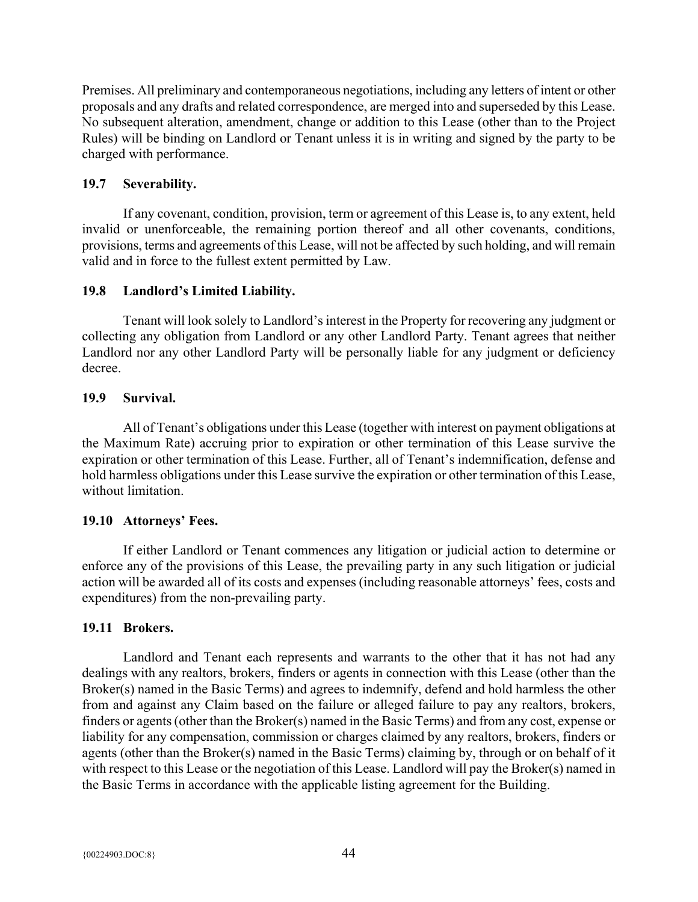Premises. All preliminary and contemporaneous negotiations, including any letters of intent or other proposals and any drafts and related correspondence, are merged into and superseded by this Lease. No subsequent alteration, amendment, change or addition to this Lease (other than to the Project Rules) will be binding on Landlord or Tenant unless it is in writing and signed by the party to be charged with performance.

**19.7 Severability.**

If any covenant, condition, provision, term or agreement of this Lease is, to any extent, held invalid or unenforceable, the remaining portion thereof and all other covenants, conditions, provisions, terms and agreements of this Lease, will not be affected by such holding, and will remain valid and in force to the fullest extent permitted by Law.

**19.8 Landlord's Limited Liability.**

Tenant will look solely to Landlord's interest in the Property for recovering any judgment or collecting any obligation from Landlord or any other Landlord Party. Tenant agrees that neither Landlord nor any other Landlord Party will be personally liable for any judgment or deficiency decree.

**19.9 Survival.**

All of Tenant's obligations under this Lease (together with interest on payment obligations at the Maximum Rate) accruing prior to expiration or other termination of this Lease survive the expiration or other termination of this Lease. Further, all of Tenant's indemnification, defense and hold harmless obligations under this Lease survive the expiration or other termination of this Lease, without limitation.

**19.10 Attorneys' Fees.**

If either Landlord or Tenant commences any litigation or judicial action to determine or enforce any of the provisions of this Lease, the prevailing party in any such litigation or judicial action will be awarded all of its costs and expenses (including reasonable attorneys' fees, costs and expenditures) from the non-prevailing party.

**19.11 Brokers.**

Landlord and Tenant each represents and warrants to the other that it has not had any dealings with any realtors, brokers, finders or agents in connection with this Lease (other than the Broker(s) named in the Basic Terms) and agrees to indemnify, defend and hold harmless the other from and against any Claim based on the failure or alleged failure to pay any realtors, brokers, finders or agents (other than the Broker(s) named in the Basic Terms) and from any cost, expense or liability for any compensation, commission or charges claimed by any realtors, brokers, finders or agents (other than the Broker(s) named in the Basic Terms) claiming by, through or on behalf of it with respect to this Lease or the negotiation of this Lease. Landlord will pay the Broker(s) named in the Basic Terms in accordance with the applicable listing agreement for the Building.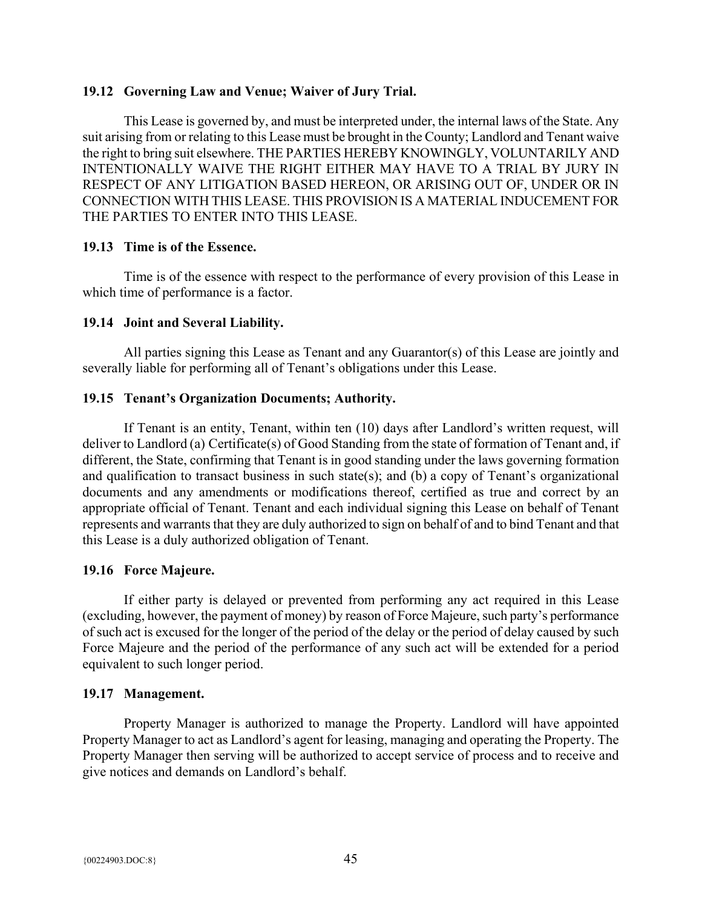### 19.12 Governing Law and Venue; Waiver of Jury Trial.

This Lease is governed by, and must be interpreted under, the internal laws of the State. Any suit arising from or relating to this Lease must be brought in the County; Landlord and Tenant waive the right to bring suit elsewhere. THE PARTIES HEREBY KNOWINGLY, VOLUNTARILY AND INTENTIONALLY WAIVE THE RIGHT EITHER MAY HAVE TO A TRIAL BY JURY IN RESPECT OF ANY LITIGATION BASED HEREON, OR ARISING OUT OF, UNDER OR IN CONNECTION WITH THIS LEASE. THIS PROVISION IS A MATERIAL INDUCEMENT FOR THE PARTIES TO ENTER INTO THIS LEASE.

### 19.13 Time is of the Essence.

Time is of the essence with respect to the performance of every provision of this Lease in which time of performance is a factor.

### 19.14 Joint and Several Liability.

All parties signing this Lease as Tenant and any Guarantor(s) of this Lease are jointly and severally liable for performing all of Tenant's obligations under this Lease.

### 19.15 Tenant's Organization Documents; Authority.

If Tenant is an entity, Tenant, within ten (10) days after Landlord's written request, will deliver to Landlord (a) Certificate(s) of Good Standing from the state of formation of Tenant and, if different, the State, confirming that Tenant is in good standing under the laws governing formation and qualification to transact business in such state(s); and (b) a copy of Tenant's organizational documents and any amendments or modifications thereof, certified as true and correct by an appropriate official of Tenant. Tenant and each individual signing this Lease on behalf of Tenant represents and warrants that they are duly authorized to sign on behalf of and to bind Tenant and that this Lease is a duly authorized obligation of Tenant.

### 19.16 Force Majeure.

If either party is delayed or prevented from performing any act required in this Lease (excluding, however, the payment of money) by reason of Force Majeure, such party's performance of such act is excused for the longer of the period of the delay or the period of delay caused by such Force Majeure and the period of the performance of any such act will be extended for a period equivalent to such longer period.

### 19.17 Management.

Property Manager is authorized to manage the Property. Landlord will have appointed Property Manager to act as Landlord's agent for leasing, managing and operating the Property. The Property Manager then serving will be authorized to accept service of process and to receive and give notices and demands on Landlord's behalf.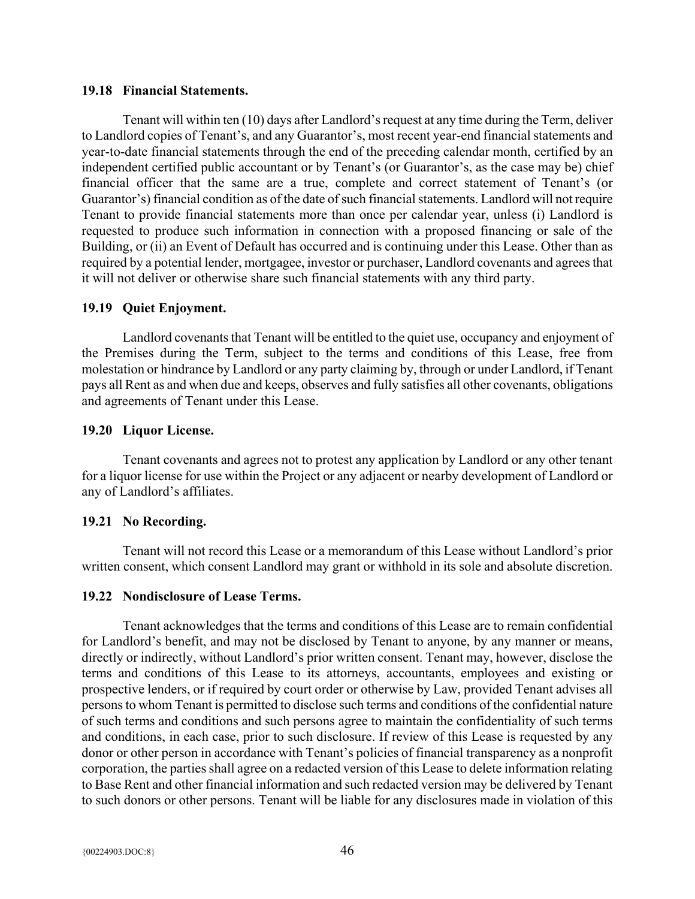### 19.18 Financial Statements.

Tenant will within ten (10) days after Landlord's request at any time during the Term, deliver to Landlord copies of Tenant's, and any Guarantor's, most recent year-end financial statements and year-to-date financial statements through the end of the preceding calendar month, certified by an independent certified public accountant or by Tenant's (or Guarantor's, as the case may be) chief financial officer that the same are a true, complete and correct statement of Tenant's (or Guarantor's) financial condition as of the date of such financial statements. Landlord will not require Tenant to provide financial statements more than once per calendar year, unless (i) Landlord is requested to produce such information in connection with a proposed financing or sale of the Building, or (ii) an Event of Default has occurred and is continuing under this Lease. Other than as required by a potential lender, mortgagee, investor or purchaser, Landlord covenants and agrees that it will not deliver or otherwise share such financial statements with any third party.

### 19.19 Quiet Enjoyment.

Landlord covenants that Tenant will be entitled to the quiet use, occupancy and enjoyment of the Premises during the Term, subject to the terms and conditions of this Lease, free from molestation or hindrance by Landlord or any party claiming by, through or under Landlord, if Tenant pays all Rent as and when due and keeps, observes and fully satisfies all other covenants, obligations and agreements of Tenant under this Lease.

### 19.20 Liquor License.

Tenant covenants and agrees not to protest any application by Landlord or any other tenant for a liquor license for use within the Project or any adjacent or nearby development of Landlord or any of Landlord's affiliates.

### 19.21 No Recording.

Tenant will not record this Lease or a memorandum of this Lease without Landlord's prior written consent, which consent Landlord may grant or withhold in its sole and absolute discretion.

### 19.22 Nondisclosure of Lease Terms.

Tenant acknowledges that the terms and conditions of this Lease are to remain confidential for Landlord's benefit, and may not be disclosed by Tenant to anyone, by any manner or means, directly or indirectly, without Landlord's prior written consent. Tenant may, however, disclose the terms and conditions of this Lease to its attorneys, accountants, employees and existing or prospective lenders, or if required by court order or otherwise by Law, provided Tenant advises all persons to whom Tenant is permitted to disclose such terms and conditions of the confidential nature of such terms and conditions and such persons agree to maintain the confidentiality of such terms and conditions, in each case, prior to such disclosure. If review of this Lease is requested by any donor or other person in accordance with Tenant's policies of financial transparency as a nonprofit corporation, the parties shall agree on a redacted version of this Lease to delete information relating to Base Rent and other financial information and such redacted version may be delivered by Tenant to such donors or other persons. Tenant will be liable for any disclosures made in violation of this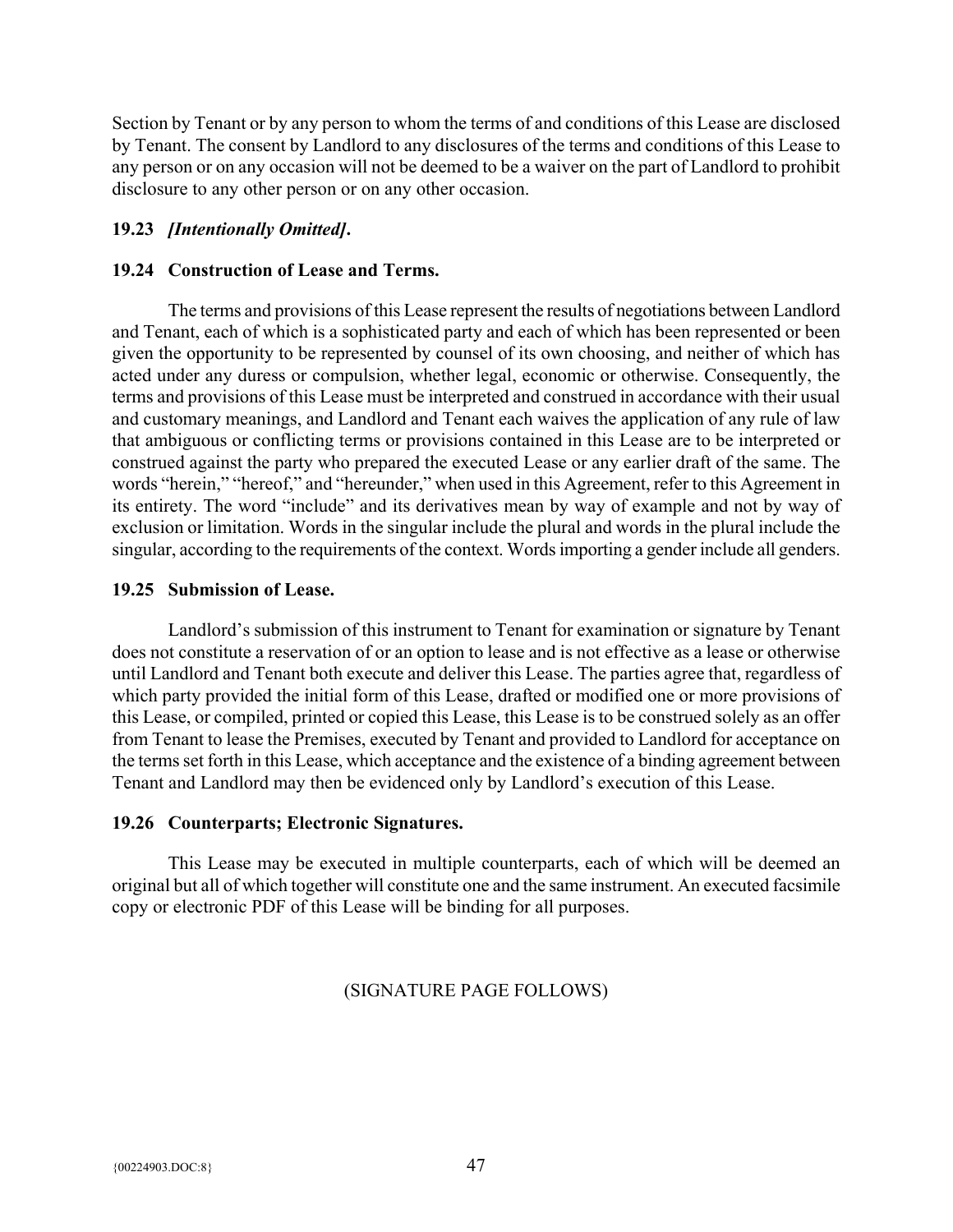Section by Tenant or by any person to whom the terms of and conditions of this Lease are disclosed by Tenant. The consent by Landlord to any disclosures of the terms and conditions of this Lease to any person or on any occasion will not be deemed to be a waiver on the part of Landlord to prohibit disclosure to any other person or on any other occasion.

**19.23** ***[Intentionally Omitted]*****.**

**19.24 Construction of Lease and Terms.**

The terms and provisions of this Lease represent the results of negotiations between Landlord and Tenant, each of which is a sophisticated party and each of which has been represented or been given the opportunity to be represented by counsel of its own choosing, and neither of which has acted under any duress or compulsion, whether legal, economic or otherwise. Consequently, the terms and provisions of this Lease must be interpreted and construed in accordance with their usual and customary meanings, and Landlord and Tenant each waives the application of any rule of law that ambiguous or conflicting terms or provisions contained in this Lease are to be interpreted or construed against the party who prepared the executed Lease or any earlier draft of the same. The words "herein," "hereof," and "hereunder," when used in this Agreement, refer to this Agreement in its entirety. The word "include" and its derivatives mean by way of example and not by way of exclusion or limitation. Words in the singular include the plural and words in the plural include the singular, according to the requirements of the context. Words importing a gender include all genders.

**19.25 Submission of Lease.**

Landlord's submission of this instrument to Tenant for examination or signature by Tenant does not constitute a reservation of or an option to lease and is not effective as a lease or otherwise until Landlord and Tenant both execute and deliver this Lease. The parties agree that, regardless of which party provided the initial form of this Lease, drafted or modified one or more provisions of this Lease, or compiled, printed or copied this Lease, this Lease is to be construed solely as an offer from Tenant to lease the Premises, executed by Tenant and provided to Landlord for acceptance on the terms set forth in this Lease, which acceptance and the existence of a binding agreement between Tenant and Landlord may then be evidenced only by Landlord's execution of this Lease.

**19.26 Counterparts; Electronic Signatures.**

This Lease may be executed in multiple counterparts, each of which will be deemed an original but all of which together will constitute one and the same instrument. An executed facsimile copy or electronic PDF of this Lease will be binding for all purposes.

(SIGNATURE PAGE FOLLOWS)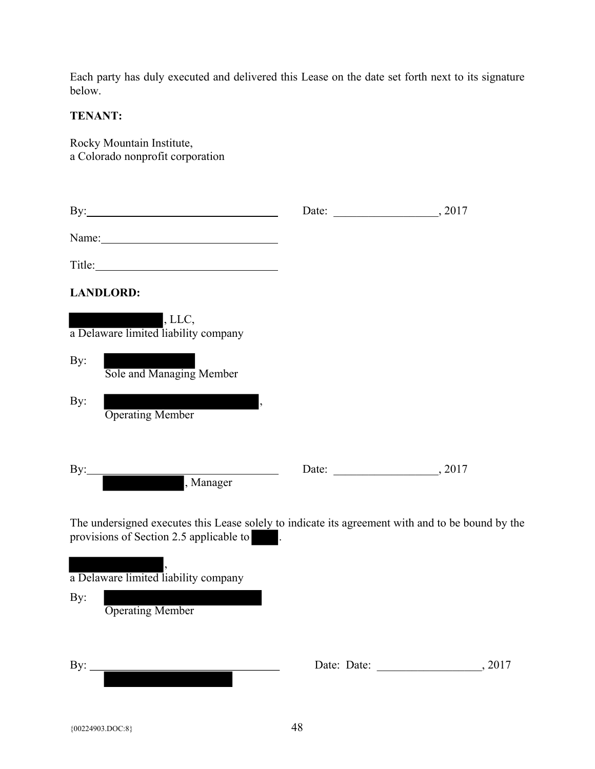Each party has duly executed and delivered this Lease on the date set forth next to its signature below.

**TENANT:**

Rocky Mountain Institute,
a Colorado nonprofit corporation

By:\_\_\_\_\_\_\_\_\_\_\_\_\_\_\_\_\_\_\_\_\_\_\_\_\_\_\_\_\_\_\_\_ Date: \_\_\_\_\_\_\_\_\_\_\_\_\_\_\_\_\_\_, 2017

Name:\_\_\_\_\_\_\_\_\_\_\_\_\_\_\_\_\_\_\_\_\_\_\_\_\_\_\_\_\_\_

Title:\_\_\_\_\_\_\_\_\_\_\_\_\_\_\_\_\_\_\_\_\_\_\_\_\_\_\_\_\_\_\_

**LANDLORD:**

[REDACTED], LLC,
a Delaware limited liability company

By: [REDACTED]
Sole and Managing Member

By: [REDACTED],
Operating Member

By:\_\_\_\_\_\_\_\_\_\_\_\_\_\_\_\_\_\_\_\_\_\_\_\_\_\_\_\_\_\_\_\_ Date: \_\_\_\_\_\_\_\_\_\_\_\_\_\_\_\_\_\_, 2017
[REDACTED], Manager

The undersigned executes this Lease solely to indicate its agreement with and to be bound by the provisions of Section 2.5 applicable to [REDACTED].

[REDACTED],
a Delaware limited liability company

By: [REDACTED]
Operating Member

By: \_\_\_\_\_\_\_\_\_\_\_\_\_\_\_\_\_\_\_\_\_\_\_\_\_\_\_\_\_\_\_\_ Date: Date: \_\_\_\_\_\_\_\_\_\_\_\_\_\_\_\_\_\_, 2017
[REDACTED]

{00224903.DOC:8}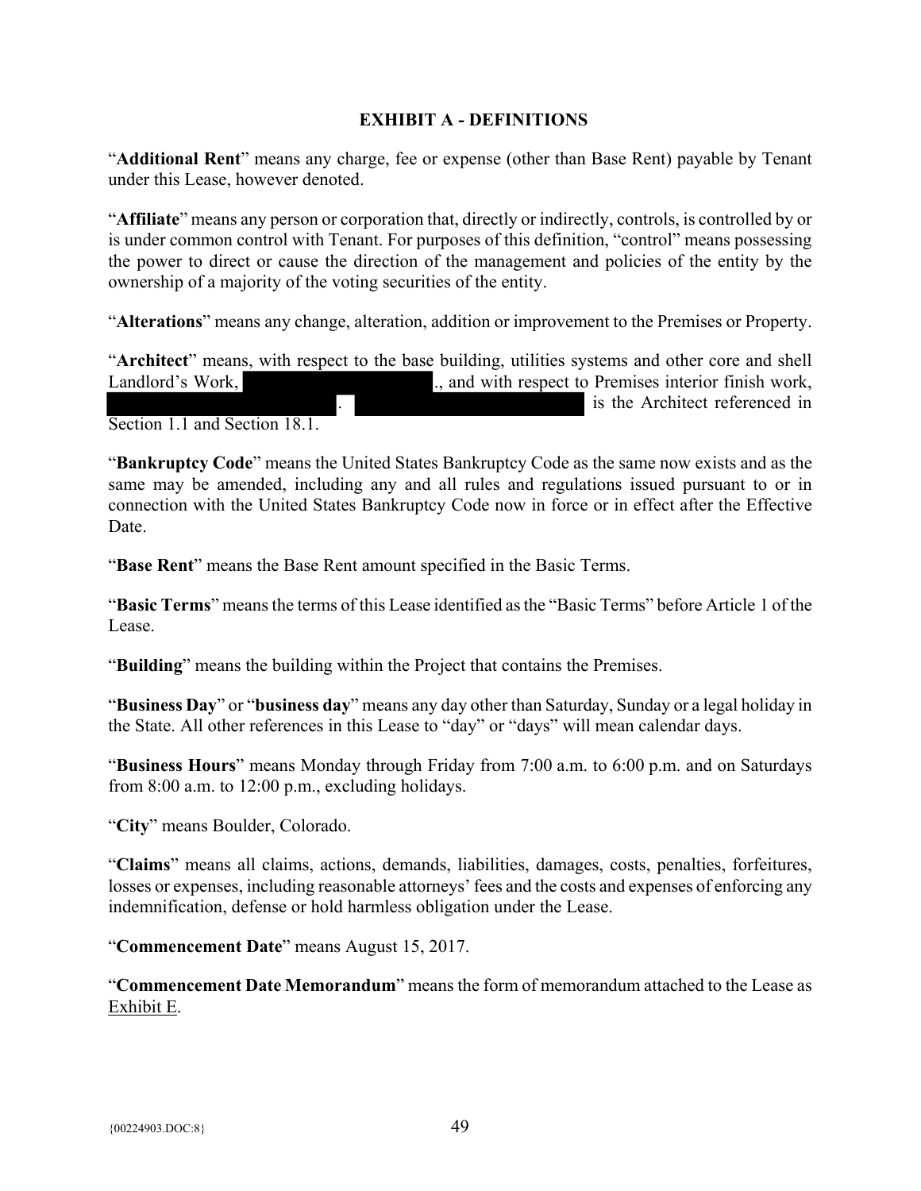# EXHIBIT A - DEFINITIONS

"**Additional Rent**" means any charge, fee or expense (other than Base Rent) payable by Tenant under this Lease, however denoted.

"**Affiliate**" means any person or corporation that, directly or indirectly, controls, is controlled by or is under common control with Tenant. For purposes of this definition, "control" means possessing the power to direct or cause the direction of the management and policies of the entity by the ownership of a majority of the voting securities of the entity.

"**Alterations**" means any change, alteration, addition or improvement to the Premises or Property.

"**Architect**" means, with respect to the base building, utilities systems and other core and shell Landlord's Work, [REDACTED]., and with respect to Premises interior finish work, [REDACTED]. [REDACTED] is the Architect referenced in Section 1.1 and Section 18.1.

"**Bankruptcy Code**" means the United States Bankruptcy Code as the same now exists and as the same may be amended, including any and all rules and regulations issued pursuant to or in connection with the United States Bankruptcy Code now in force or in effect after the Effective Date.

"**Base Rent**" means the Base Rent amount specified in the Basic Terms.

"**Basic Terms**" means the terms of this Lease identified as the "Basic Terms" before Article 1 of the Lease.

"**Building**" means the building within the Project that contains the Premises.

"**Business Day**" or "**business day**" means any day other than Saturday, Sunday or a legal holiday in the State. All other references in this Lease to "day" or "days" will mean calendar days.

"**Business Hours**" means Monday through Friday from 7:00 a.m. to 6:00 p.m. and on Saturdays from 8:00 a.m. to 12:00 p.m., excluding holidays.

"**City**" means Boulder, Colorado.

"**Claims**" means all claims, actions, demands, liabilities, damages, costs, penalties, forfeitures, losses or expenses, including reasonable attorneys' fees and the costs and expenses of enforcing any indemnification, defense or hold harmless obligation under the Lease.

"**Commencement Date**" means August 15, 2017.

"**Commencement Date Memorandum**" means the form of memorandum attached to the Lease as Exhibit E.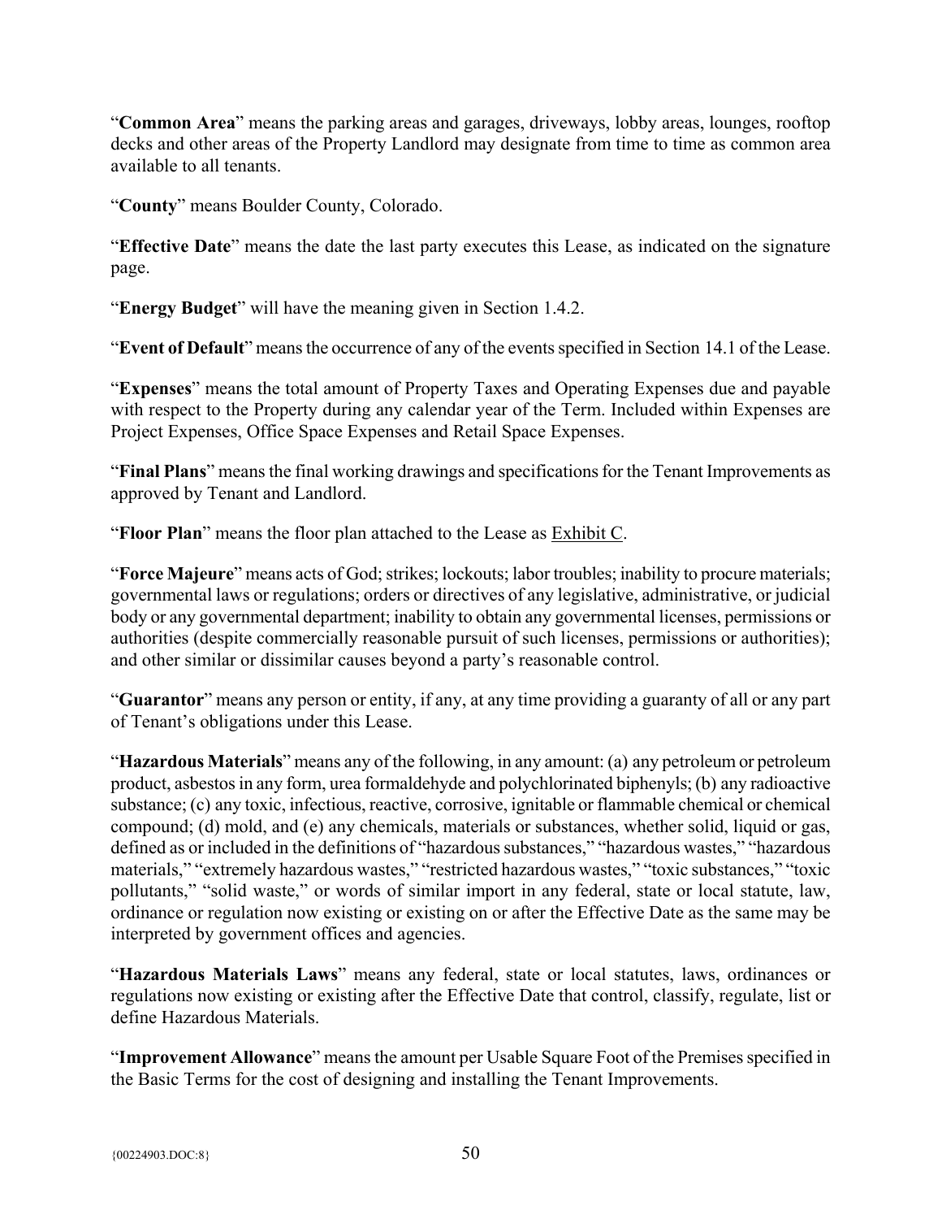"**Common Area**" means the parking areas and garages, driveways, lobby areas, lounges, rooftop decks and other areas of the Property Landlord may designate from time to time as common area available to all tenants.

"**County**" means Boulder County, Colorado.

"**Effective Date**" means the date the last party executes this Lease, as indicated on the signature page.

"**Energy Budget**" will have the meaning given in Section 1.4.2.

"**Event of Default**" means the occurrence of any of the events specified in Section 14.1 of the Lease.

"**Expenses**" means the total amount of Property Taxes and Operating Expenses due and payable with respect to the Property during any calendar year of the Term. Included within Expenses are Project Expenses, Office Space Expenses and Retail Space Expenses.

"**Final Plans**" means the final working drawings and specifications for the Tenant Improvements as approved by Tenant and Landlord.

"**Floor Plan**" means the floor plan attached to the Lease as Exhibit C.

"**Force Majeure**" means acts of God; strikes; lockouts; labor troubles; inability to procure materials; governmental laws or regulations; orders or directives of any legislative, administrative, or judicial body or any governmental department; inability to obtain any governmental licenses, permissions or authorities (despite commercially reasonable pursuit of such licenses, permissions or authorities); and other similar or dissimilar causes beyond a party's reasonable control.

"**Guarantor**" means any person or entity, if any, at any time providing a guaranty of all or any part of Tenant's obligations under this Lease.

"**Hazardous Materials**" means any of the following, in any amount: (a) any petroleum or petroleum product, asbestos in any form, urea formaldehyde and polychlorinated biphenyls; (b) any radioactive substance; (c) any toxic, infectious, reactive, corrosive, ignitable or flammable chemical or chemical compound; (d) mold, and (e) any chemicals, materials or substances, whether solid, liquid or gas, defined as or included in the definitions of "hazardous substances," "hazardous wastes," "hazardous materials," "extremely hazardous wastes," "restricted hazardous wastes," "toxic substances," "toxic pollutants," "solid waste," or words of similar import in any federal, state or local statute, law, ordinance or regulation now existing or existing on or after the Effective Date as the same may be interpreted by government offices and agencies.

"**Hazardous Materials Laws**" means any federal, state or local statutes, laws, ordinances or regulations now existing or existing after the Effective Date that control, classify, regulate, list or define Hazardous Materials.

"**Improvement Allowance**" means the amount per Usable Square Foot of the Premises specified in the Basic Terms for the cost of designing and installing the Tenant Improvements.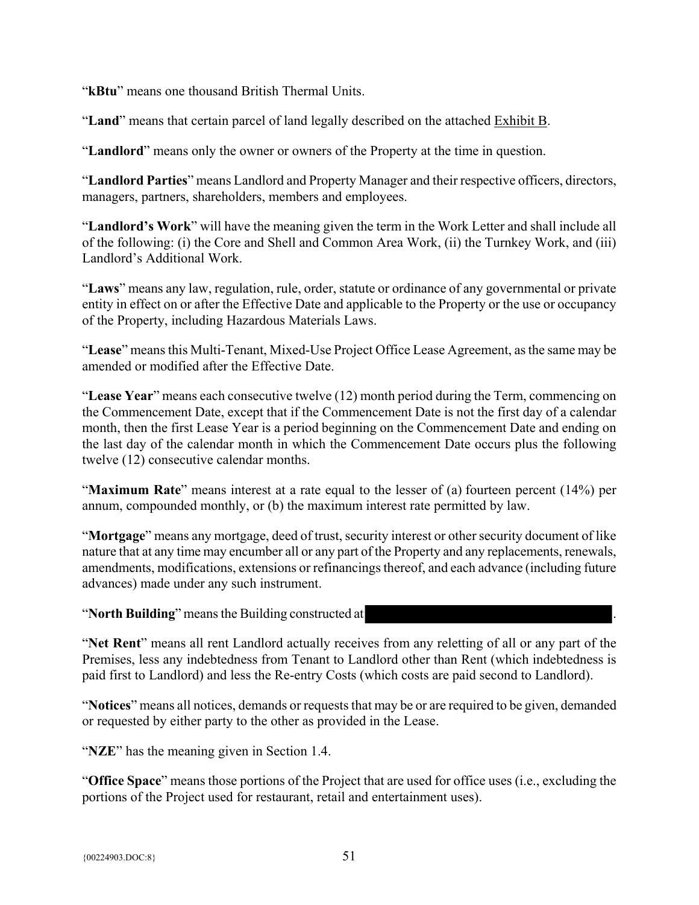"**kBtu**" means one thousand British Thermal Units.

"**Land**" means that certain parcel of land legally described on the attached Exhibit B.

"**Landlord**" means only the owner or owners of the Property at the time in question.

"**Landlord Parties**" means Landlord and Property Manager and their respective officers, directors, managers, partners, shareholders, members and employees.

"**Landlord's Work**" will have the meaning given the term in the Work Letter and shall include all of the following: (i) the Core and Shell and Common Area Work, (ii) the Turnkey Work, and (iii) Landlord's Additional Work.

"**Laws**" means any law, regulation, rule, order, statute or ordinance of any governmental or private entity in effect on or after the Effective Date and applicable to the Property or the use or occupancy of the Property, including Hazardous Materials Laws.

"**Lease**" means this Multi-Tenant, Mixed-Use Project Office Lease Agreement, as the same may be amended or modified after the Effective Date.

"**Lease Year**" means each consecutive twelve (12) month period during the Term, commencing on the Commencement Date, except that if the Commencement Date is not the first day of a calendar month, then the first Lease Year is a period beginning on the Commencement Date and ending on the last day of the calendar month in which the Commencement Date occurs plus the following twelve (12) consecutive calendar months.

"**Maximum Rate**" means interest at a rate equal to the lesser of (a) fourteen percent (14%) per annum, compounded monthly, or (b) the maximum interest rate permitted by law.

"**Mortgage**" means any mortgage, deed of trust, security interest or other security document of like nature that at any time may encumber all or any part of the Property and any replacements, renewals, amendments, modifications, extensions or refinancings thereof, and each advance (including future advances) made under any such instrument.

"**North Building**" means the Building constructed at [REDACTED].

"**Net Rent**" means all rent Landlord actually receives from any reletting of all or any part of the Premises, less any indebtedness from Tenant to Landlord other than Rent (which indebtedness is paid first to Landlord) and less the Re-entry Costs (which costs are paid second to Landlord).

"**Notices**" means all notices, demands or requests that may be or are required to be given, demanded or requested by either party to the other as provided in the Lease.

"**NZE**" has the meaning given in Section 1.4.

"**Office Space**" means those portions of the Project that are used for office uses (i.e., excluding the portions of the Project used for restaurant, retail and entertainment uses).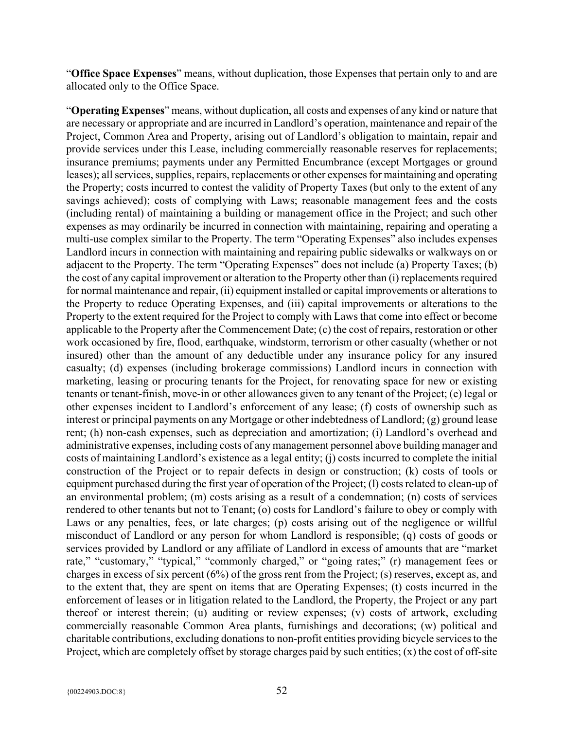"**Office Space Expenses**" means, without duplication, those Expenses that pertain only to and are allocated only to the Office Space.

"**Operating Expenses**" means, without duplication, all costs and expenses of any kind or nature that are necessary or appropriate and are incurred in Landlord's operation, maintenance and repair of the Project, Common Area and Property, arising out of Landlord's obligation to maintain, repair and provide services under this Lease, including commercially reasonable reserves for replacements; insurance premiums; payments under any Permitted Encumbrance (except Mortgages or ground leases); all services, supplies, repairs, replacements or other expenses for maintaining and operating the Property; costs incurred to contest the validity of Property Taxes (but only to the extent of any savings achieved); costs of complying with Laws; reasonable management fees and the costs (including rental) of maintaining a building or management office in the Project; and such other expenses as may ordinarily be incurred in connection with maintaining, repairing and operating a multi-use complex similar to the Property. The term "Operating Expenses" also includes expenses Landlord incurs in connection with maintaining and repairing public sidewalks or walkways on or adjacent to the Property. The term "Operating Expenses" does not include (a) Property Taxes; (b) the cost of any capital improvement or alteration to the Property other than (i) replacements required for normal maintenance and repair, (ii) equipment installed or capital improvements or alterations to the Property to reduce Operating Expenses, and (iii) capital improvements or alterations to the Property to the extent required for the Project to comply with Laws that come into effect or become applicable to the Property after the Commencement Date; (c) the cost of repairs, restoration or other work occasioned by fire, flood, earthquake, windstorm, terrorism or other casualty (whether or not insured) other than the amount of any deductible under any insurance policy for any insured casualty; (d) expenses (including brokerage commissions) Landlord incurs in connection with marketing, leasing or procuring tenants for the Project, for renovating space for new or existing tenants or tenant-finish, move-in or other allowances given to any tenant of the Project; (e) legal or other expenses incident to Landlord's enforcement of any lease; (f) costs of ownership such as interest or principal payments on any Mortgage or other indebtedness of Landlord; (g) ground lease rent; (h) non-cash expenses, such as depreciation and amortization; (i) Landlord's overhead and administrative expenses, including costs of any management personnel above building manager and costs of maintaining Landlord's existence as a legal entity; (j) costs incurred to complete the initial construction of the Project or to repair defects in design or construction; (k) costs of tools or equipment purchased during the first year of operation of the Project; (l) costs related to clean-up of an environmental problem; (m) costs arising as a result of a condemnation; (n) costs of services rendered to other tenants but not to Tenant; (o) costs for Landlord's failure to obey or comply with Laws or any penalties, fees, or late charges; (p) costs arising out of the negligence or willful misconduct of Landlord or any person for whom Landlord is responsible; (q) costs of goods or services provided by Landlord or any affiliate of Landlord in excess of amounts that are "market rate," "customary," "typical," "commonly charged," or "going rates;" (r) management fees or charges in excess of six percent (6%) of the gross rent from the Project; (s) reserves, except as, and to the extent that, they are spent on items that are Operating Expenses; (t) costs incurred in the enforcement of leases or in litigation related to the Landlord, the Property, the Project or any part thereof or interest therein; (u) auditing or review expenses; (v) costs of artwork, excluding commercially reasonable Common Area plants, furnishings and decorations; (w) political and charitable contributions, excluding donations to non-profit entities providing bicycle services to the Project, which are completely offset by storage charges paid by such entities; (x) the cost of off-site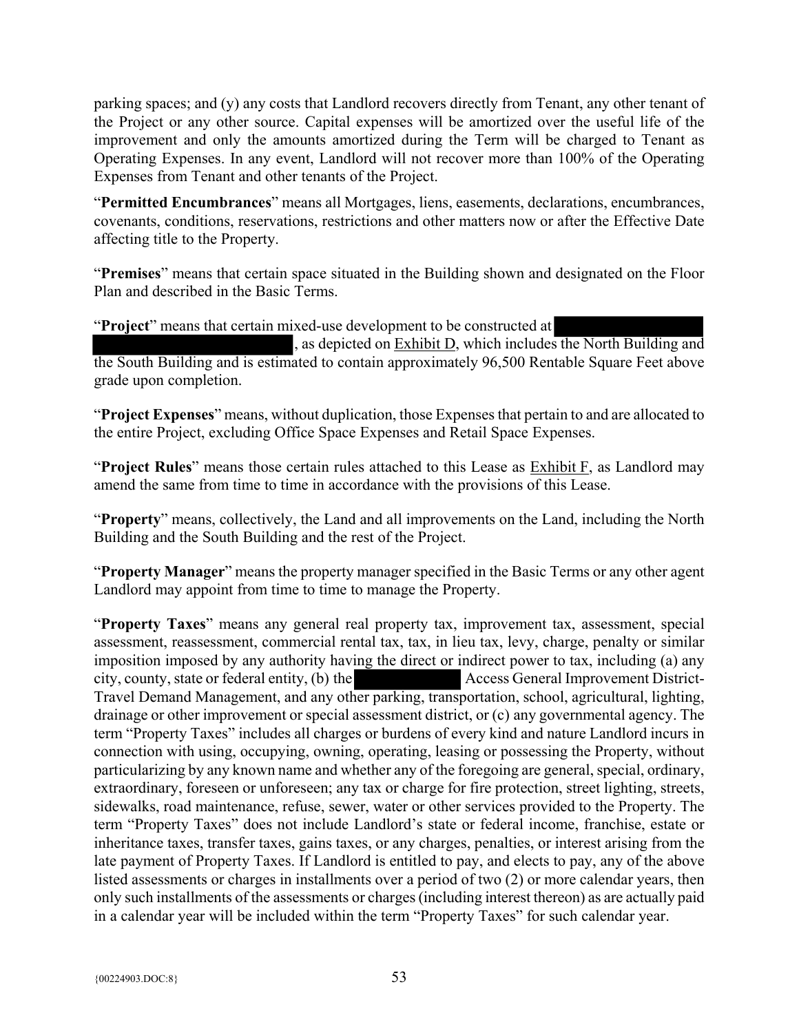parking spaces; and (y) any costs that Landlord recovers directly from Tenant, any other tenant of the Project or any other source. Capital expenses will be amortized over the useful life of the improvement and only the amounts amortized during the Term will be charged to Tenant as Operating Expenses. In any event, Landlord will not recover more than 100% of the Operating Expenses from Tenant and other tenants of the Project.

"**Permitted Encumbrances**" means all Mortgages, liens, easements, declarations, encumbrances, covenants, conditions, reservations, restrictions and other matters now or after the Effective Date affecting title to the Property.

"**Premises**" means that certain space situated in the Building shown and designated on the Floor Plan and described in the Basic Terms.

"**Project**" means that certain mixed-use development to be constructed at [REDACTED], as depicted on Exhibit D, which includes the North Building and the South Building and is estimated to contain approximately 96,500 Rentable Square Feet above grade upon completion.

"**Project Expenses**" means, without duplication, those Expenses that pertain to and are allocated to the entire Project, excluding Office Space Expenses and Retail Space Expenses.

"**Project Rules**" means those certain rules attached to this Lease as Exhibit F, as Landlord may amend the same from time to time in accordance with the provisions of this Lease.

"**Property**" means, collectively, the Land and all improvements on the Land, including the North Building and the South Building and the rest of the Project.

"**Property Manager**" means the property manager specified in the Basic Terms or any other agent Landlord may appoint from time to time to manage the Property.

"**Property Taxes**" means any general real property tax, improvement tax, assessment, special assessment, reassessment, commercial rental tax, tax, in lieu tax, levy, charge, penalty or similar imposition imposed by any authority having the direct or indirect power to tax, including (a) any city, county, state or federal entity, (b) the [REDACTED] Access General Improvement District-Travel Demand Management, and any other parking, transportation, school, agricultural, lighting, drainage or other improvement or special assessment district, or (c) any governmental agency. The term "Property Taxes" includes all charges or burdens of every kind and nature Landlord incurs in connection with using, occupying, owning, operating, leasing or possessing the Property, without particularizing by any known name and whether any of the foregoing are general, special, ordinary, extraordinary, foreseen or unforeseen; any tax or charge for fire protection, street lighting, streets, sidewalks, road maintenance, refuse, sewer, water or other services provided to the Property. The term "Property Taxes" does not include Landlord's state or federal income, franchise, estate or inheritance taxes, transfer taxes, gains taxes, or any charges, penalties, or interest arising from the late payment of Property Taxes. If Landlord is entitled to pay, and elects to pay, any of the above listed assessments or charges in installments over a period of two (2) or more calendar years, then only such installments of the assessments or charges (including interest thereon) as are actually paid in a calendar year will be included within the term "Property Taxes" for such calendar year.

{00224903.DOC:8}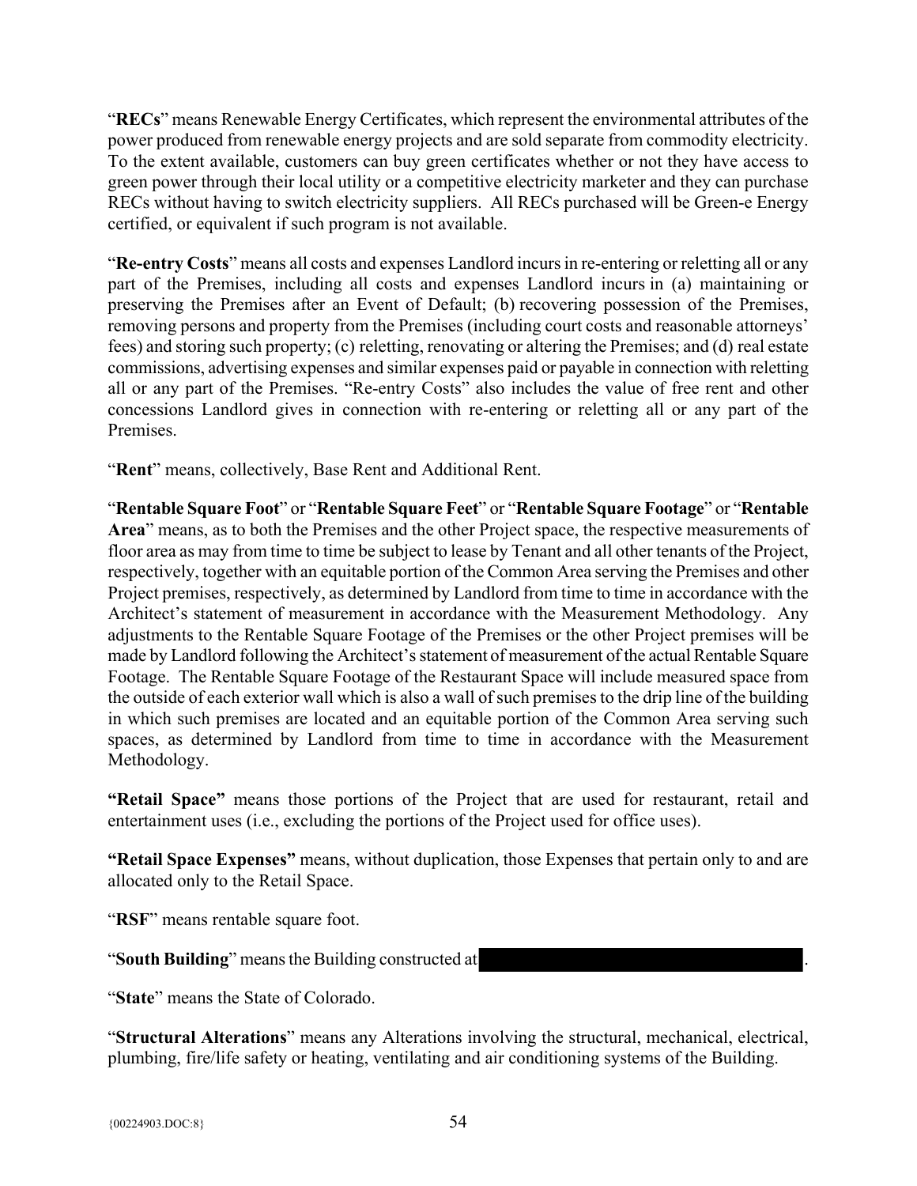"**RECs**" means Renewable Energy Certificates, which represent the environmental attributes of the power produced from renewable energy projects and are sold separate from commodity electricity. To the extent available, customers can buy green certificates whether or not they have access to green power through their local utility or a competitive electricity marketer and they can purchase RECs without having to switch electricity suppliers. All RECs purchased will be Green-e Energy certified, or equivalent if such program is not available.

"**Re-entry Costs**" means all costs and expenses Landlord incurs in re-entering or reletting all or any part of the Premises, including all costs and expenses Landlord incurs in (a) maintaining or preserving the Premises after an Event of Default; (b) recovering possession of the Premises, removing persons and property from the Premises (including court costs and reasonable attorneys' fees) and storing such property; (c) reletting, renovating or altering the Premises; and (d) real estate commissions, advertising expenses and similar expenses paid or payable in connection with reletting all or any part of the Premises. "Re-entry Costs" also includes the value of free rent and other concessions Landlord gives in connection with re-entering or reletting all or any part of the Premises.

"**Rent**" means, collectively, Base Rent and Additional Rent.

"**Rentable Square Foot**" or "**Rentable Square Feet**" or "**Rentable Square Footage**" or "**Rentable Area**" means, as to both the Premises and the other Project space, the respective measurements of floor area as may from time to time be subject to lease by Tenant and all other tenants of the Project, respectively, together with an equitable portion of the Common Area serving the Premises and other Project premises, respectively, as determined by Landlord from time to time in accordance with the Architect's statement of measurement in accordance with the Measurement Methodology. Any adjustments to the Rentable Square Footage of the Premises or the other Project premises will be made by Landlord following the Architect's statement of measurement of the actual Rentable Square Footage. The Rentable Square Footage of the Restaurant Space will include measured space from the outside of each exterior wall which is also a wall of such premises to the drip line of the building in which such premises are located and an equitable portion of the Common Area serving such spaces, as determined by Landlord from time to time in accordance with the Measurement Methodology.

**"Retail Space"** means those portions of the Project that are used for restaurant, retail and entertainment uses (i.e., excluding the portions of the Project used for office uses).

**"Retail Space Expenses"** means, without duplication, those Expenses that pertain only to and are allocated only to the Retail Space.

"**RSF**" means rentable square foot.

"**South Building**" means the Building constructed at [REDACTED].

"**State**" means the State of Colorado.

"**Structural Alterations**" means any Alterations involving the structural, mechanical, electrical, plumbing, fire/life safety or heating, ventilating and air conditioning systems of the Building.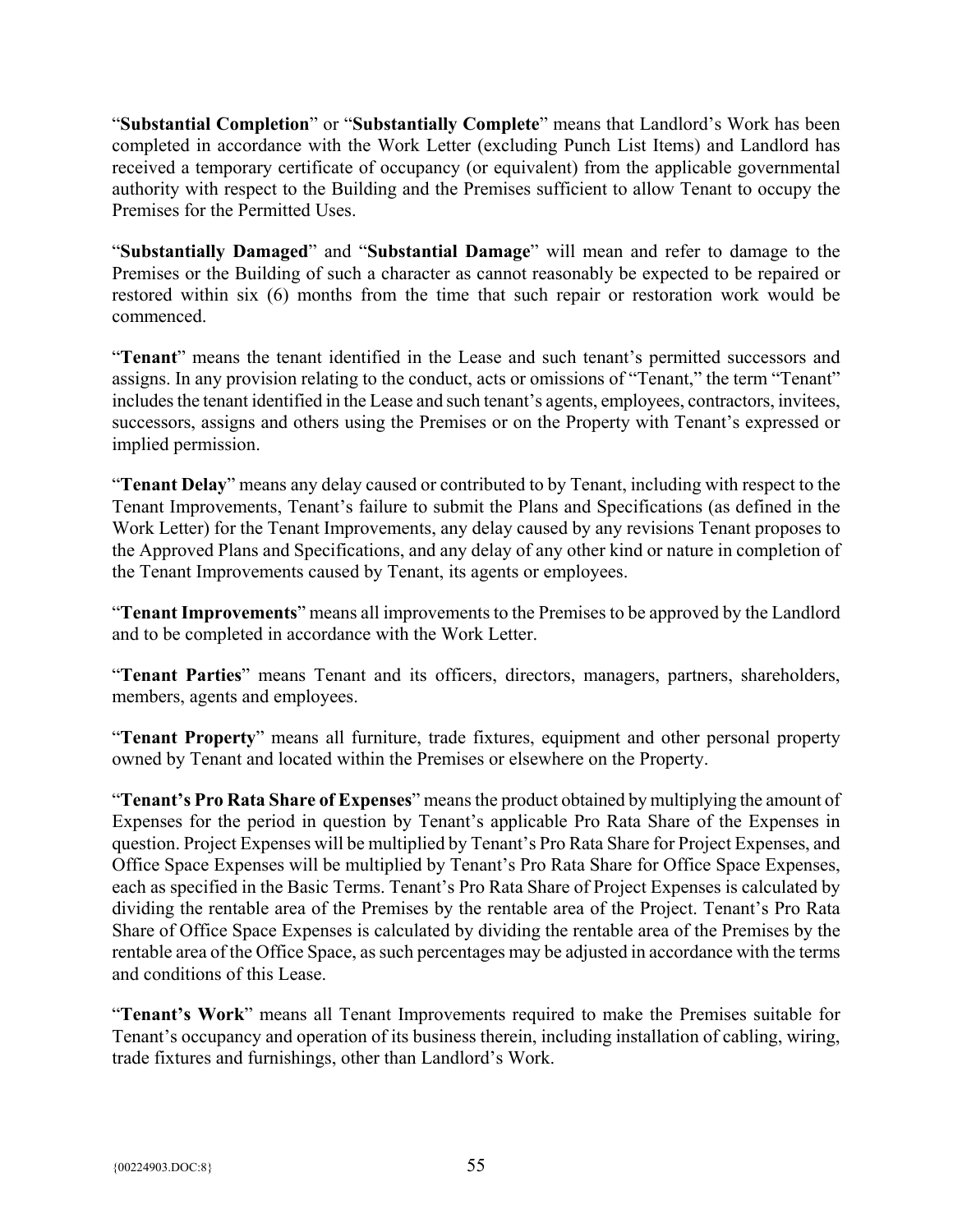"**Substantial Completion**" or "**Substantially Complete**" means that Landlord's Work has been completed in accordance with the Work Letter (excluding Punch List Items) and Landlord has received a temporary certificate of occupancy (or equivalent) from the applicable governmental authority with respect to the Building and the Premises sufficient to allow Tenant to occupy the Premises for the Permitted Uses.

"**Substantially Damaged**" and "**Substantial Damage**" will mean and refer to damage to the Premises or the Building of such a character as cannot reasonably be expected to be repaired or restored within six (6) months from the time that such repair or restoration work would be commenced.

"**Tenant**" means the tenant identified in the Lease and such tenant's permitted successors and assigns. In any provision relating to the conduct, acts or omissions of "Tenant," the term "Tenant" includes the tenant identified in the Lease and such tenant's agents, employees, contractors, invitees, successors, assigns and others using the Premises or on the Property with Tenant's expressed or implied permission.

"**Tenant Delay**" means any delay caused or contributed to by Tenant, including with respect to the Tenant Improvements, Tenant's failure to submit the Plans and Specifications (as defined in the Work Letter) for the Tenant Improvements, any delay caused by any revisions Tenant proposes to the Approved Plans and Specifications, and any delay of any other kind or nature in completion of the Tenant Improvements caused by Tenant, its agents or employees.

"**Tenant Improvements**" means all improvements to the Premises to be approved by the Landlord and to be completed in accordance with the Work Letter.

"**Tenant Parties**" means Tenant and its officers, directors, managers, partners, shareholders, members, agents and employees.

"**Tenant Property**" means all furniture, trade fixtures, equipment and other personal property owned by Tenant and located within the Premises or elsewhere on the Property.

"**Tenant's Pro Rata Share of Expenses**" means the product obtained by multiplying the amount of Expenses for the period in question by Tenant's applicable Pro Rata Share of the Expenses in question. Project Expenses will be multiplied by Tenant's Pro Rata Share for Project Expenses, and Office Space Expenses will be multiplied by Tenant's Pro Rata Share for Office Space Expenses, each as specified in the Basic Terms. Tenant's Pro Rata Share of Project Expenses is calculated by dividing the rentable area of the Premises by the rentable area of the Project. Tenant's Pro Rata Share of Office Space Expenses is calculated by dividing the rentable area of the Premises by the rentable area of the Office Space, as such percentages may be adjusted in accordance with the terms and conditions of this Lease.

"**Tenant's Work**" means all Tenant Improvements required to make the Premises suitable for Tenant's occupancy and operation of its business therein, including installation of cabling, wiring, trade fixtures and furnishings, other than Landlord's Work.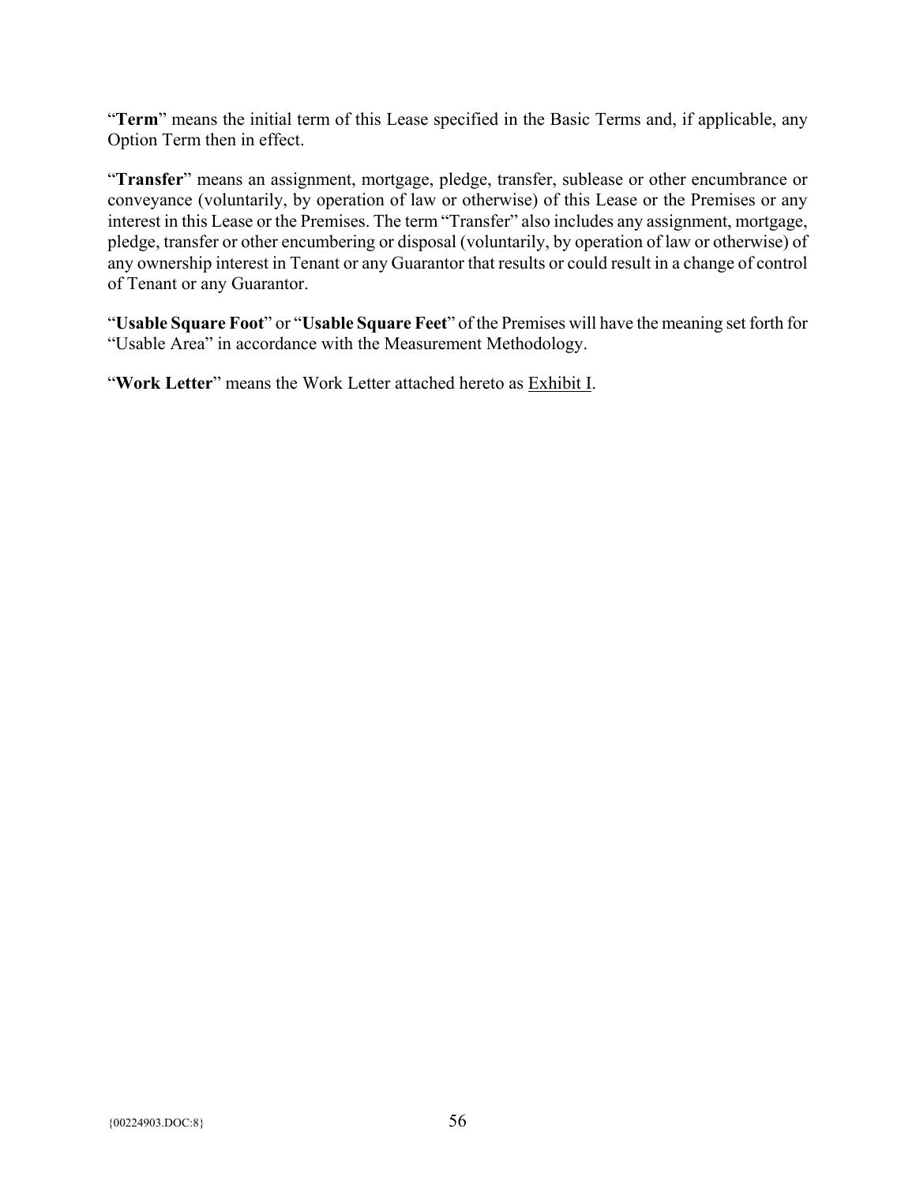"**Term**" means the initial term of this Lease specified in the Basic Terms and, if applicable, any Option Term then in effect.

"**Transfer**" means an assignment, mortgage, pledge, transfer, sublease or other encumbrance or conveyance (voluntarily, by operation of law or otherwise) of this Lease or the Premises or any interest in this Lease or the Premises. The term "Transfer" also includes any assignment, mortgage, pledge, transfer or other encumbering or disposal (voluntarily, by operation of law or otherwise) of any ownership interest in Tenant or any Guarantor that results or could result in a change of control of Tenant or any Guarantor.

"**Usable Square Foot**" or "**Usable Square Feet**" of the Premises will have the meaning set forth for "Usable Area" in accordance with the Measurement Methodology.

"**Work Letter**" means the Work Letter attached hereto as Exhibit I.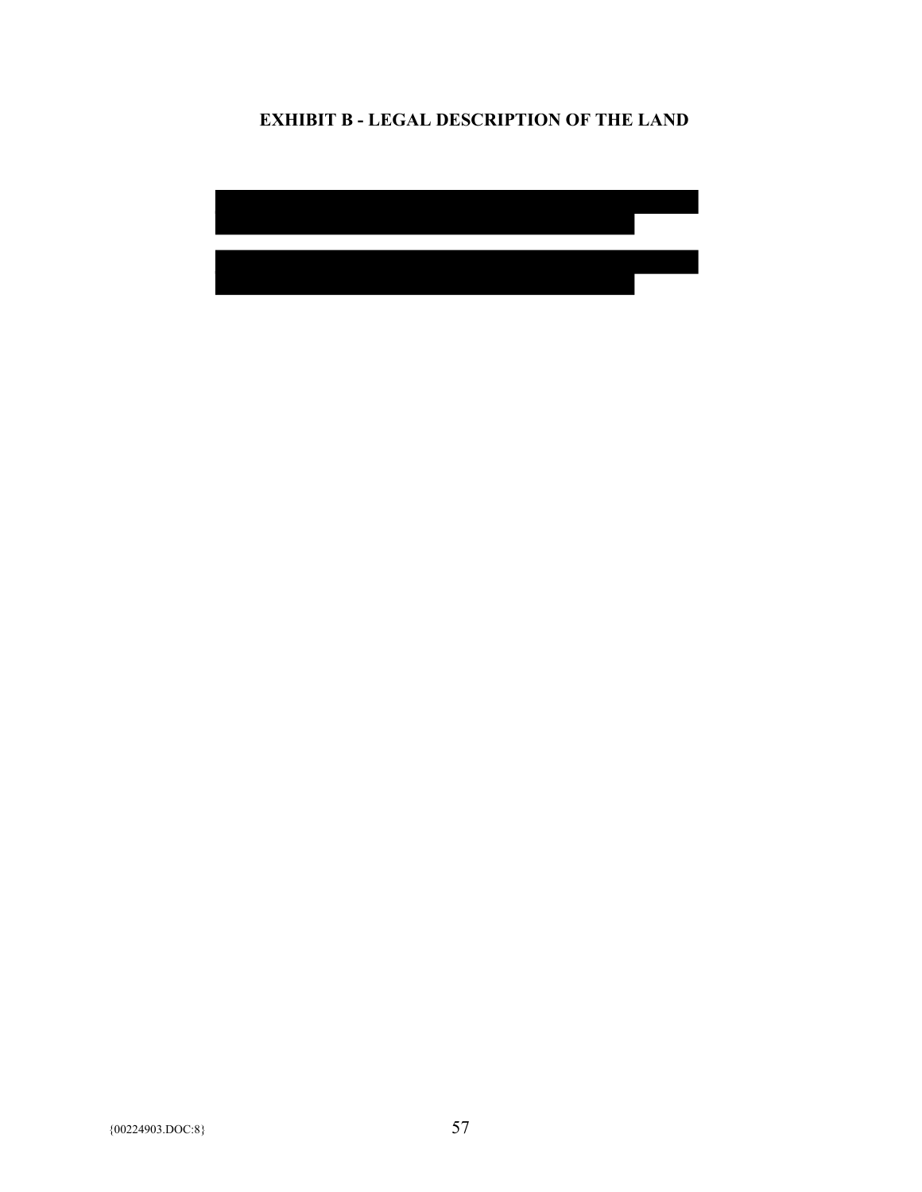# EXHIBIT B - LEGAL DESCRIPTION OF THE LAND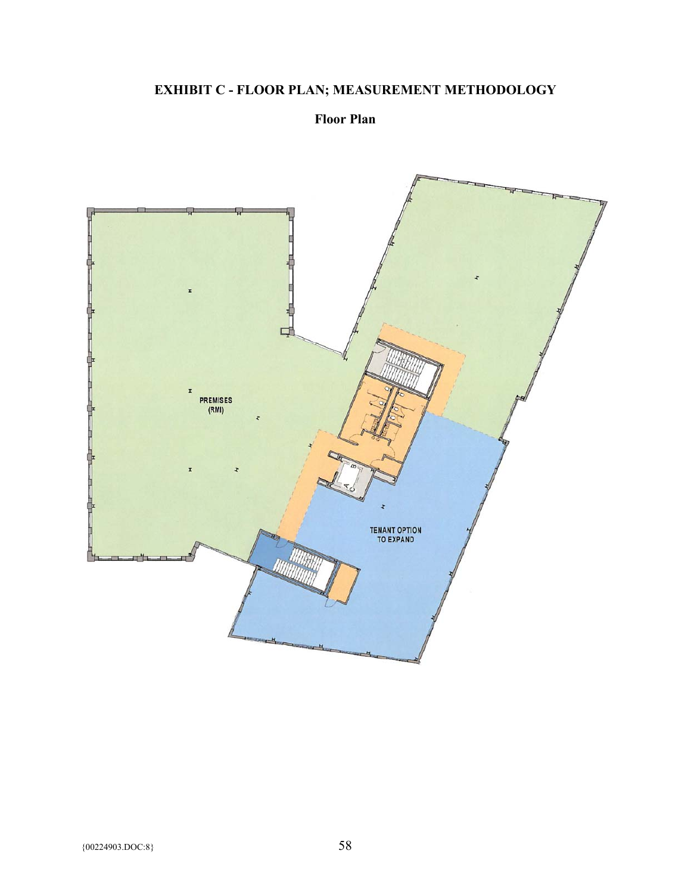## EXHIBIT C - FLOOR PLAN; MEASUREMENT METHODOLOGY

### Floor Plan

PREMISES
(RMI)

TENANT OPTION
TO EXPAND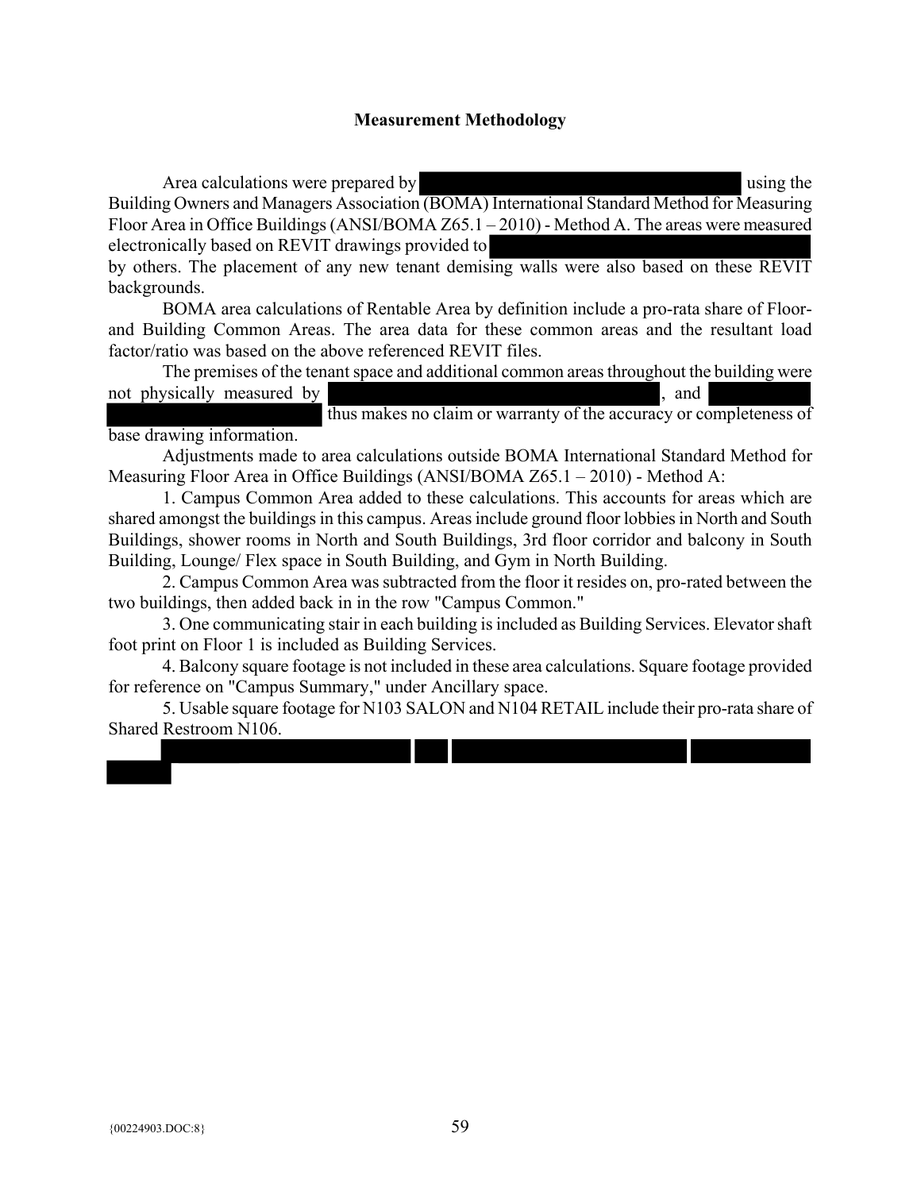## Measurement Methodology

Area calculations were prepared by [REDACTED] using the Building Owners and Managers Association (BOMA) International Standard Method for Measuring Floor Area in Office Buildings (ANSI/BOMA Z65.1 – 2010) - Method A. The areas were measured electronically based on REVIT drawings provided to [REDACTED] by others. The placement of any new tenant demising walls were also based on these REVIT backgrounds.

BOMA area calculations of Rentable Area by definition include a pro-rata share of Floor- and Building Common Areas. The area data for these common areas and the resultant load factor/ratio was based on the above referenced REVIT files.

The premises of the tenant space and additional common areas throughout the building were not physically measured by [REDACTED], and [REDACTED] thus makes no claim or warranty of the accuracy or completeness of base drawing information.

Adjustments made to area calculations outside BOMA International Standard Method for Measuring Floor Area in Office Buildings (ANSI/BOMA Z65.1 – 2010) - Method A:

1. Campus Common Area added to these calculations. This accounts for areas which are shared amongst the buildings in this campus. Areas include ground floor lobbies in North and South Buildings, shower rooms in North and South Buildings, 3rd floor corridor and balcony in South Building, Lounge/ Flex space in South Building, and Gym in North Building.

2. Campus Common Area was subtracted from the floor it resides on, pro-rated between the two buildings, then added back in in the row "Campus Common."

3. One communicating stair in each building is included as Building Services. Elevator shaft foot print on Floor 1 is included as Building Services.

4. Balcony square footage is not included in these area calculations. Square footage provided for reference on "Campus Summary," under Ancillary space.

5. Usable square footage for N103 SALON and N104 RETAIL include their pro-rata share of Shared Restroom N106.

[REDACTED]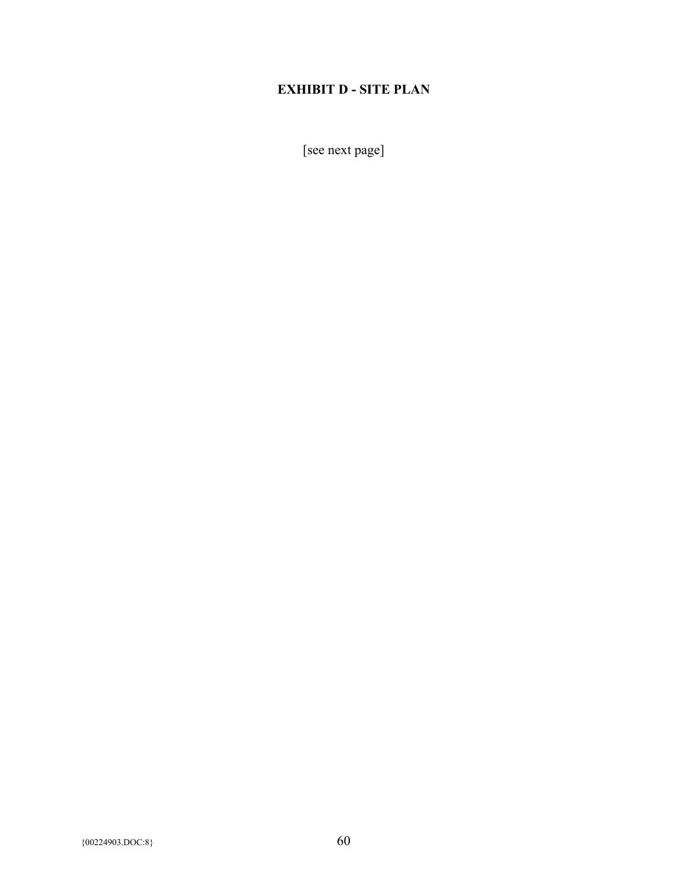# EXHIBIT D - SITE PLAN

[see next page]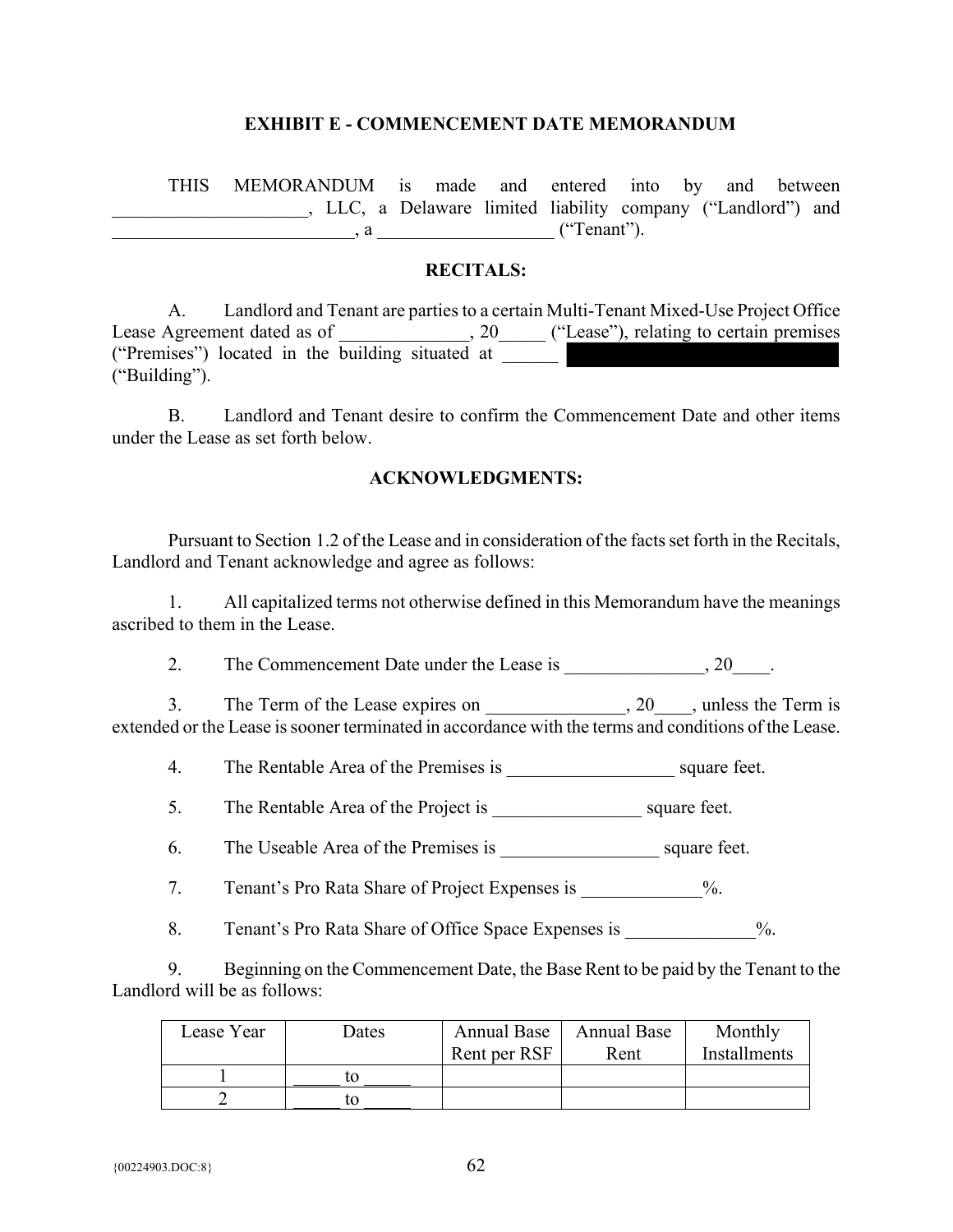## EXHIBIT E - COMMENCEMENT DATE MEMORANDUM

THIS MEMORANDUM is made and entered into by and between _____________________, LLC, a Delaware limited liability company ("Landlord") and __________________________, a __________________ ("Tenant").

### RECITALS:

A. Landlord and Tenant are parties to a certain Multi-Tenant Mixed-Use Project Office Lease Agreement dated as of ______________, 20_____ ("Lease"), relating to certain premises ("Premises") located in the building situated at ______ [REDACTED] ("Building").

B. Landlord and Tenant desire to confirm the Commencement Date and other items under the Lease as set forth below.

### ACKNOWLEDGMENTS:

Pursuant to Section 1.2 of the Lease and in consideration of the facts set forth in the Recitals, Landlord and Tenant acknowledge and agree as follows:

1. All capitalized terms not otherwise defined in this Memorandum have the meanings ascribed to them in the Lease.

2. The Commencement Date under the Lease is _______________, 20____.

3. The Term of the Lease expires on _______________, 20____, unless the Term is extended or the Lease is sooner terminated in accordance with the terms and conditions of the Lease.

4. The Rentable Area of the Premises is __________________ square feet.

5. The Rentable Area of the Project is ________________ square feet.

6. The Useable Area of the Premises is _________________ square feet.

7. Tenant's Pro Rata Share of Project Expenses is _____________%.

8. Tenant's Pro Rata Share of Office Space Expenses is ______________%.

9. Beginning on the Commencement Date, the Base Rent to be paid by the Tenant to the Landlord will be as follows:

| Lease Year | Dates | Annual Base Rent per RSF | Annual Base Rent | Monthly Installments |
|---|---|---|---|---|
| 1 | _____ to _____ | | | |
| 2 | _____ to _____ | | | |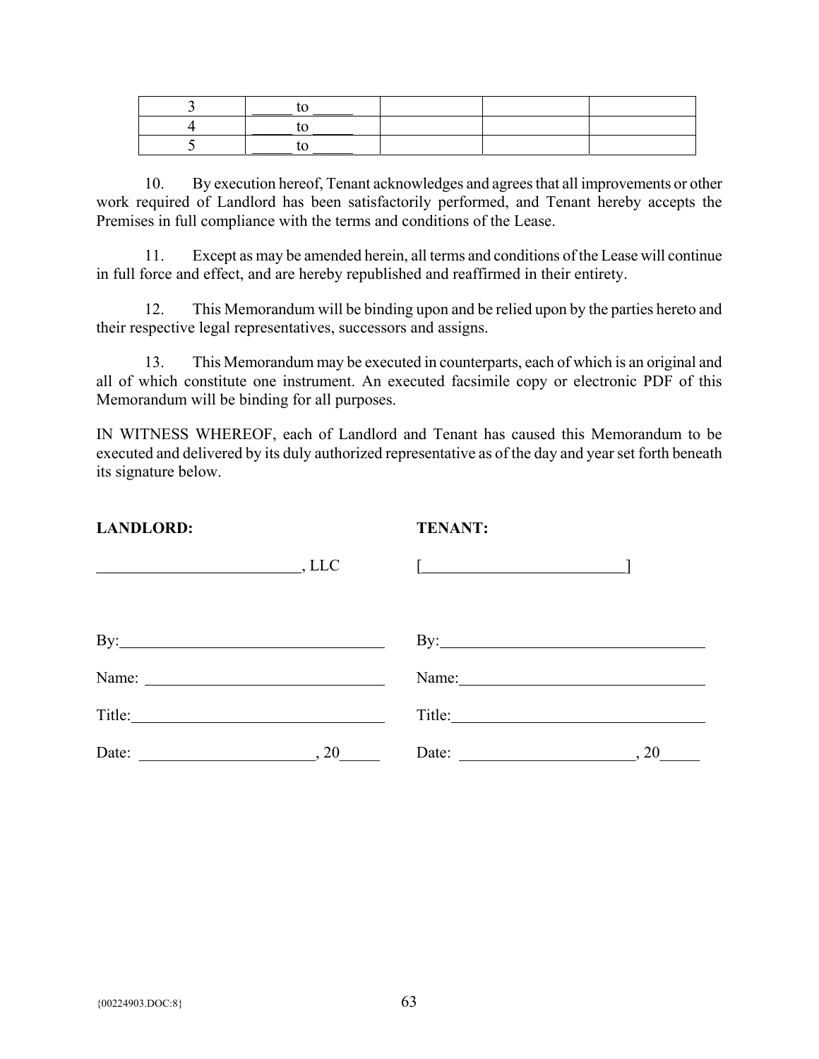| | | | | |
|---|---|---|---|---|
| 3 | _____ to _____ | | | |
| 4 | _____ to _____ | | | |
| 5 | _____ to _____ | | | |

10. By execution hereof, Tenant acknowledges and agrees that all improvements or other work required of Landlord has been satisfactorily performed, and Tenant hereby accepts the Premises in full compliance with the terms and conditions of the Lease.

11. Except as may be amended herein, all terms and conditions of the Lease will continue in full force and effect, and are hereby republished and reaffirmed in their entirety.

12. This Memorandum will be binding upon and be relied upon by the parties hereto and their respective legal representatives, successors and assigns.

13. This Memorandum may be executed in counterparts, each of which is an original and all of which constitute one instrument. An executed facsimile copy or electronic PDF of this Memorandum will be binding for all purposes.

IN WITNESS WHEREOF, each of Landlord and Tenant has caused this Memorandum to be executed and delivered by its duly authorized representative as of the day and year set forth beneath its signature below.

**LANDLORD:**

_________________________, LLC

By: _________________________

Name: _________________________

Title: _________________________

Date: _____________________, 20_____

**TENANT:**

[_________________________]

By: _________________________

Name: _________________________

Title: _________________________

Date: _____________________, 20_____

{00224903.DOC:8}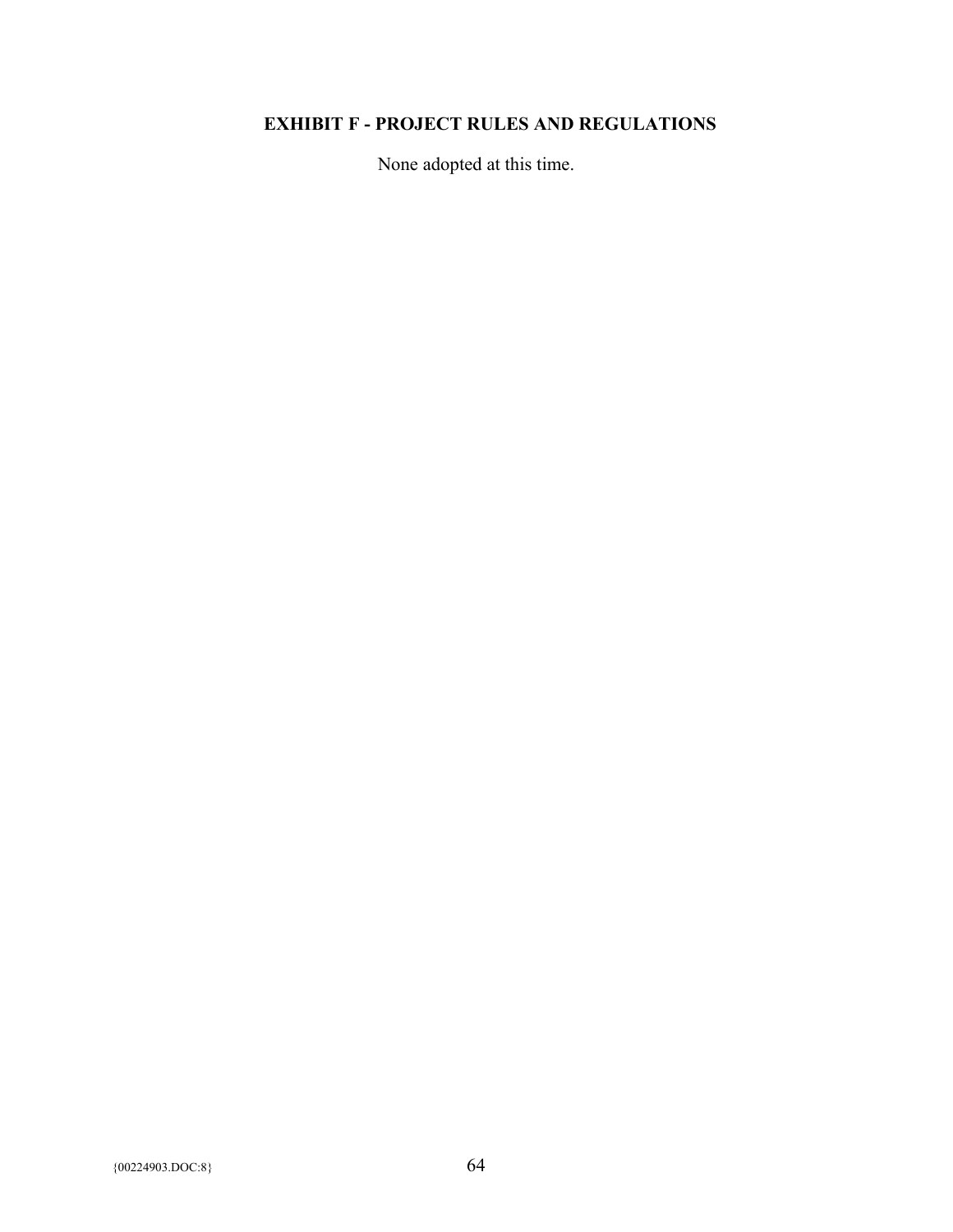# EXHIBIT F - PROJECT RULES AND REGULATIONS

None adopted at this time.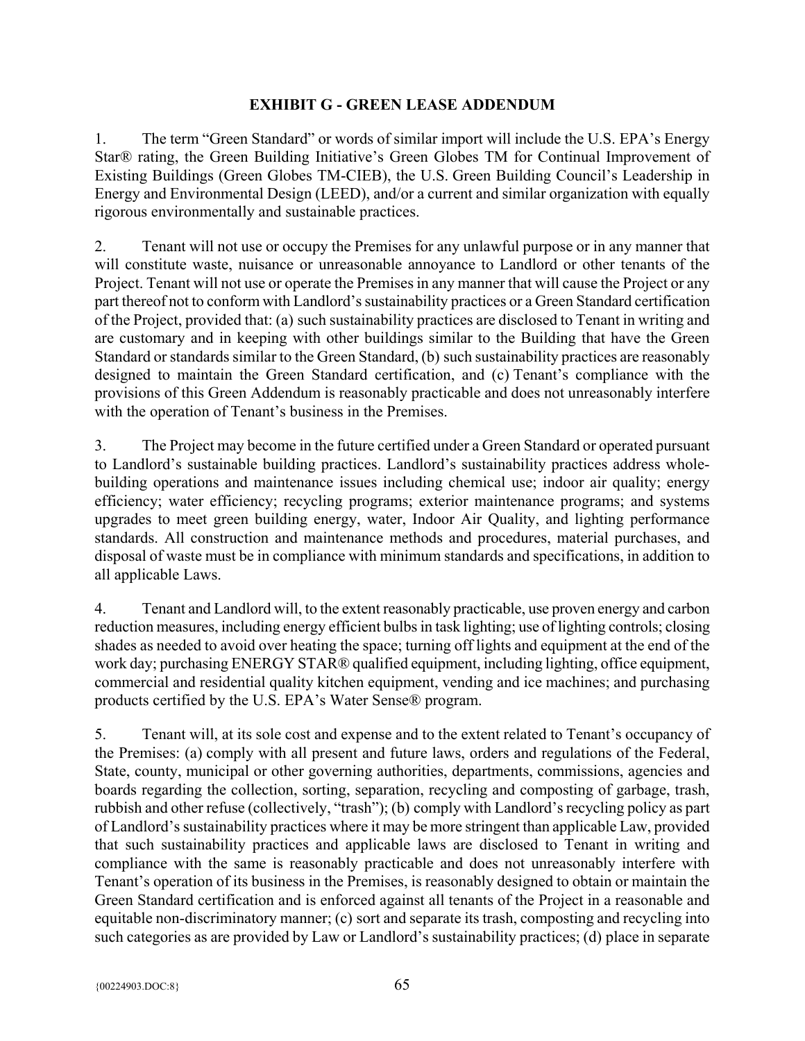# EXHIBIT G - GREEN LEASE ADDENDUM

1. The term "Green Standard" or words of similar import will include the U.S. EPA's Energy Star® rating, the Green Building Initiative's Green Globes TM for Continual Improvement of Existing Buildings (Green Globes TM-CIEB), the U.S. Green Building Council's Leadership in Energy and Environmental Design (LEED), and/or a current and similar organization with equally rigorous environmentally and sustainable practices.

2. Tenant will not use or occupy the Premises for any unlawful purpose or in any manner that will constitute waste, nuisance or unreasonable annoyance to Landlord or other tenants of the Project. Tenant will not use or operate the Premises in any manner that will cause the Project or any part thereof not to conform with Landlord's sustainability practices or a Green Standard certification of the Project, provided that: (a) such sustainability practices are disclosed to Tenant in writing and are customary and in keeping with other buildings similar to the Building that have the Green Standard or standards similar to the Green Standard, (b) such sustainability practices are reasonably designed to maintain the Green Standard certification, and (c) Tenant's compliance with the provisions of this Green Addendum is reasonably practicable and does not unreasonably interfere with the operation of Tenant's business in the Premises.

3. The Project may become in the future certified under a Green Standard or operated pursuant to Landlord's sustainable building practices. Landlord's sustainability practices address whole-building operations and maintenance issues including chemical use; indoor air quality; energy efficiency; water efficiency; recycling programs; exterior maintenance programs; and systems upgrades to meet green building energy, water, Indoor Air Quality, and lighting performance standards. All construction and maintenance methods and procedures, material purchases, and disposal of waste must be in compliance with minimum standards and specifications, in addition to all applicable Laws.

4. Tenant and Landlord will, to the extent reasonably practicable, use proven energy and carbon reduction measures, including energy efficient bulbs in task lighting; use of lighting controls; closing shades as needed to avoid over heating the space; turning off lights and equipment at the end of the work day; purchasing ENERGY STAR® qualified equipment, including lighting, office equipment, commercial and residential quality kitchen equipment, vending and ice machines; and purchasing products certified by the U.S. EPA's Water Sense® program.

5. Tenant will, at its sole cost and expense and to the extent related to Tenant's occupancy of the Premises: (a) comply with all present and future laws, orders and regulations of the Federal, State, county, municipal or other governing authorities, departments, commissions, agencies and boards regarding the collection, sorting, separation, recycling and composting of garbage, trash, rubbish and other refuse (collectively, "trash"); (b) comply with Landlord's recycling policy as part of Landlord's sustainability practices where it may be more stringent than applicable Law, provided that such sustainability practices and applicable laws are disclosed to Tenant in writing and compliance with the same is reasonably practicable and does not unreasonably interfere with Tenant's operation of its business in the Premises, is reasonably designed to obtain or maintain the Green Standard certification and is enforced against all tenants of the Project in a reasonable and equitable non-discriminatory manner; (c) sort and separate its trash, composting and recycling into such categories as are provided by Law or Landlord's sustainability practices; (d) place in separate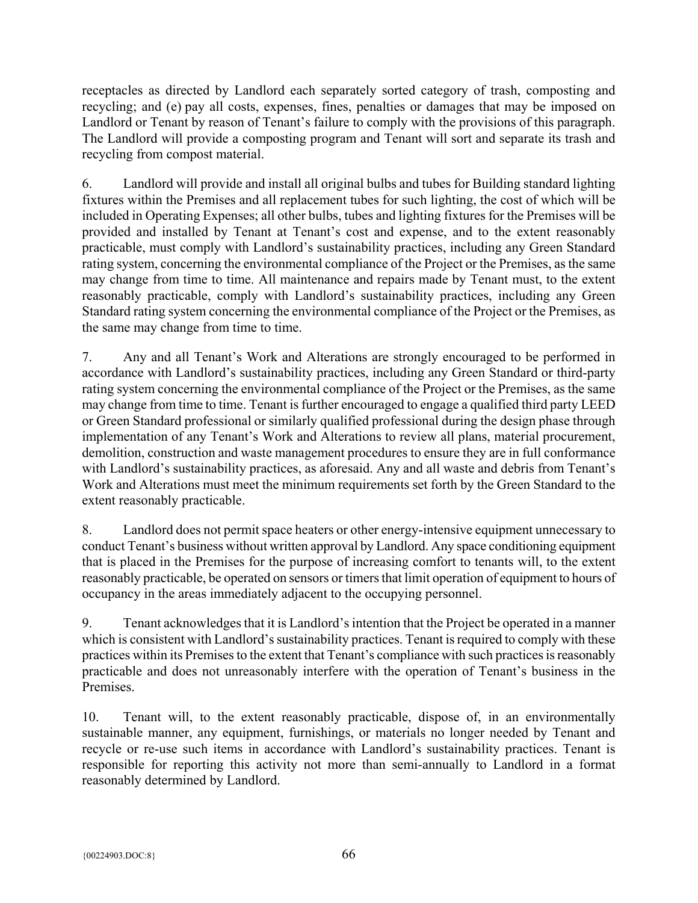receptacles as directed by Landlord each separately sorted category of trash, composting and recycling; and (e) pay all costs, expenses, fines, penalties or damages that may be imposed on Landlord or Tenant by reason of Tenant's failure to comply with the provisions of this paragraph. The Landlord will provide a composting program and Tenant will sort and separate its trash and recycling from compost material.

6. Landlord will provide and install all original bulbs and tubes for Building standard lighting fixtures within the Premises and all replacement tubes for such lighting, the cost of which will be included in Operating Expenses; all other bulbs, tubes and lighting fixtures for the Premises will be provided and installed by Tenant at Tenant's cost and expense, and to the extent reasonably practicable, must comply with Landlord's sustainability practices, including any Green Standard rating system, concerning the environmental compliance of the Project or the Premises, as the same may change from time to time. All maintenance and repairs made by Tenant must, to the extent reasonably practicable, comply with Landlord's sustainability practices, including any Green Standard rating system concerning the environmental compliance of the Project or the Premises, as the same may change from time to time.

7. Any and all Tenant's Work and Alterations are strongly encouraged to be performed in accordance with Landlord's sustainability practices, including any Green Standard or third-party rating system concerning the environmental compliance of the Project or the Premises, as the same may change from time to time. Tenant is further encouraged to engage a qualified third party LEED or Green Standard professional or similarly qualified professional during the design phase through implementation of any Tenant's Work and Alterations to review all plans, material procurement, demolition, construction and waste management procedures to ensure they are in full conformance with Landlord's sustainability practices, as aforesaid. Any and all waste and debris from Tenant's Work and Alterations must meet the minimum requirements set forth by the Green Standard to the extent reasonably practicable.

8. Landlord does not permit space heaters or other energy-intensive equipment unnecessary to conduct Tenant's business without written approval by Landlord. Any space conditioning equipment that is placed in the Premises for the purpose of increasing comfort to tenants will, to the extent reasonably practicable, be operated on sensors or timers that limit operation of equipment to hours of occupancy in the areas immediately adjacent to the occupying personnel.

9. Tenant acknowledges that it is Landlord's intention that the Project be operated in a manner which is consistent with Landlord's sustainability practices. Tenant is required to comply with these practices within its Premises to the extent that Tenant's compliance with such practices is reasonably practicable and does not unreasonably interfere with the operation of Tenant's business in the Premises.

10. Tenant will, to the extent reasonably practicable, dispose of, in an environmentally sustainable manner, any equipment, furnishings, or materials no longer needed by Tenant and recycle or re-use such items in accordance with Landlord's sustainability practices. Tenant is responsible for reporting this activity not more than semi-annually to Landlord in a format reasonably determined by Landlord.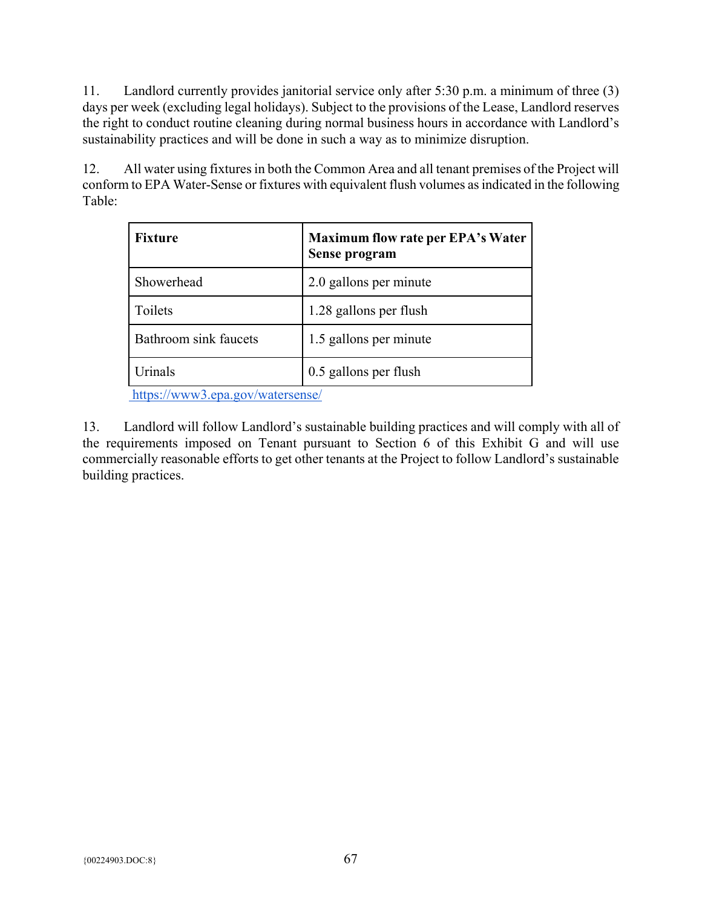11. Landlord currently provides janitorial service only after 5:30 p.m. a minimum of three (3) days per week (excluding legal holidays). Subject to the provisions of the Lease, Landlord reserves the right to conduct routine cleaning during normal business hours in accordance with Landlord's sustainability practices and will be done in such a way as to minimize disruption.

12. All water using fixtures in both the Common Area and all tenant premises of the Project will conform to EPA Water-Sense or fixtures with equivalent flush volumes as indicated in the following Table:

| Fixture | Maximum flow rate per EPA's Water Sense program |
|---|---|
| Showerhead | 2.0 gallons per minute |
| Toilets | 1.28 gallons per flush |
| Bathroom sink faucets | 1.5 gallons per minute |
| Urinals | 0.5 gallons per flush |

https://www3.epa.gov/watersense/

13. Landlord will follow Landlord's sustainable building practices and will comply with all of the requirements imposed on Tenant pursuant to Section 6 of this Exhibit G and will use commercially reasonable efforts to get other tenants at the Project to follow Landlord's sustainable building practices.

{00224903.DOC:8}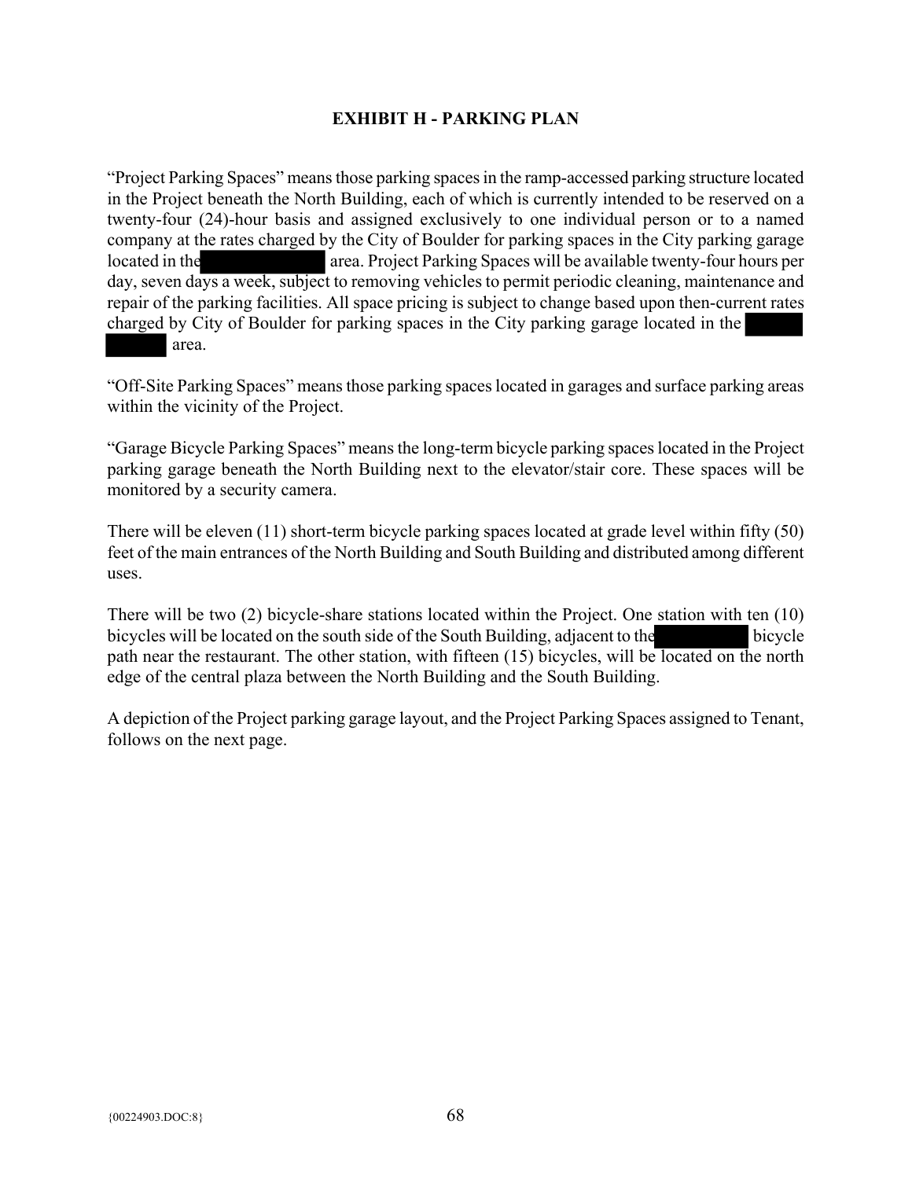## EXHIBIT H - PARKING PLAN

"Project Parking Spaces" means those parking spaces in the ramp-accessed parking structure located in the Project beneath the North Building, each of which is currently intended to be reserved on a twenty-four (24)-hour basis and assigned exclusively to one individual person or to a named company at the rates charged by the City of Boulder for parking spaces in the City parking garage located in the [REDACTED] area. Project Parking Spaces will be available twenty-four hours per day, seven days a week, subject to removing vehicles to permit periodic cleaning, maintenance and repair of the parking facilities. All space pricing is subject to change based upon then-current rates charged by City of Boulder for parking spaces in the City parking garage located in the [REDACTED] area.

"Off-Site Parking Spaces" means those parking spaces located in garages and surface parking areas within the vicinity of the Project.

"Garage Bicycle Parking Spaces" means the long-term bicycle parking spaces located in the Project parking garage beneath the North Building next to the elevator/stair core. These spaces will be monitored by a security camera.

There will be eleven (11) short-term bicycle parking spaces located at grade level within fifty (50) feet of the main entrances of the North Building and South Building and distributed among different uses.

There will be two (2) bicycle-share stations located within the Project. One station with ten (10) bicycles will be located on the south side of the South Building, adjacent to the [REDACTED] bicycle path near the restaurant. The other station, with fifteen (15) bicycles, will be located on the north edge of the central plaza between the North Building and the South Building.

A depiction of the Project parking garage layout, and the Project Parking Spaces assigned to Tenant, follows on the next page.

{00224903.DOC:8}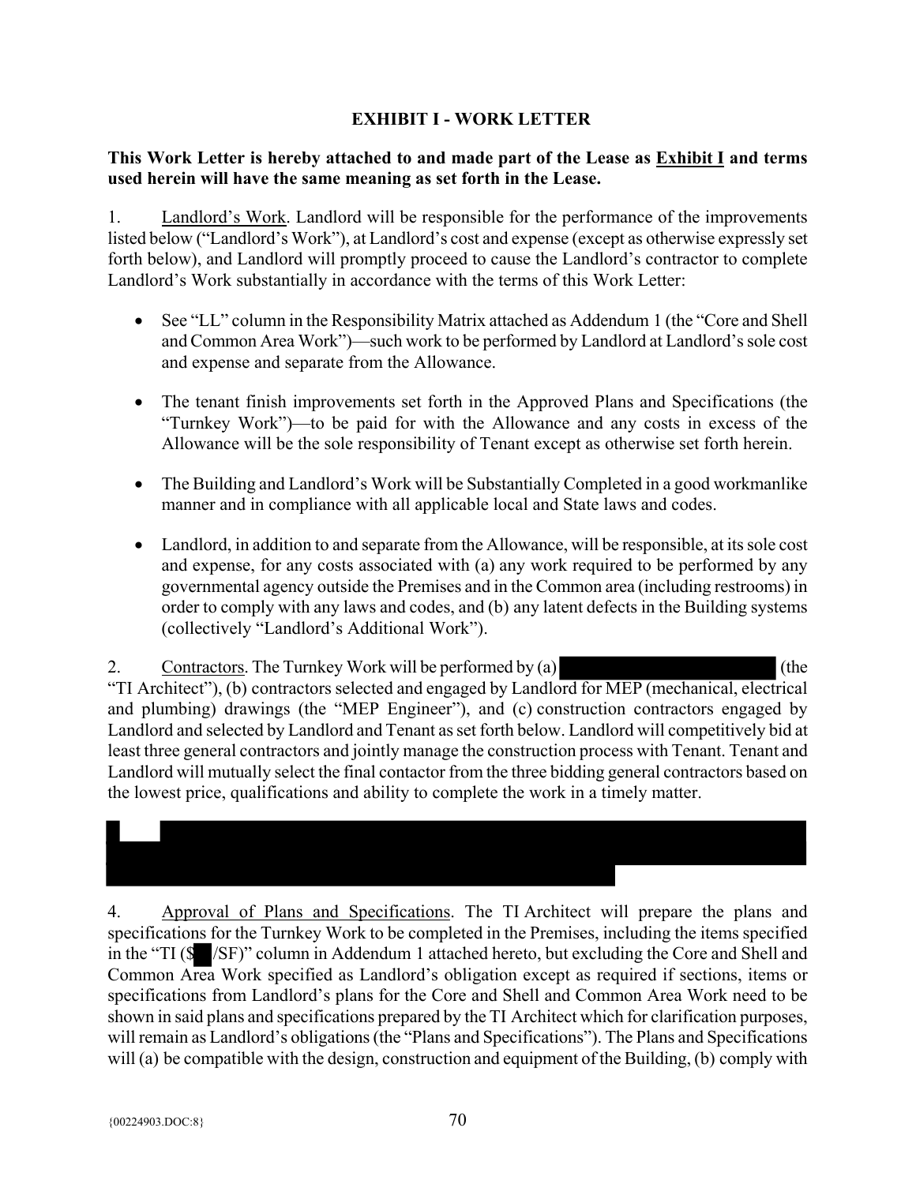# EXHIBIT I - WORK LETTER

**This Work Letter is hereby attached to and made part of the Lease as Exhibit I and terms used herein will have the same meaning as set forth in the Lease.**

1. Landlord's Work. Landlord will be responsible for the performance of the improvements listed below ("Landlord's Work"), at Landlord's cost and expense (except as otherwise expressly set forth below), and Landlord will promptly proceed to cause the Landlord's contractor to complete Landlord's Work substantially in accordance with the terms of this Work Letter:

- See "LL" column in the Responsibility Matrix attached as Addendum 1 (the "Core and Shell and Common Area Work")—such work to be performed by Landlord at Landlord's sole cost and expense and separate from the Allowance.

- The tenant finish improvements set forth in the Approved Plans and Specifications (the "Turnkey Work")—to be paid for with the Allowance and any costs in excess of the Allowance will be the sole responsibility of Tenant except as otherwise set forth herein.

- The Building and Landlord's Work will be Substantially Completed in a good workmanlike manner and in compliance with all applicable local and State laws and codes.

- Landlord, in addition to and separate from the Allowance, will be responsible, at its sole cost and expense, for any costs associated with (a) any work required to be performed by any governmental agency outside the Premises and in the Common area (including restrooms) in order to comply with any laws and codes, and (b) any latent defects in the Building systems (collectively "Landlord's Additional Work").

2. Contractors. The Turnkey Work will be performed by (a) [REDACTED] (the "TI Architect"), (b) contractors selected and engaged by Landlord for MEP (mechanical, electrical and plumbing) drawings (the "MEP Engineer"), and (c) construction contractors engaged by Landlord and selected by Landlord and Tenant as set forth below. Landlord will competitively bid at least three general contractors and jointly manage the construction process with Tenant. Tenant and Landlord will mutually select the final contactor from the three bidding general contractors based on the lowest price, qualifications and ability to complete the work in a timely matter.

[REDACTED]

4. Approval of Plans and Specifications. The TI Architect will prepare the plans and specifications for the Turnkey Work to be completed in the Premises, including the items specified in the "TI ($[REDACTED]/SF)" column in Addendum 1 attached hereto, but excluding the Core and Shell and Common Area Work specified as Landlord's obligation except as required if sections, items or specifications from Landlord's plans for the Core and Shell and Common Area Work need to be shown in said plans and specifications prepared by the TI Architect which for clarification purposes, will remain as Landlord's obligations (the "Plans and Specifications"). The Plans and Specifications will (a) be compatible with the design, construction and equipment of the Building, (b) comply with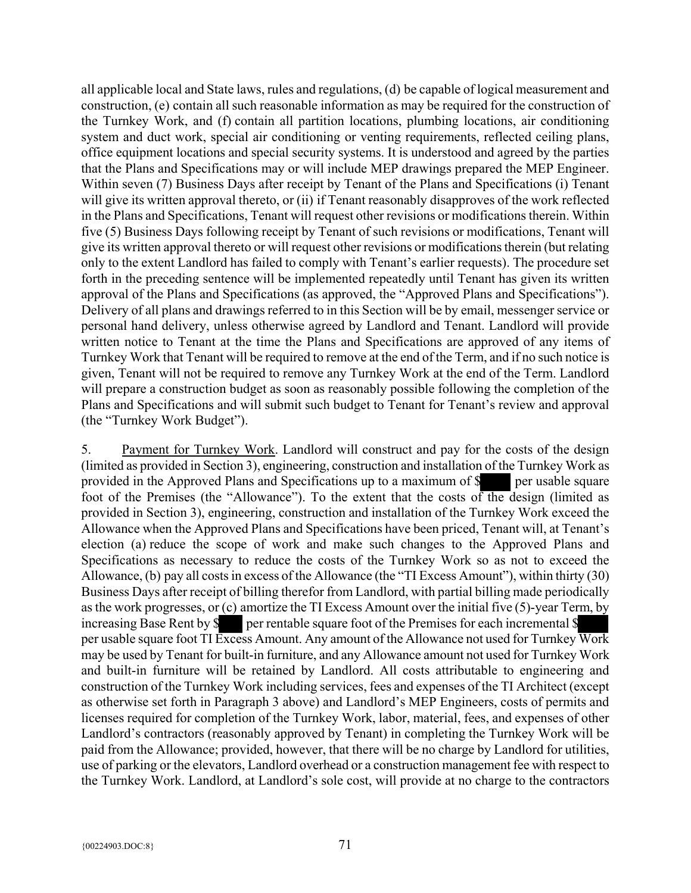all applicable local and State laws, rules and regulations, (d) be capable of logical measurement and construction, (e) contain all such reasonable information as may be required for the construction of the Turnkey Work, and (f) contain all partition locations, plumbing locations, air conditioning system and duct work, special air conditioning or venting requirements, reflected ceiling plans, office equipment locations and special security systems. It is understood and agreed by the parties that the Plans and Specifications may or will include MEP drawings prepared the MEP Engineer. Within seven (7) Business Days after receipt by Tenant of the Plans and Specifications (i) Tenant will give its written approval thereto, or (ii) if Tenant reasonably disapproves of the work reflected in the Plans and Specifications, Tenant will request other revisions or modifications therein. Within five (5) Business Days following receipt by Tenant of such revisions or modifications, Tenant will give its written approval thereto or will request other revisions or modifications therein (but relating only to the extent Landlord has failed to comply with Tenant's earlier requests). The procedure set forth in the preceding sentence will be implemented repeatedly until Tenant has given its written approval of the Plans and Specifications (as approved, the "Approved Plans and Specifications"). Delivery of all plans and drawings referred to in this Section will be by email, messenger service or personal hand delivery, unless otherwise agreed by Landlord and Tenant. Landlord will provide written notice to Tenant at the time the Plans and Specifications are approved of any items of Turnkey Work that Tenant will be required to remove at the end of the Term, and if no such notice is given, Tenant will not be required to remove any Turnkey Work at the end of the Term. Landlord will prepare a construction budget as soon as reasonably possible following the completion of the Plans and Specifications and will submit such budget to Tenant for Tenant's review and approval (the "Turnkey Work Budget").

5. Payment for Turnkey Work. Landlord will construct and pay for the costs of the design (limited as provided in Section 3), engineering, construction and installation of the Turnkey Work as provided in the Approved Plans and Specifications up to a maximum of $[REDACTED] per usable square foot of the Premises (the "Allowance"). To the extent that the costs of the design (limited as provided in Section 3), engineering, construction and installation of the Turnkey Work exceed the Allowance when the Approved Plans and Specifications have been priced, Tenant will, at Tenant's election (a) reduce the scope of work and make such changes to the Approved Plans and Specifications as necessary to reduce the costs of the Turnkey Work so as not to exceed the Allowance, (b) pay all costs in excess of the Allowance (the "TI Excess Amount"), within thirty (30) Business Days after receipt of billing therefor from Landlord, with partial billing made periodically as the work progresses, or (c) amortize the TI Excess Amount over the initial five (5)-year Term, by increasing Base Rent by $[REDACTED] per rentable square foot of the Premises for each incremental $[REDACTED] per usable square foot TI Excess Amount. Any amount of the Allowance not used for Turnkey Work may be used by Tenant for built-in furniture, and any Allowance amount not used for Turnkey Work and built-in furniture will be retained by Landlord. All costs attributable to engineering and construction of the Turnkey Work including services, fees and expenses of the TI Architect (except as otherwise set forth in Paragraph 3 above) and Landlord's MEP Engineers, costs of permits and licenses required for completion of the Turnkey Work, labor, material, fees, and expenses of other Landlord's contractors (reasonably approved by Tenant) in completing the Turnkey Work will be paid from the Allowance; provided, however, that there will be no charge by Landlord for utilities, use of parking or the elevators, Landlord overhead or a construction management fee with respect to the Turnkey Work. Landlord, at Landlord's sole cost, will provide at no charge to the contractors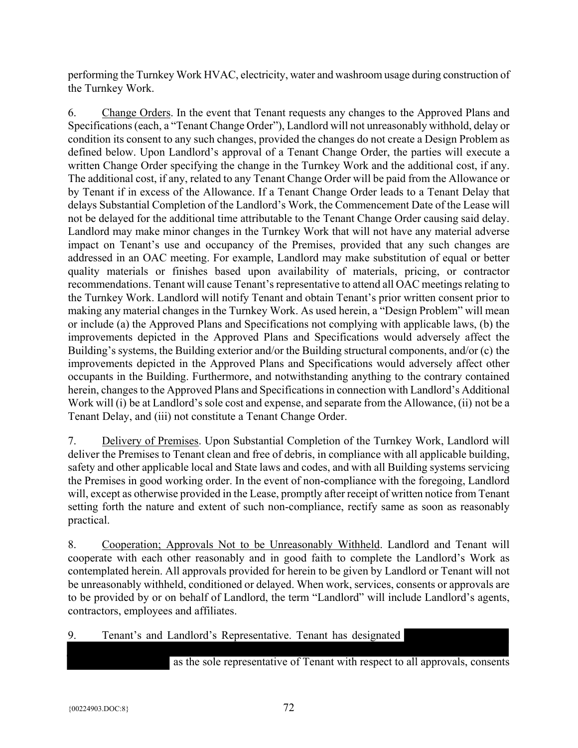performing the Turnkey Work HVAC, electricity, water and washroom usage during construction of the Turnkey Work.

6. Change Orders. In the event that Tenant requests any changes to the Approved Plans and Specifications (each, a "Tenant Change Order"), Landlord will not unreasonably withhold, delay or condition its consent to any such changes, provided the changes do not create a Design Problem as defined below. Upon Landlord's approval of a Tenant Change Order, the parties will execute a written Change Order specifying the change in the Turnkey Work and the additional cost, if any. The additional cost, if any, related to any Tenant Change Order will be paid from the Allowance or by Tenant if in excess of the Allowance. If a Tenant Change Order leads to a Tenant Delay that delays Substantial Completion of the Landlord's Work, the Commencement Date of the Lease will not be delayed for the additional time attributable to the Tenant Change Order causing said delay. Landlord may make minor changes in the Turnkey Work that will not have any material adverse impact on Tenant's use and occupancy of the Premises, provided that any such changes are addressed in an OAC meeting. For example, Landlord may make substitution of equal or better quality materials or finishes based upon availability of materials, pricing, or contractor recommendations. Tenant will cause Tenant's representative to attend all OAC meetings relating to the Turnkey Work. Landlord will notify Tenant and obtain Tenant's prior written consent prior to making any material changes in the Turnkey Work. As used herein, a "Design Problem" will mean or include (a) the Approved Plans and Specifications not complying with applicable laws, (b) the improvements depicted in the Approved Plans and Specifications would adversely affect the Building's systems, the Building exterior and/or the Building structural components, and/or (c) the improvements depicted in the Approved Plans and Specifications would adversely affect other occupants in the Building. Furthermore, and notwithstanding anything to the contrary contained herein, changes to the Approved Plans and Specifications in connection with Landlord's Additional Work will (i) be at Landlord's sole cost and expense, and separate from the Allowance, (ii) not be a Tenant Delay, and (iii) not constitute a Tenant Change Order.

7. Delivery of Premises. Upon Substantial Completion of the Turnkey Work, Landlord will deliver the Premises to Tenant clean and free of debris, in compliance with all applicable building, safety and other applicable local and State laws and codes, and with all Building systems servicing the Premises in good working order. In the event of non-compliance with the foregoing, Landlord will, except as otherwise provided in the Lease, promptly after receipt of written notice from Tenant setting forth the nature and extent of such non-compliance, rectify same as soon as reasonably practical.

8. Cooperation; Approvals Not to be Unreasonably Withheld. Landlord and Tenant will cooperate with each other reasonably and in good faith to complete the Landlord's Work as contemplated herein. All approvals provided for herein to be given by Landlord or Tenant will not be unreasonably withheld, conditioned or delayed. When work, services, consents or approvals are to be provided by or on behalf of Landlord, the term "Landlord" will include Landlord's agents, contractors, employees and affiliates.

9. Tenant's and Landlord's Representative. Tenant has designated [REDACTED] as the sole representative of Tenant with respect to all approvals, consents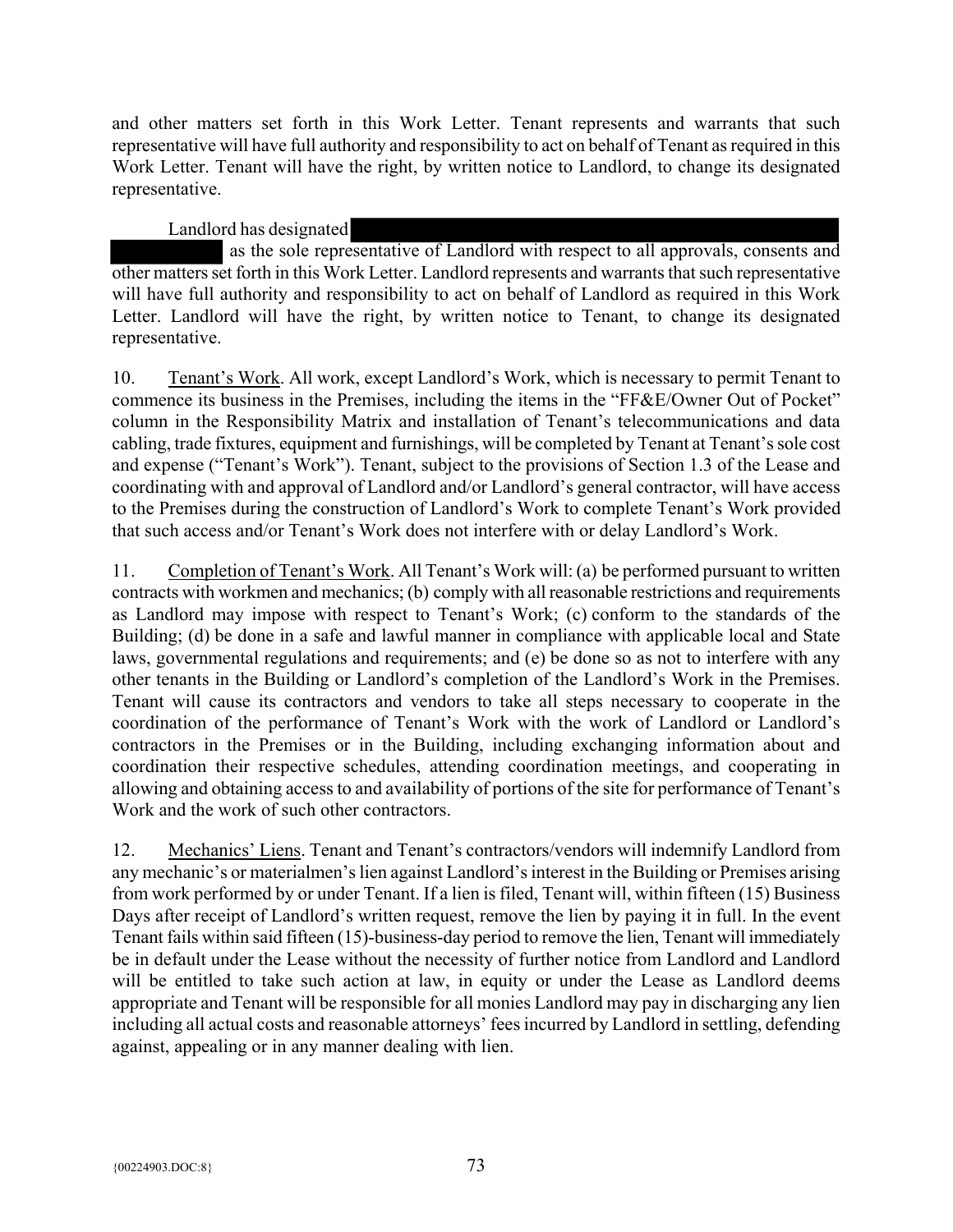and other matters set forth in this Work Letter. Tenant represents and warrants that such representative will have full authority and responsibility to act on behalf of Tenant as required in this Work Letter. Tenant will have the right, by written notice to Landlord, to change its designated representative.

Landlord has designated [REDACTED] as the sole representative of Landlord with respect to all approvals, consents and other matters set forth in this Work Letter. Landlord represents and warrants that such representative will have full authority and responsibility to act on behalf of Landlord as required in this Work Letter. Landlord will have the right, by written notice to Tenant, to change its designated representative.

10. Tenant's Work. All work, except Landlord's Work, which is necessary to permit Tenant to commence its business in the Premises, including the items in the "FF&E/Owner Out of Pocket" column in the Responsibility Matrix and installation of Tenant's telecommunications and data cabling, trade fixtures, equipment and furnishings, will be completed by Tenant at Tenant's sole cost and expense ("Tenant's Work"). Tenant, subject to the provisions of Section 1.3 of the Lease and coordinating with and approval of Landlord and/or Landlord's general contractor, will have access to the Premises during the construction of Landlord's Work to complete Tenant's Work provided that such access and/or Tenant's Work does not interfere with or delay Landlord's Work.

11. Completion of Tenant's Work. All Tenant's Work will: (a) be performed pursuant to written contracts with workmen and mechanics; (b) comply with all reasonable restrictions and requirements as Landlord may impose with respect to Tenant's Work; (c) conform to the standards of the Building; (d) be done in a safe and lawful manner in compliance with applicable local and State laws, governmental regulations and requirements; and (e) be done so as not to interfere with any other tenants in the Building or Landlord's completion of the Landlord's Work in the Premises. Tenant will cause its contractors and vendors to take all steps necessary to cooperate in the coordination of the performance of Tenant's Work with the work of Landlord or Landlord's contractors in the Premises or in the Building, including exchanging information about and coordination their respective schedules, attending coordination meetings, and cooperating in allowing and obtaining access to and availability of portions of the site for performance of Tenant's Work and the work of such other contractors.

12. Mechanics' Liens. Tenant and Tenant's contractors/vendors will indemnify Landlord from any mechanic's or materialmen's lien against Landlord's interest in the Building or Premises arising from work performed by or under Tenant. If a lien is filed, Tenant will, within fifteen (15) Business Days after receipt of Landlord's written request, remove the lien by paying it in full. In the event Tenant fails within said fifteen (15)-business-day period to remove the lien, Tenant will immediately be in default under the Lease without the necessity of further notice from Landlord and Landlord will be entitled to take such action at law, in equity or under the Lease as Landlord deems appropriate and Tenant will be responsible for all monies Landlord may pay in discharging any lien including all actual costs and reasonable attorneys' fees incurred by Landlord in settling, defending against, appealing or in any manner dealing with lien.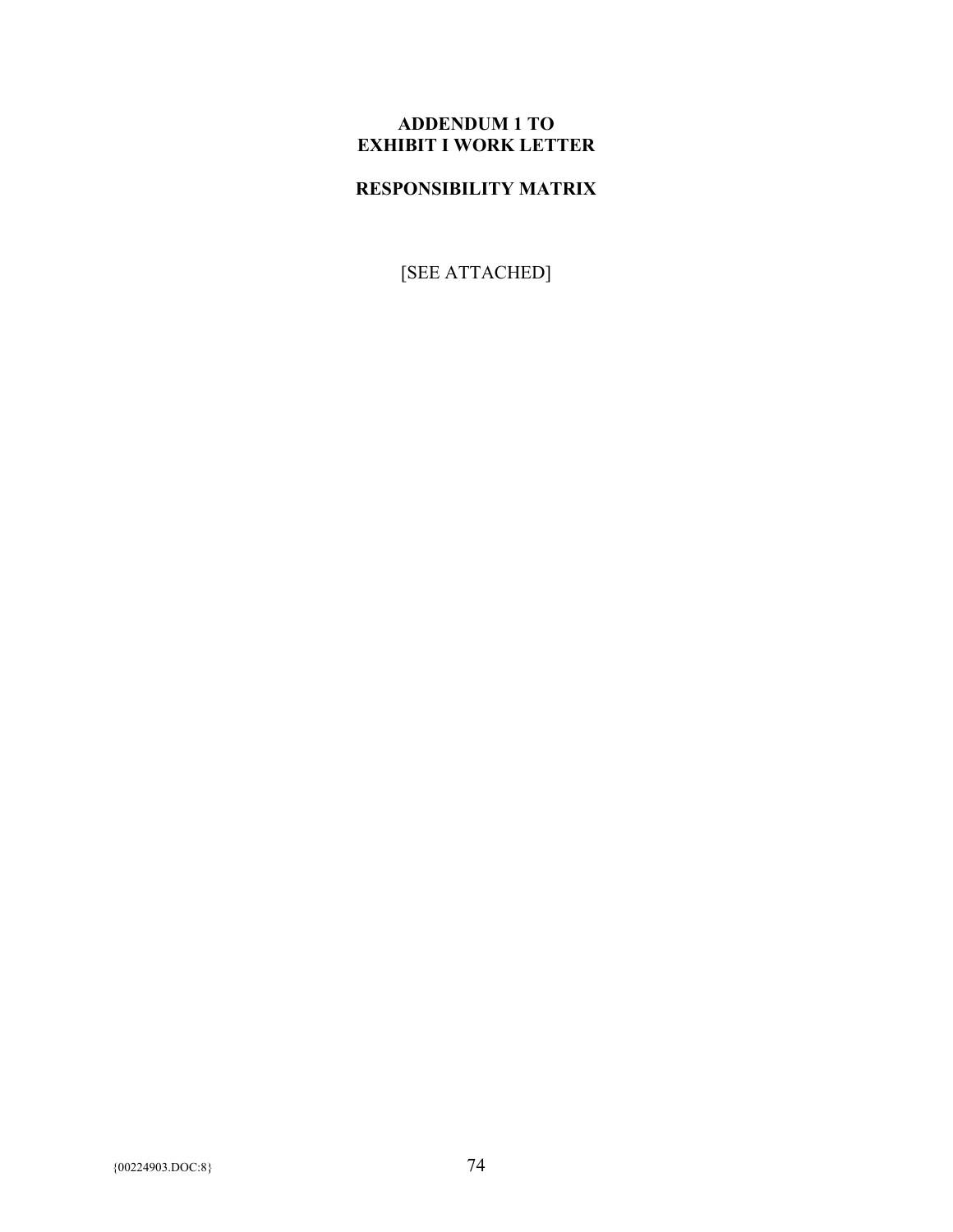# ADDENDUM 1 TO EXHIBIT I WORK LETTER

## RESPONSIBILITY MATRIX

[SEE ATTACHED]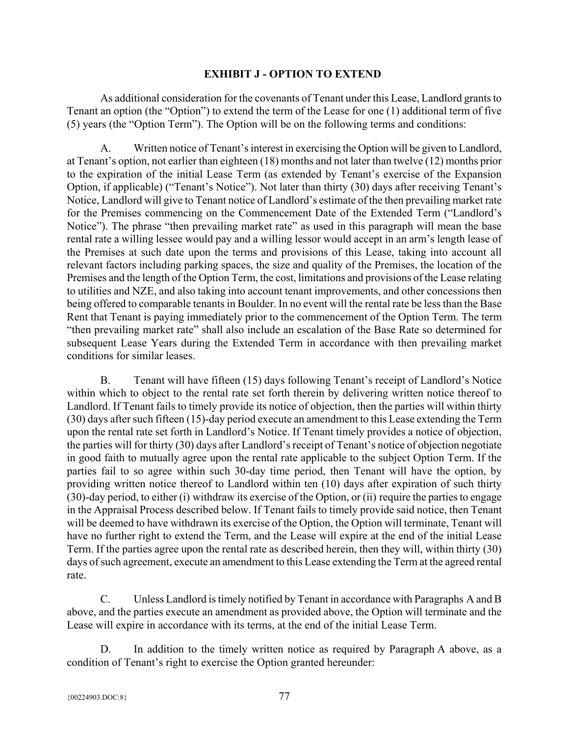## EXHIBIT J - OPTION TO EXTEND

As additional consideration for the covenants of Tenant under this Lease, Landlord grants to Tenant an option (the "Option") to extend the term of the Lease for one (1) additional term of five (5) years (the "Option Term"). The Option will be on the following terms and conditions:

A. Written notice of Tenant's interest in exercising the Option will be given to Landlord, at Tenant's option, not earlier than eighteen (18) months and not later than twelve (12) months prior to the expiration of the initial Lease Term (as extended by Tenant's exercise of the Expansion Option, if applicable) ("Tenant's Notice"). Not later than thirty (30) days after receiving Tenant's Notice, Landlord will give to Tenant notice of Landlord's estimate of the then prevailing market rate for the Premises commencing on the Commencement Date of the Extended Term ("Landlord's Notice"). The phrase "then prevailing market rate" as used in this paragraph will mean the base rental rate a willing lessee would pay and a willing lessor would accept in an arm's length lease of the Premises at such date upon the terms and provisions of this Lease, taking into account all relevant factors including parking spaces, the size and quality of the Premises, the location of the Premises and the length of the Option Term, the cost, limitations and provisions of the Lease relating to utilities and NZE, and also taking into account tenant improvements, and other concessions then being offered to comparable tenants in Boulder. In no event will the rental rate be less than the Base Rent that Tenant is paying immediately prior to the commencement of the Option Term. The term "then prevailing market rate" shall also include an escalation of the Base Rate so determined for subsequent Lease Years during the Extended Term in accordance with then prevailing market conditions for similar leases.

B. Tenant will have fifteen (15) days following Tenant's receipt of Landlord's Notice within which to object to the rental rate set forth therein by delivering written notice thereof to Landlord. If Tenant fails to timely provide its notice of objection, then the parties will within thirty (30) days after such fifteen (15)-day period execute an amendment to this Lease extending the Term upon the rental rate set forth in Landlord's Notice. If Tenant timely provides a notice of objection, the parties will for thirty (30) days after Landlord's receipt of Tenant's notice of objection negotiate in good faith to mutually agree upon the rental rate applicable to the subject Option Term. If the parties fail to so agree within such 30-day time period, then Tenant will have the option, by providing written notice thereof to Landlord within ten (10) days after expiration of such thirty (30)-day period, to either (i) withdraw its exercise of the Option, or (ii) require the parties to engage in the Appraisal Process described below. If Tenant fails to timely provide said notice, then Tenant will be deemed to have withdrawn its exercise of the Option, the Option will terminate, Tenant will have no further right to extend the Term, and the Lease will expire at the end of the initial Lease Term. If the parties agree upon the rental rate as described herein, then they will, within thirty (30) days of such agreement, execute an amendment to this Lease extending the Term at the agreed rental rate.

C. Unless Landlord is timely notified by Tenant in accordance with Paragraphs A and B above, and the parties execute an amendment as provided above, the Option will terminate and the Lease will expire in accordance with its terms, at the end of the initial Lease Term.

D. In addition to the timely written notice as required by Paragraph A above, as a condition of Tenant's right to exercise the Option granted hereunder:

{00224903.DOC:8}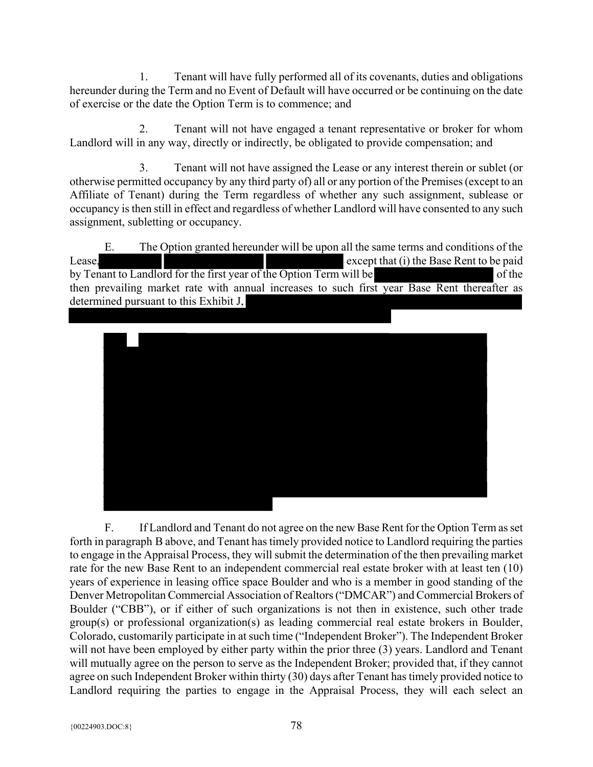1. Tenant will have fully performed all of its covenants, duties and obligations hereunder during the Term and no Event of Default will have occurred or be continuing on the date of exercise or the date the Option Term is to commence; and

2. Tenant will not have engaged a tenant representative or broker for whom Landlord will in any way, directly or indirectly, be obligated to provide compensation; and

3. Tenant will not have assigned the Lease or any interest therein or sublet (or otherwise permitted occupancy by any third party of) all or any portion of the Premises (except to an Affiliate of Tenant) during the Term regardless of whether any such assignment, sublease or occupancy is then still in effect and regardless of whether Landlord will have consented to any such assignment, subletting or occupancy.

E. The Option granted hereunder will be upon all the same terms and conditions of the Lease, [REDACTED] except that (i) the Base Rent to be paid by Tenant to Landlord for the first year of the Option Term will be [REDACTED] of the then prevailing market rate with annual increases to such first year Base Rent thereafter as determined pursuant to this Exhibit J, [REDACTED]

[REDACTED]

F. If Landlord and Tenant do not agree on the new Base Rent for the Option Term as set forth in paragraph B above, and Tenant has timely provided notice to Landlord requiring the parties to engage in the Appraisal Process, they will submit the determination of the then prevailing market rate for the new Base Rent to an independent commercial real estate broker with at least ten (10) years of experience in leasing office space Boulder and who is a member in good standing of the Denver Metropolitan Commercial Association of Realtors ("DMCAR") and Commercial Brokers of Boulder ("CBB"), or if either of such organizations is not then in existence, such other trade group(s) or professional organization(s) as leading commercial real estate brokers in Boulder, Colorado, customarily participate in at such time ("Independent Broker"). The Independent Broker will not have been employed by either party within the prior three (3) years. Landlord and Tenant will mutually agree on the person to serve as the Independent Broker; provided that, if they cannot agree on such Independent Broker within thirty (30) days after Tenant has timely provided notice to Landlord requiring the parties to engage in the Appraisal Process, they will each select an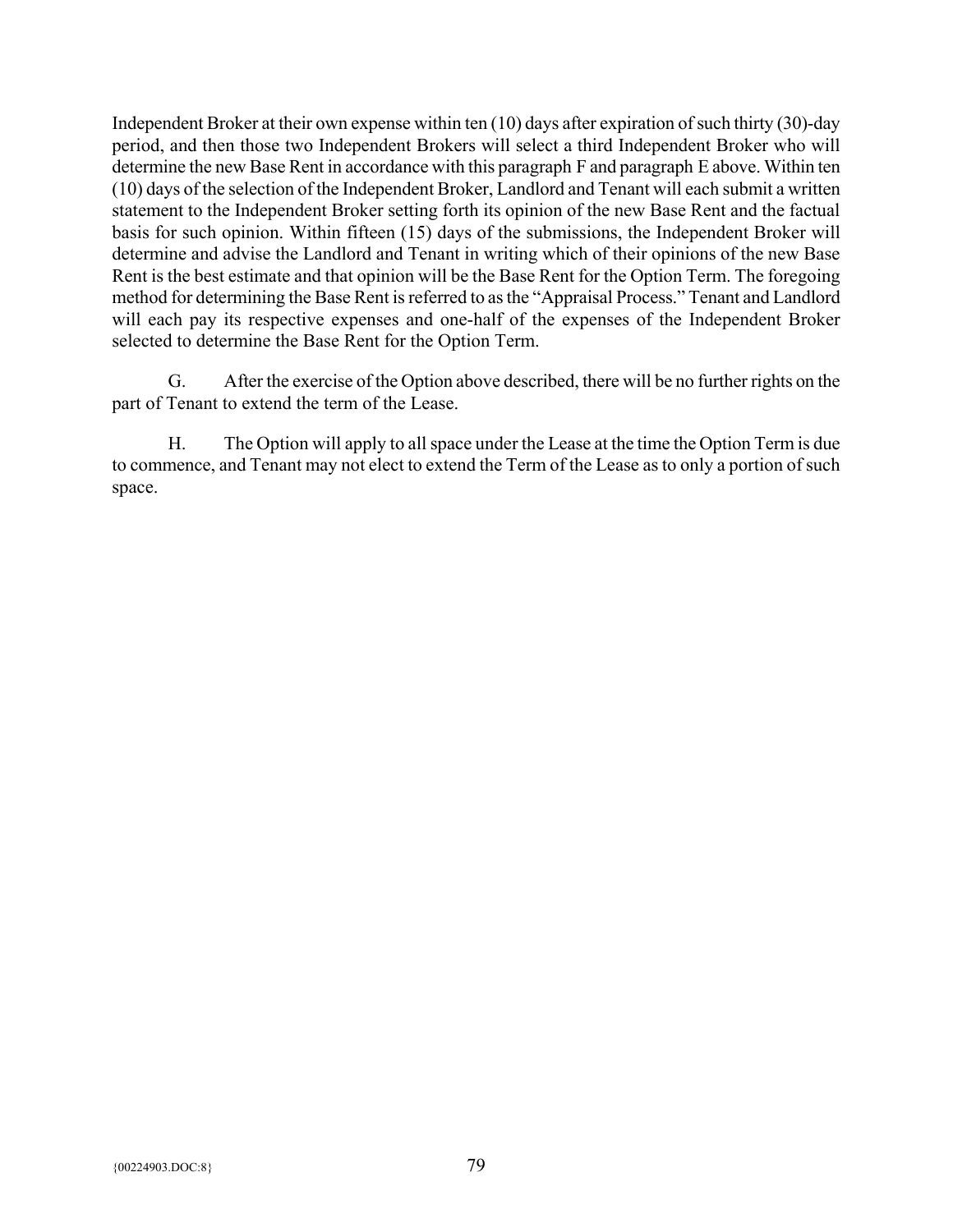Independent Broker at their own expense within ten (10) days after expiration of such thirty (30)-day period, and then those two Independent Brokers will select a third Independent Broker who will determine the new Base Rent in accordance with this paragraph F and paragraph E above. Within ten (10) days of the selection of the Independent Broker, Landlord and Tenant will each submit a written statement to the Independent Broker setting forth its opinion of the new Base Rent and the factual basis for such opinion. Within fifteen (15) days of the submissions, the Independent Broker will determine and advise the Landlord and Tenant in writing which of their opinions of the new Base Rent is the best estimate and that opinion will be the Base Rent for the Option Term. The foregoing method for determining the Base Rent is referred to as the "Appraisal Process." Tenant and Landlord will each pay its respective expenses and one-half of the expenses of the Independent Broker selected to determine the Base Rent for the Option Term.

G. After the exercise of the Option above described, there will be no further rights on the part of Tenant to extend the term of the Lease.

H. The Option will apply to all space under the Lease at the time the Option Term is due to commence, and Tenant may not elect to extend the Term of the Lease as to only a portion of such space.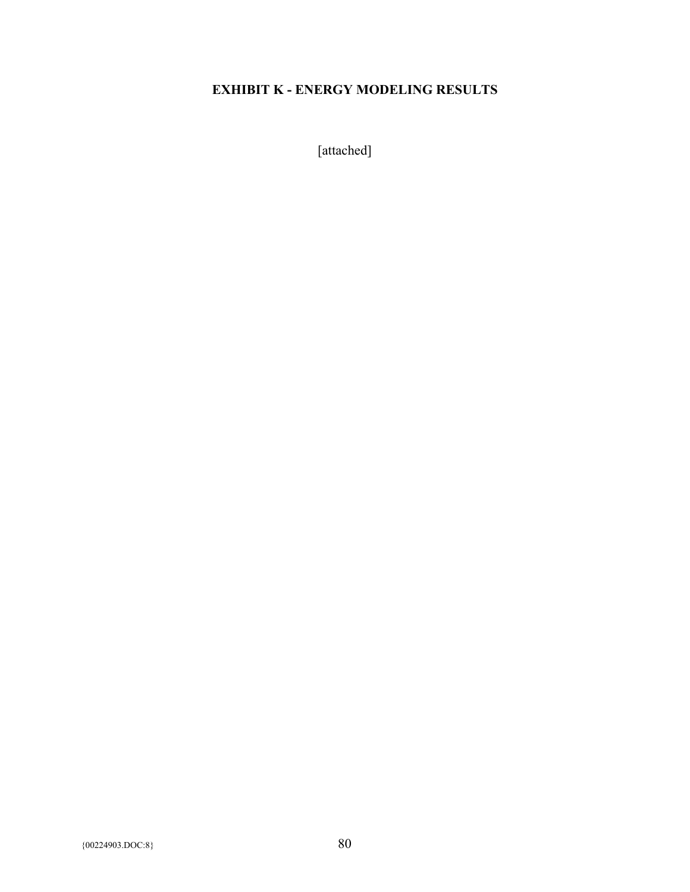# EXHIBIT K - ENERGY MODELING RESULTS

[attached]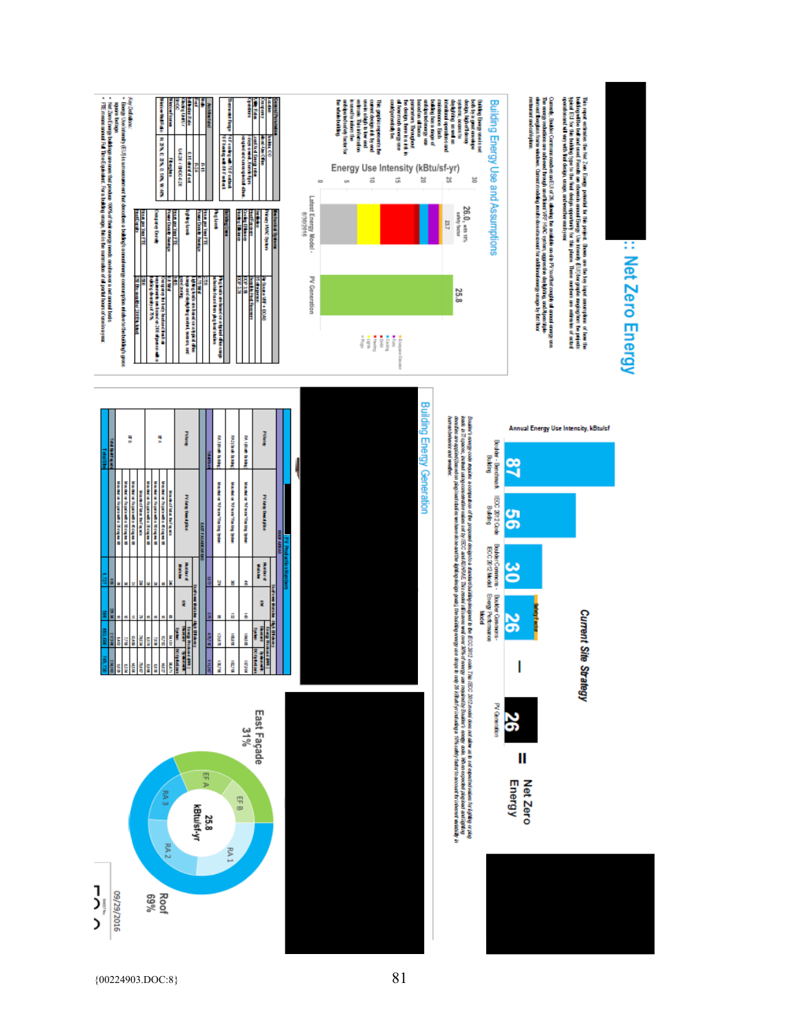## :: Net Zero Energy

### Building Energy Use and Assumptions

Energy Use Intensity (kBtu/sf-yr)

| | Latest Energy Model - 8/30/2016 | PV Generation |
|---|---|---|
| | 23.7 | 25.8 |

26.0, with 10% safety factor

### Current Site Strategy

Annual Energy Use Intensity, kBtu/sf

| Boulder - Benchmark Building | IECC 2012 Code Building | Boulder Commons - IECC 2012 Model | Boulder Commons - Energy Performance Model | | PV Generation | | |
|---|---|---|---|---|---|---|---|
| 87 | 56 | 30 | 26 | – | 26 | = | Net Zero Energy |

### Building Energy Generation

East Façade 31%

Roof 69%

25.8 kBtu/sf-yr

RA 1, RA 2, RA 3, EF A, EF B

09/29/2016

{00224903.DOC:8}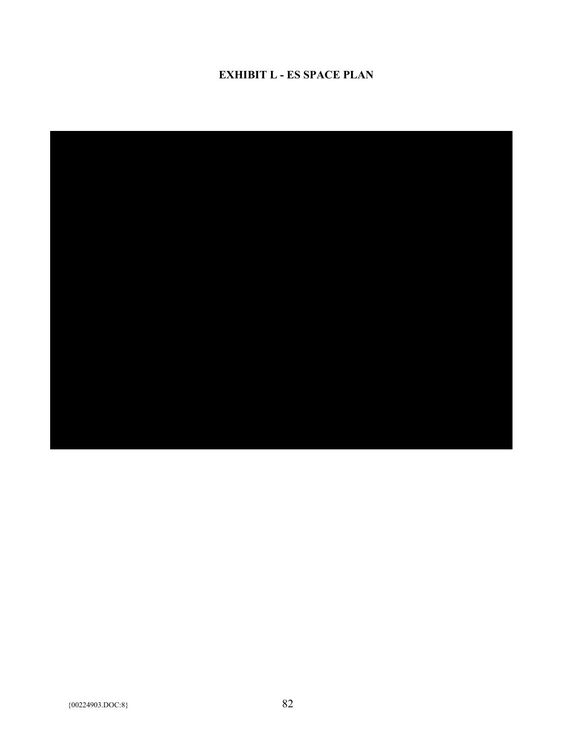# EXHIBIT L - ES SPACE PLAN

{00224903.DOC:8}